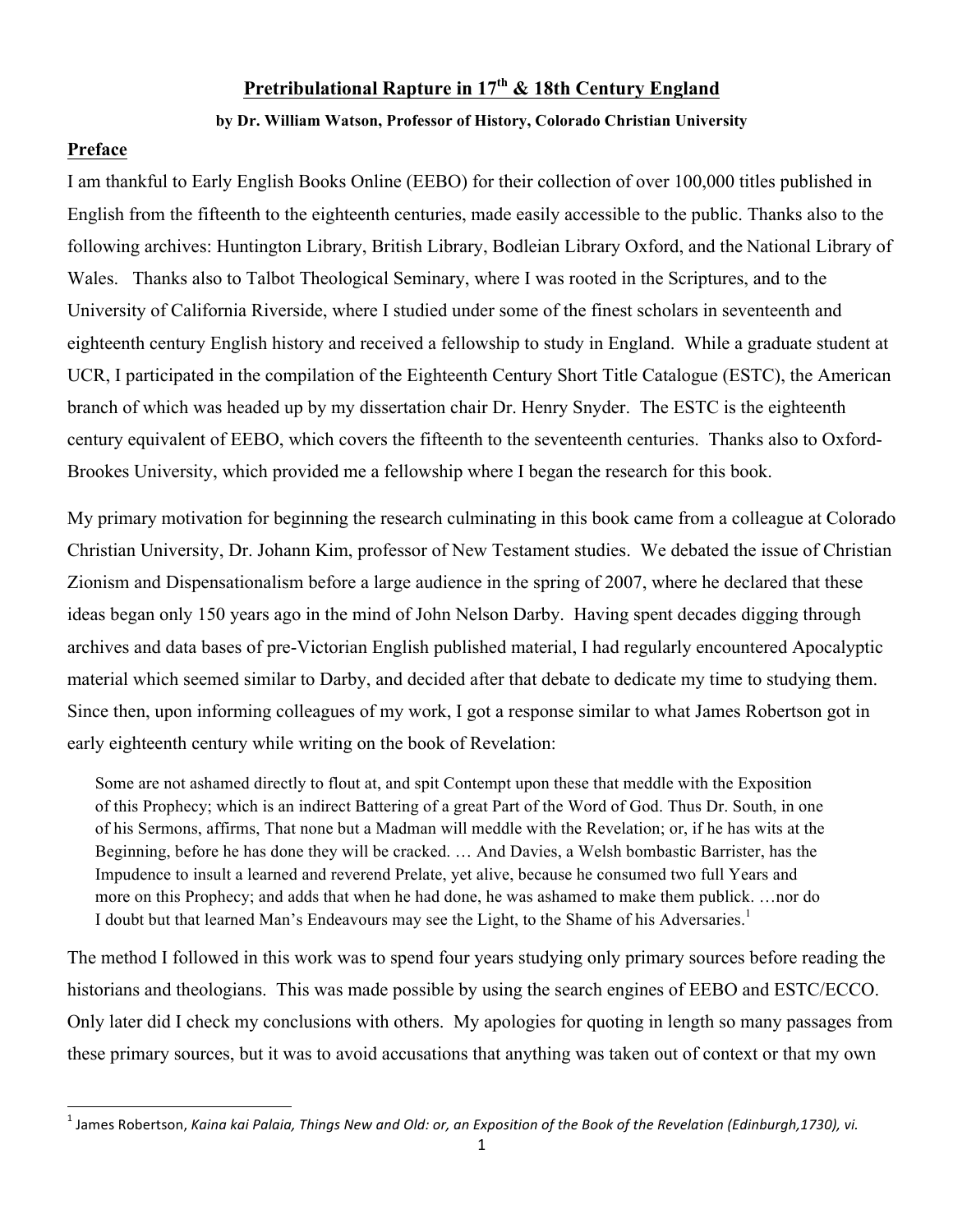# Pretribulational Rapture in 17th & 18th Century England

**by Dr. William Watson, Professor of History, Colorado Christian University**

## Preface

I am thankful to Early English Books Online (EEBO) for their collection of over 100,000 titles published in English from the fifteenth to the eighteenth centuries, made easily accessible to the public. Thanks also to the following archives: Huntington Library, British Library, Bodleian Library Oxford, and the National Library of Wales. Thanks also to Talbot Theological Seminary, where I was rooted in the Scriptures, and to the University of California Riverside, where I studied under some of the finest scholars in seventeenth and eighteenth century English history and received a fellowship to study in England. While a graduate student at UCR, I participated in the compilation of the Eighteenth Century Short Title Catalogue (ESTC), the American branch of which was headed up by my dissertation chair Dr. Henry Snyder. The ESTC is the eighteenth century equivalent of EEBO, which covers the fifteenth to the seventeenth centuries. Thanks also to Oxford-Brookes University, which provided me a fellowship where I began the research for this book.

My primary motivation for beginning the research culminating in this book came from a colleague at Colorado Christian University, Dr. Johann Kim, professor of New Testament studies. We debated the issue of Christian Zionism and Dispensationalism before a large audience in the spring of 2007, where he declared that these ideas began only 150 years ago in the mind of John Nelson Darby. Having spent decades digging through archives and data bases of pre-Victorian English published material, I had regularly encountered Apocalyptic material which seemed similar to Darby, and decided after that debate to dedicate my time to studying them. Since then, upon informing colleagues of my work, I got a response similar to what James Robertson got in early eighteenth century while writing on the book of Revelation:

> Some are not ashamed directly to flout at, and spit Contempt upon these that meddle with the Exposition of this Prophecy; which is an indirect Battering of a great Part of the Word of God. Thus Dr. South, in one of his Sermons, affirms, That none but a Madman will meddle with the Revelation; or, if he has wits at the Beginning, before he has done they will be cracked. … And Davies, a Welsh bombastic Barrister, has the Impudence to insult a learned and reverend Prelate, yet alive, because he consumed two full Years and more on this Prophecy; and adds that when he had done, he was ashamed to make them publick. …nor do I doubt but that learned Man's Endeavours may see the Light, to the Shame of his Adversaries.[1]

The method I followed in this work was to spend four years studying only primary sources before reading the historians and theologians. This was made possible by using the search engines of EEBO and ESTC/ECCO. Only later did I check my conclusions with others. My apologies for quoting in length so many passages from these primary sources, but it was to avoid accusations that anything was taken out of context or that my own

---

[1] James Robertson, *Kaina kai Palaia, Things New and Old: or, an Exposition of the Book of the Revelation (Edinburgh,1730), vi.*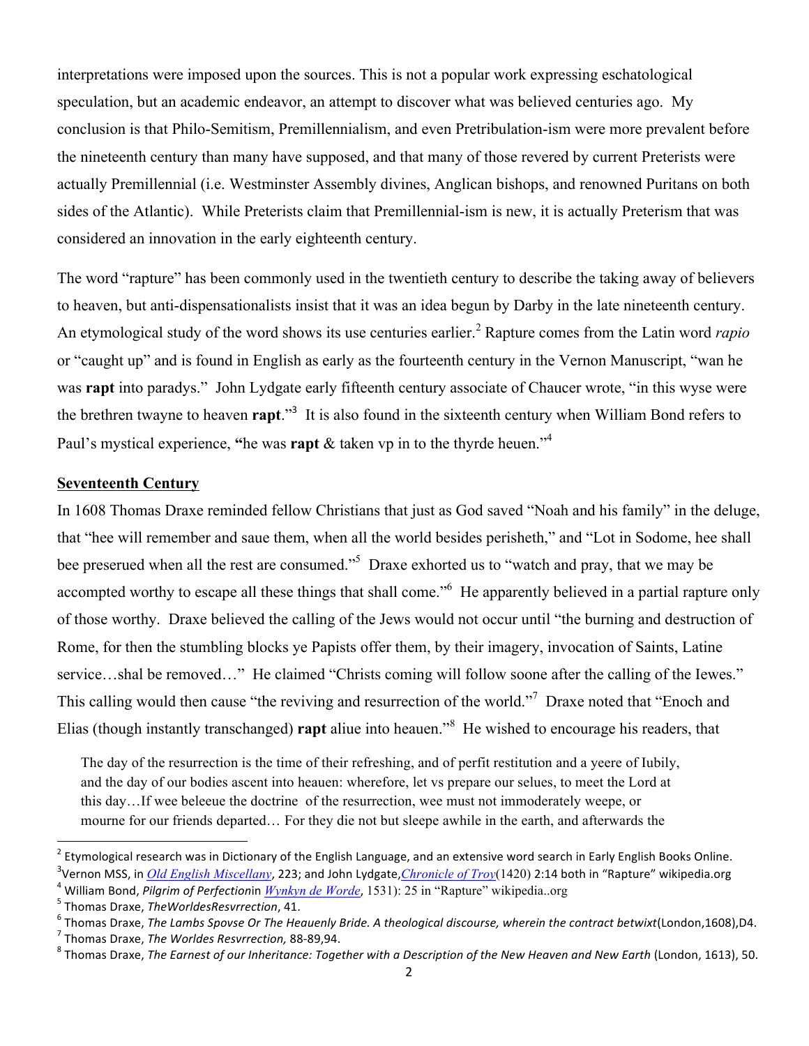interpretations were imposed upon the sources. This is not a popular work expressing eschatological speculation, but an academic endeavor, an attempt to discover what was believed centuries ago. My conclusion is that Philo-Semitism, Premillennialism, and even Pretribulation-ism were more prevalent before the nineteenth century than many have supposed, and that many of those revered by current Preterists were actually Premillennial (i.e. Westminster Assembly divines, Anglican bishops, and renowned Puritans on both sides of the Atlantic). While Preterists claim that Premillennial-ism is new, it is actually Preterism that was considered an innovation in the early eighteenth century.

The word "rapture" has been commonly used in the twentieth century to describe the taking away of believers to heaven, but anti-dispensationalists insist that it was an idea begun by Darby in the late nineteenth century. An etymological study of the word shows its use centuries earlier.[2] Rapture comes from the Latin word *rapio* or "caught up" and is found in English as early as the fourteenth century in the Vernon Manuscript, "wan he was **rapt** into paradys." John Lydgate early fifteenth century associate of Chaucer wrote, "in this wyse were the brethren twayne to heaven **rapt**."[3] It is also found in the sixteenth century when William Bond refers to Paul's mystical experience, **"**he was **rapt** & taken vp in to the thyrde heuen."[4]

## Seventeenth Century

In 1608 Thomas Draxe reminded fellow Christians that just as God saved "Noah and his family" in the deluge, that "hee will remember and saue them, when all the world besides perisheth," and "Lot in Sodome, hee shall bee preserued when all the rest are consumed."[5] Draxe exhorted us to "watch and pray, that we may be accompted worthy to escape all these things that shall come."[6] He apparently believed in a partial rapture only of those worthy. Draxe believed the calling of the Jews would not occur until "the burning and destruction of Rome, for then the stumbling blocks ye Papists offer them, by their imagery, invocation of Saints, Latine service…shal be removed…" He claimed "Christs coming will follow soone after the calling of the Iewes." This calling would then cause "the reviving and resurrection of the world."[7] Draxe noted that "Enoch and Elias (though instantly transchanged) **rapt** aliue into heauen."[8] He wished to encourage his readers, that

> The day of the resurrection is the time of their refreshing, and of perfit restitution and a yeere of Iubily, and the day of our bodies ascent into heauen: wherefore, let vs prepare our selues, to meet the Lord at this day…If wee beleeue the doctrine of the resurrection, wee must not immoderately weepe, or mourne for our friends departed… For they die not but sleepe awhile in the earth, and afterwards the

---

[2] Etymological research was in Dictionary of the English Language, and an extensive word search in Early English Books Online.

[3] Vernon MSS, in *Old English Miscellany*, 223; and John Lydgate, *Chronicle of Troy* (1420) 2:14 both in "Rapture" wikipedia.org

[4] William Bond, *Pilgrim of Perfection* in *Wynkyn de Worde*, 1531): 25 in "Rapture" wikipedia..org

[5] Thomas Draxe, *TheWorldesResvrrection*, 41.

[6] Thomas Draxe, *The Lambs Spovse Or The Heauenly Bride. A theological discourse, wherein the contract betwixt* (London, 1608), D4.

[7] Thomas Draxe, *The Worldes Resvrrection,* 88-89, 94.

[8] Thomas Draxe, *The Earnest of our Inheritance: Together with a Description of the New Heaven and New Earth* (London, 1613), 50.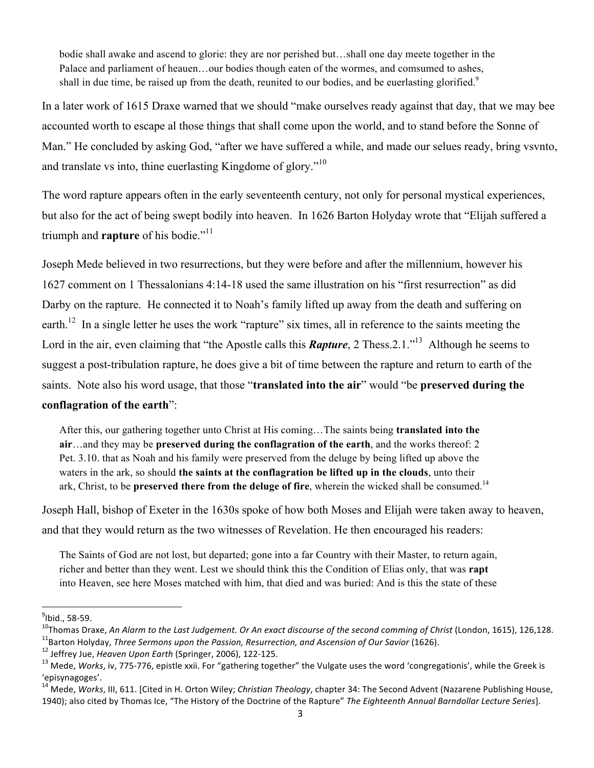> bodie shall awake and ascend to glorie: they are nor perished but…shall one day meete together in the Palace and parliament of heauen…our bodies though eaten of the wormes, and comsumed to ashes, shall in due time, be raised up from the death, reunited to our bodies, and be euerlasting glorified.[9]

In a later work of 1615 Draxe warned that we should "make ourselves ready against that day, that we may bee accounted worth to escape al those things that shall come upon the world, and to stand before the Sonne of Man." He concluded by asking God, "after we have suffered a while, and made our selues ready, bring vsvnto, and translate vs into, thine euerlasting Kingdome of glory."[10]

The word rapture appears often in the early seventeenth century, not only for personal mystical experiences, but also for the act of being swept bodily into heaven. In 1626 Barton Holyday wrote that "Elijah suffered a triumph and **rapture** of his bodie."[11]

Joseph Mede believed in two resurrections, but they were before and after the millennium, however his 1627 comment on 1 Thessalonians 4:14-18 used the same illustration on his "first resurrection" as did Darby on the rapture. He connected it to Noah's family lifted up away from the death and suffering on earth.[12] In a single letter he uses the work "rapture" six times, all in reference to the saints meeting the Lord in the air, even claiming that "the Apostle calls this ***Rapture***, 2 Thess.2.1."[13] Although he seems to suggest a post-tribulation rapture, he does give a bit of time between the rapture and return to earth of the saints. Note also his word usage, that those "**translated into the air**" would "be **preserved during the conflagration of the earth**":

> After this, our gathering together unto Christ at His coming…The saints being **translated into the air**…and they may be **preserved during the conflagration of the earth**, and the works thereof: 2 Pet. 3.10. that as Noah and his family were preserved from the deluge by being lifted up above the waters in the ark, so should **the saints at the conflagration be lifted up in the clouds**, unto their ark, Christ, to be **preserved there from the deluge of fire**, wherein the wicked shall be consumed.[14]

Joseph Hall, bishop of Exeter in the 1630s spoke of how both Moses and Elijah were taken away to heaven, and that they would return as the two witnesses of Revelation. He then encouraged his readers:

> The Saints of God are not lost, but departed; gone into a far Country with their Master, to return again, richer and better than they went. Lest we should think this the Condition of Elias only, that was **rapt** into Heaven, see here Moses matched with him, that died and was buried: And is this the state of these

---

[9] Ibid., 58-59.

[10] Thomas Draxe, *An Alarm to the Last Judgement. Or An exact discourse of the second comming of Christ* (London, 1615), 126,128.

[11] Barton Holyday, *Three Sermons upon the Passion, Resurrection, and Ascension of Our Savior* (1626).

[12] Jeffrey Jue, *Heaven Upon Earth* (Springer, 2006), 122-125.

[13] Mede, *Works*, iv, 775-776, epistle xxii. For "gathering together" the Vulgate uses the word 'congregationis', while the Greek is 'episynagoges'.

[14] Mede, *Works*, III, 611. [Cited in H. Orton Wiley; *Christian Theology*, chapter 34: The Second Advent (Nazarene Publishing House, 1940); also cited by Thomas Ice, "The History of the Doctrine of the Rapture" *The Eighteenth Annual Barndollar Lecture Series*].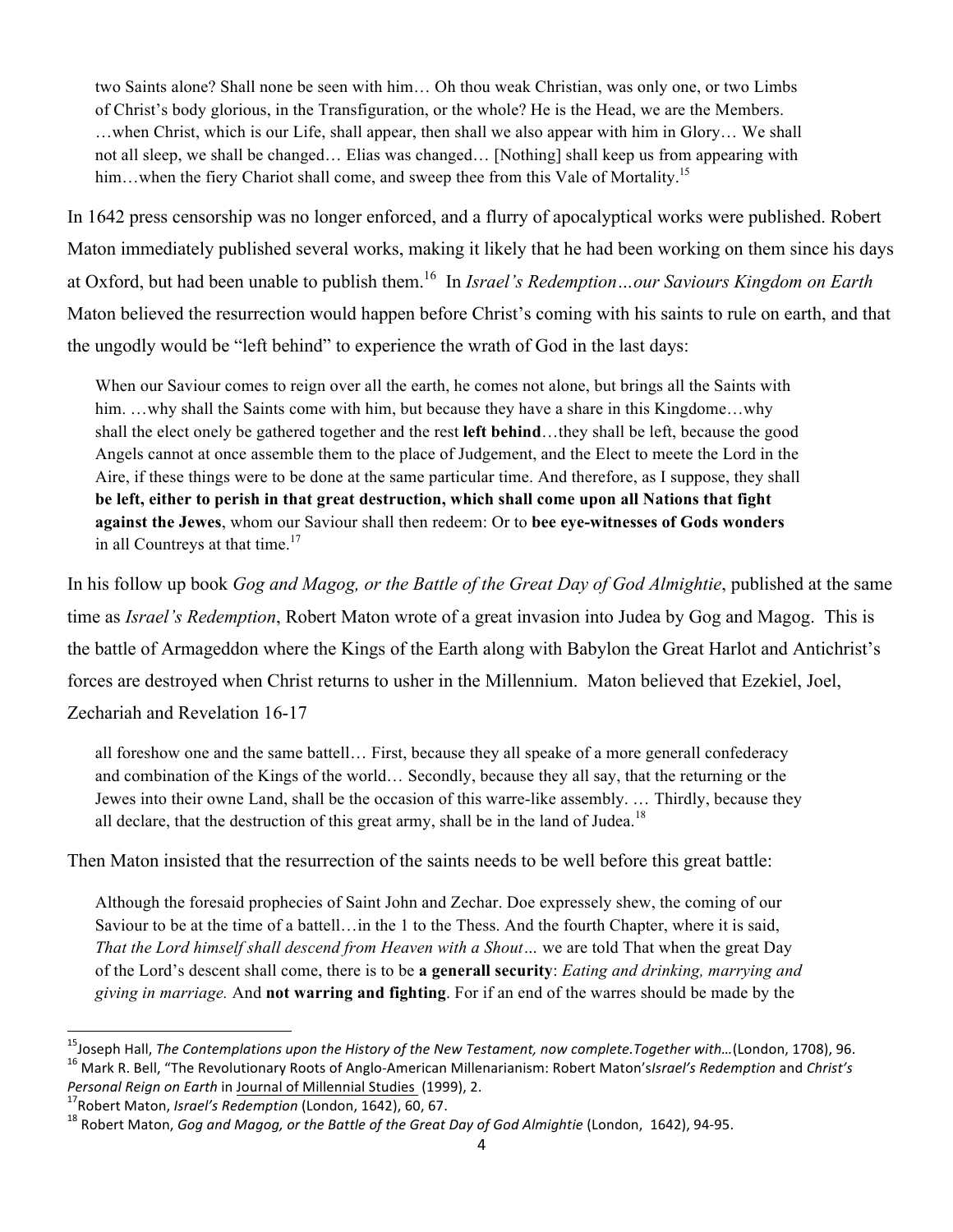> two Saints alone? Shall none be seen with him… Oh thou weak Christian, was only one, or two Limbs of Christ's body glorious, in the Transfiguration, or the whole? He is the Head, we are the Members. …when Christ, which is our Life, shall appear, then shall we also appear with him in Glory… We shall not all sleep, we shall be changed… Elias was changed… [Nothing] shall keep us from appearing with him…when the fiery Chariot shall come, and sweep thee from this Vale of Mortality.[15]

In 1642 press censorship was no longer enforced, and a flurry of apocalyptical works were published. Robert Maton immediately published several works, making it likely that he had been working on them since his days at Oxford, but had been unable to publish them.[16] In *Israel's Redemption…our Saviours Kingdom on Earth* Maton believed the resurrection would happen before Christ's coming with his saints to rule on earth, and that the ungodly would be "left behind" to experience the wrath of God in the last days:

> When our Saviour comes to reign over all the earth, he comes not alone, but brings all the Saints with him. …why shall the Saints come with him, but because they have a share in this Kingdome…why shall the elect onely be gathered together and the rest **left behind**…they shall be left, because the good Angels cannot at once assemble them to the place of Judgement, and the Elect to meete the Lord in the Aire, if these things were to be done at the same particular time. And therefore, as I suppose, they shall **be left, either to perish in that great destruction, which shall come upon all Nations that fight against the Jewes**, whom our Saviour shall then redeem: Or to **bee eye-witnesses of Gods wonders** in all Countreys at that time.[17]

In his follow up book *Gog and Magog, or the Battle of the Great Day of God Almightie*, published at the same time as *Israel's Redemption*, Robert Maton wrote of a great invasion into Judea by Gog and Magog. This is the battle of Armageddon where the Kings of the Earth along with Babylon the Great Harlot and Antichrist's forces are destroyed when Christ returns to usher in the Millennium. Maton believed that Ezekiel, Joel, Zechariah and Revelation 16-17

> all foreshow one and the same battell… First, because they all speake of a more generall confederacy and combination of the Kings of the world… Secondly, because they all say, that the returning or the Jewes into their owne Land, shall be the occasion of this warre-like assembly. … Thirdly, because they all declare, that the destruction of this great army, shall be in the land of Judea.[18]

Then Maton insisted that the resurrection of the saints needs to be well before this great battle:

> Although the foresaid prophecies of Saint John and Zechar. Doe expressely shew, the coming of our Saviour to be at the time of a battell…in the 1 to the Thess. And the fourth Chapter, where it is said, *That the Lord himself shall descend from Heaven with a Shout…* we are told That when the great Day of the Lord's descent shall come, there is to be **a generall security**: *Eating and drinking, marrying and giving in marriage.* And **not warring and fighting**. For if an end of the warres should be made by the

---

[15] Joseph Hall, *The Contemplations upon the History of the New Testament, now complete.Together with…*(London, 1708), 96.

[16] Mark R. Bell, "The Revolutionary Roots of Anglo-American Millenarianism: Robert Maton's*Israel's Redemption* and *Christ's Personal Reign on Earth* in Journal of Millennial Studies (1999), 2.

[17] Robert Maton, *Israel's Redemption* (London, 1642), 60, 67.

[18] Robert Maton, *Gog and Magog, or the Battle of the Great Day of God Almightie* (London, 1642), 94-95.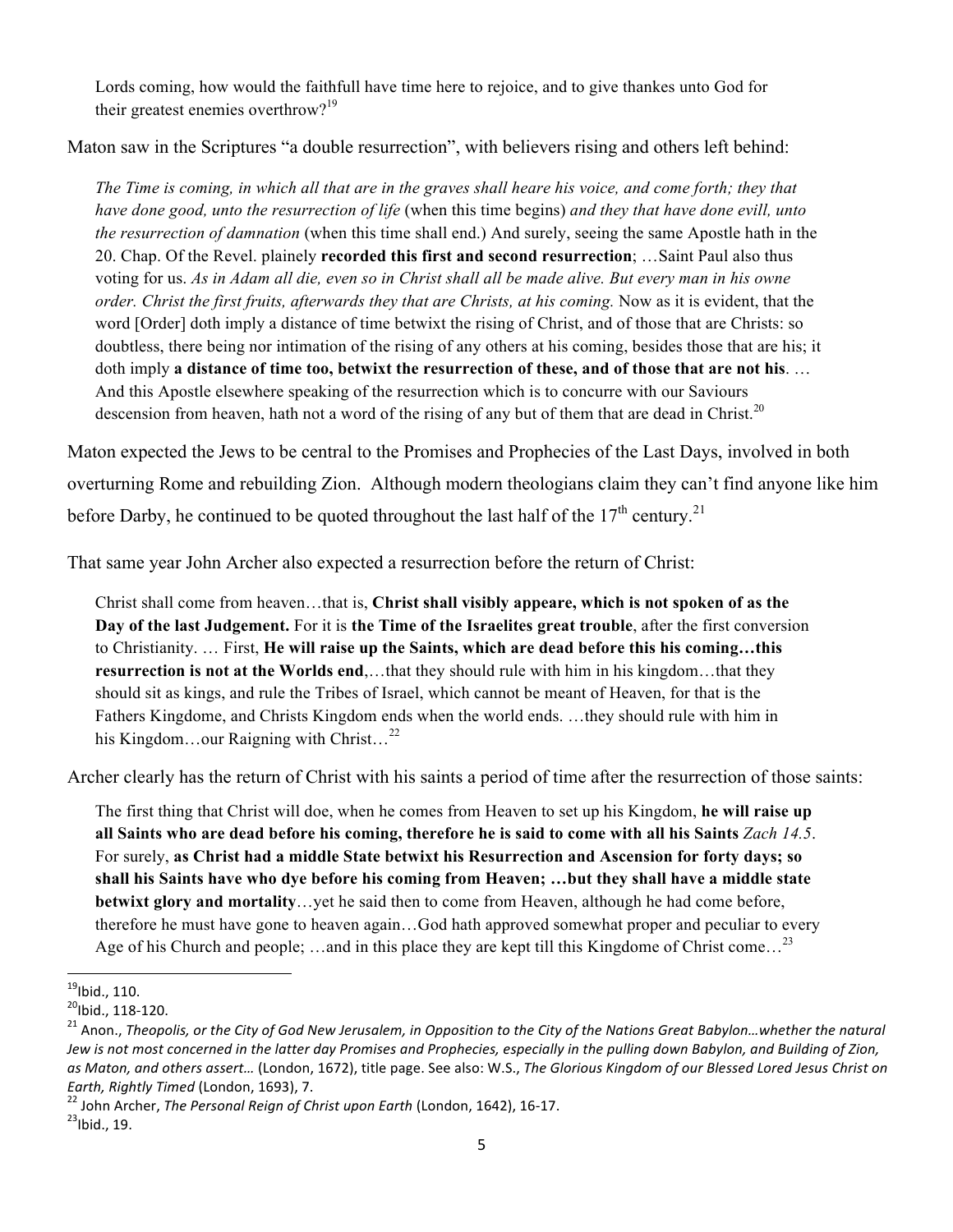> Lords coming, how would the faithfull have time here to rejoice, and to give thankes unto God for their greatest enemies overthrow?[19]

Maton saw in the Scriptures "a double resurrection", with believers rising and others left behind:

> *The Time is coming, in which all that are in the graves shall heare his voice, and come forth; they that have done good, unto the resurrection of life* (when this time begins) *and they that have done evill, unto the resurrection of damnation* (when this time shall end.) And surely, seeing the same Apostle hath in the 20. Chap. Of the Revel. plainely **recorded this first and second resurrection**; …Saint Paul also thus voting for us. *As in Adam all die, even so in Christ shall all be made alive. But every man in his owne order. Christ the first fruits, afterwards they that are Christs, at his coming.* Now as it is evident, that the word [Order] doth imply a distance of time betwixt the rising of Christ, and of those that are Christs: so doubtless, there being nor intimation of the rising of any others at his coming, besides those that are his; it doth imply **a distance of time too, betwixt the resurrection of these, and of those that are not his**. … And this Apostle elsewhere speaking of the resurrection which is to concurre with our Saviours descension from heaven, hath not a word of the rising of any but of them that are dead in Christ.[20]

Maton expected the Jews to be central to the Promises and Prophecies of the Last Days, involved in both overturning Rome and rebuilding Zion. Although modern theologians claim they can't find anyone like him before Darby, he continued to be quoted throughout the last half of the 17th century.[21]

That same year John Archer also expected a resurrection before the return of Christ:

> Christ shall come from heaven…that is, **Christ shall visibly appeare, which is not spoken of as the Day of the last Judgement.** For it is **the Time of the Israelites great trouble**, after the first conversion to Christianity. … First, **He will raise up the Saints, which are dead before this his coming…this resurrection is not at the Worlds end**,…that they should rule with him in his kingdom…that they should sit as kings, and rule the Tribes of Israel, which cannot be meant of Heaven, for that is the Fathers Kingdome, and Christs Kingdom ends when the world ends. …they should rule with him in his Kingdom…our Raigning with Christ…[22]

Archer clearly has the return of Christ with his saints a period of time after the resurrection of those saints:

> The first thing that Christ will doe, when he comes from Heaven to set up his Kingdom, **he will raise up all Saints who are dead before his coming, therefore he is said to come with all his Saints** *Zach 14.5*. For surely, **as Christ had a middle State betwixt his Resurrection and Ascension for forty days; so shall his Saints have who dye before his coming from Heaven; …but they shall have a middle state betwixt glory and mortality**…yet he said then to come from Heaven, although he had come before, therefore he must have gone to heaven again…God hath approved somewhat proper and peculiar to every Age of his Church and people; …and in this place they are kept till this Kingdome of Christ come…[23]

---

[19] Ibid., 110.

[20] Ibid., 118-120.

[21] Anon., *Theopolis, or the City of God New Jerusalem, in Opposition to the City of the Nations Great Babylon…whether the natural Jew is not most concerned in the latter day Promises and Prophecies, especially in the pulling down Babylon, and Building of Zion, as Maton, and others assert…* (London, 1672), title page. See also: W.S., *The Glorious Kingdom of our Blessed Lored Jesus Christ on Earth, Rightly Timed* (London, 1693), 7.

[22] John Archer, *The Personal Reign of Christ upon Earth* (London, 1642), 16-17.

[23] Ibid., 19.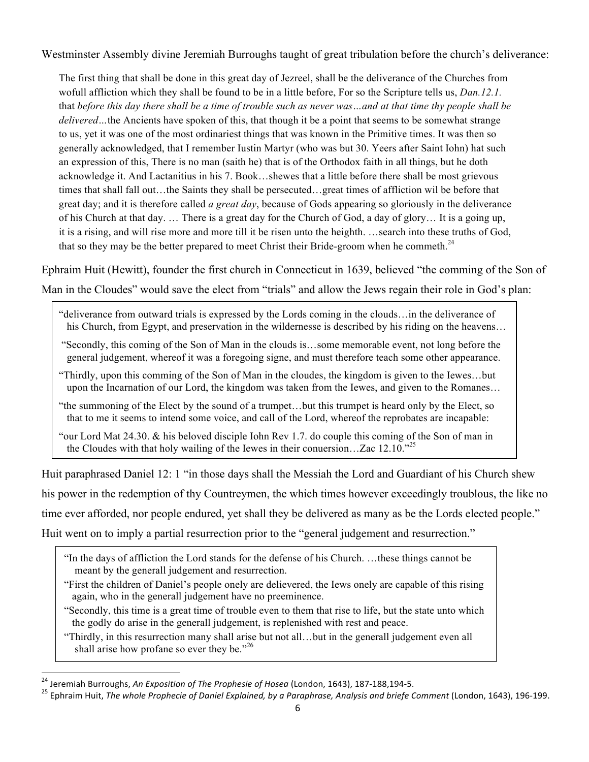Westminster Assembly divine Jeremiah Burroughs taught of great tribulation before the church's deliverance:

> The first thing that shall be done in this great day of Jezreel, shall be the deliverance of the Churches from wofull affliction which they shall be found to be in a little before, For so the Scripture tells us, *Dan.12.1.* that *before this day there shall be a time of trouble such as never was…and at that time thy people shall be delivered…*the Ancients have spoken of this, that though it be a point that seems to be somewhat strange to us, yet it was one of the most ordinariest things that was known in the Primitive times. It was then so generally acknowledged, that I remember Iustin Martyr (who was but 30. Yeers after Saint Iohn) hat such an expression of this, There is no man (saith he) that is of the Orthodox faith in all things, but he doth acknowledge it. And Lactanitius in his 7. Book…shewes that a little before there shall be most grievous times that shall fall out…the Saints they shall be persecuted…great times of affliction wil be before that great day; and it is therefore called *a great day*, because of Gods appearing so gloriously in the deliverance of his Church at that day. … There is a great day for the Church of God, a day of glory… It is a going up, it is a rising, and will rise more and more till it be risen unto the heighth. …search into these truths of God, that so they may be the better prepared to meet Christ their Bride-groom when he commeth.[24]

Ephraim Huit (Hewitt), founder the first church in Connecticut in 1639, believed "the comming of the Son of Man in the Cloudes" would save the elect from "trials" and allow the Jews regain their role in God's plan:

> "deliverance from outward trials is expressed by the Lords coming in the clouds…in the deliverance of his Church, from Egypt, and preservation in the wildernesse is described by his riding on the heavens…
>
> "Secondly, this coming of the Son of Man in the clouds is…some memorable event, not long before the general judgement, whereof it was a foregoing signe, and must therefore teach some other appearance.
>
> "Thirdly, upon this comming of the Son of Man in the cloudes, the kingdom is given to the Iewes…but upon the Incarnation of our Lord, the kingdom was taken from the Iewes, and given to the Romanes…
>
> "the summoning of the Elect by the sound of a trumpet…but this trumpet is heard only by the Elect, so that to me it seems to intend some voice, and call of the Lord, whereof the reprobates are incapable:
>
> "our Lord Mat 24.30. & his beloved disciple Iohn Rev 1.7. do couple this coming of the Son of man in the Cloudes with that holy wailing of the Iewes in their conuersion…Zac 12.10."[25]

Huit paraphrased Daniel 12: 1 "in those days shall the Messiah the Lord and Guardiant of his Church shew his power in the redemption of thy Countreymen, the which times however exceedingly troublous, the like no time ever afforded, nor people endured, yet shall they be delivered as many as be the Lords elected people." Huit went on to imply a partial resurrection prior to the "general judgement and resurrection."

> "In the days of affliction the Lord stands for the defense of his Church. …these things cannot be meant by the generall judgement and resurrection.
>
> "First the children of Daniel's people onely are delievered, the Iews onely are capable of this rising again, who in the generall judgement have no preeminence.
>
> "Secondly, this time is a great time of trouble even to them that rise to life, but the state unto which the godly do arise in the generall judgement, is replenished with rest and peace.
>
> "Thirdly, in this resurrection many shall arise but not all…but in the generall judgement even all shall arise how profane so ever they be."[26]

---

[24] Jeremiah Burroughs, *An Exposition of The Prophesie of Hosea* (London, 1643), 187-188,194-5.

[25] Ephraim Huit, *The whole Prophecie of Daniel Explained, by a Paraphrase, Analysis and briefe Comment* (London, 1643), 196-199.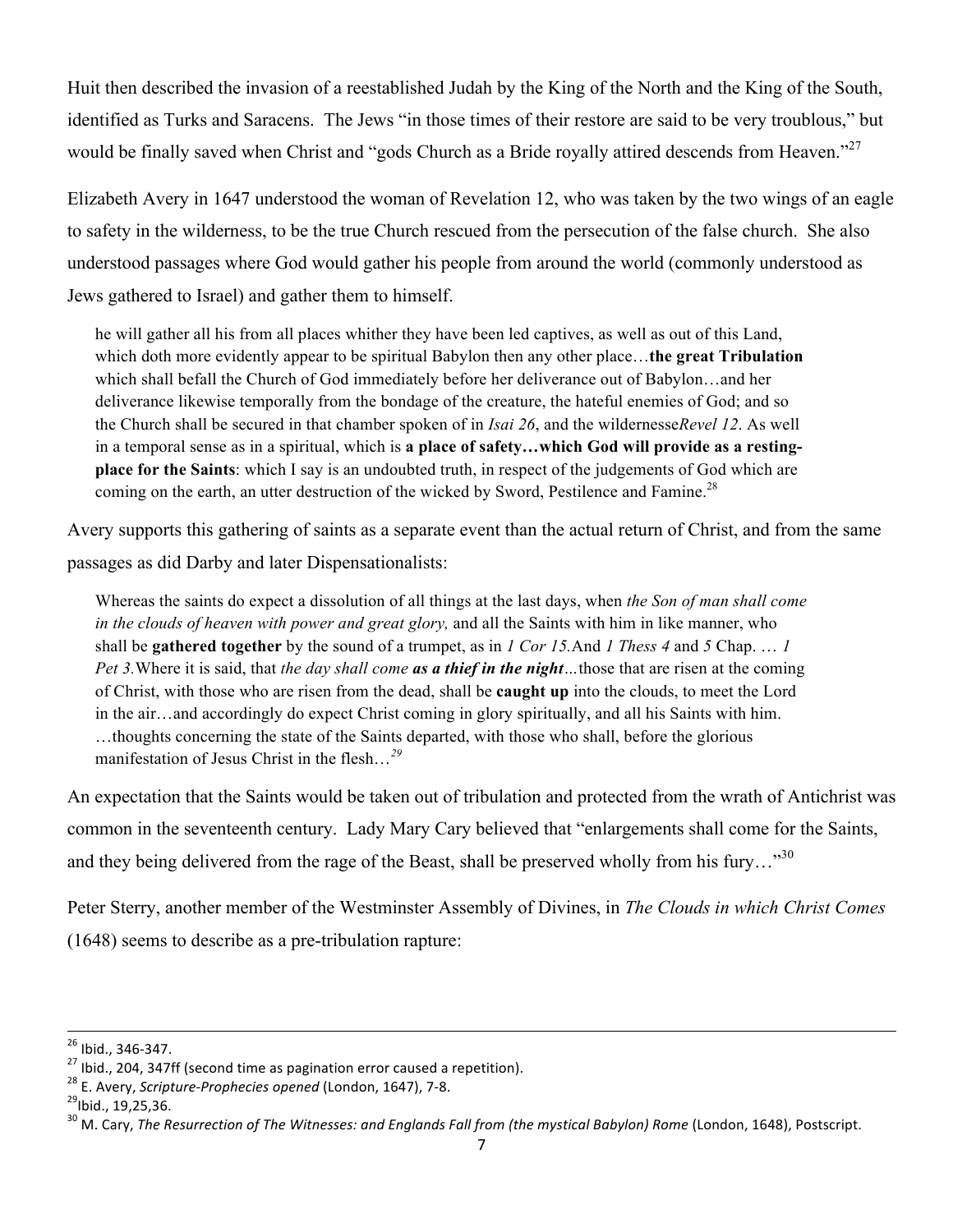Huit then described the invasion of a reestablished Judah by the King of the North and the King of the South, identified as Turks and Saracens. The Jews "in those times of their restore are said to be very troublous," but would be finally saved when Christ and "gods Church as a Bride royally attired descends from Heaven."[27]

Elizabeth Avery in 1647 understood the woman of Revelation 12, who was taken by the two wings of an eagle to safety in the wilderness, to be the true Church rescued from the persecution of the false church. She also understood passages where God would gather his people from around the world (commonly understood as Jews gathered to Israel) and gather them to himself.

> he will gather all his from all places whither they have been led captives, as well as out of this Land, which doth more evidently appear to be spiritual Babylon then any other place…**the great Tribulation** which shall befall the Church of God immediately before her deliverance out of Babylon…and her deliverance likewise temporally from the bondage of the creature, the hateful enemies of God; and so the Church shall be secured in that chamber spoken of in *Isai 26*, and the wildernesse*Revel 12*. As well in a temporal sense as in a spiritual, which is **a place of safety…which God will provide as a resting-place for the Saints**: which I say is an undoubted truth, in respect of the judgements of God which are coming on the earth, an utter destruction of the wicked by Sword, Pestilence and Famine.[28]

Avery supports this gathering of saints as a separate event than the actual return of Christ, and from the same passages as did Darby and later Dispensationalists:

> Whereas the saints do expect a dissolution of all things at the last days, when *the Son of man shall come in the clouds of heaven with power and great glory,* and all the Saints with him in like manner, who shall be **gathered together** by the sound of a trumpet, as in *1 Cor 15.*And *1 Thess 4* and *5* Chap. … *1 Pet 3.*Where it is said, that *the day shall come* ***as a thief in the night***...those that are risen at the coming of Christ, with those who are risen from the dead, shall be **caught up** into the clouds, to meet the Lord in the air…and accordingly do expect Christ coming in glory spiritually, and all his Saints with him. …thoughts concerning the state of the Saints departed, with those who shall, before the glorious manifestation of Jesus Christ in the flesh…[29]

An expectation that the Saints would be taken out of tribulation and protected from the wrath of Antichrist was common in the seventeenth century. Lady Mary Cary believed that "enlargements shall come for the Saints, and they being delivered from the rage of the Beast, shall be preserved wholly from his fury…"[30]

Peter Sterry, another member of the Westminster Assembly of Divines, in *The Clouds in which Christ Comes* (1648) seems to describe as a pre-tribulation rapture:

---

[26] Ibid., 346-347.

[27] Ibid., 204, 347ff (second time as pagination error caused a repetition).

[28] E. Avery, *Scripture-Prophecies opened* (London, 1647), 7-8.

[29] Ibid., 19,25,36.

[30] M. Cary, *The Resurrection of The Witnesses: and Englands Fall from (the mystical Babylon) Rome* (London, 1648), Postscript.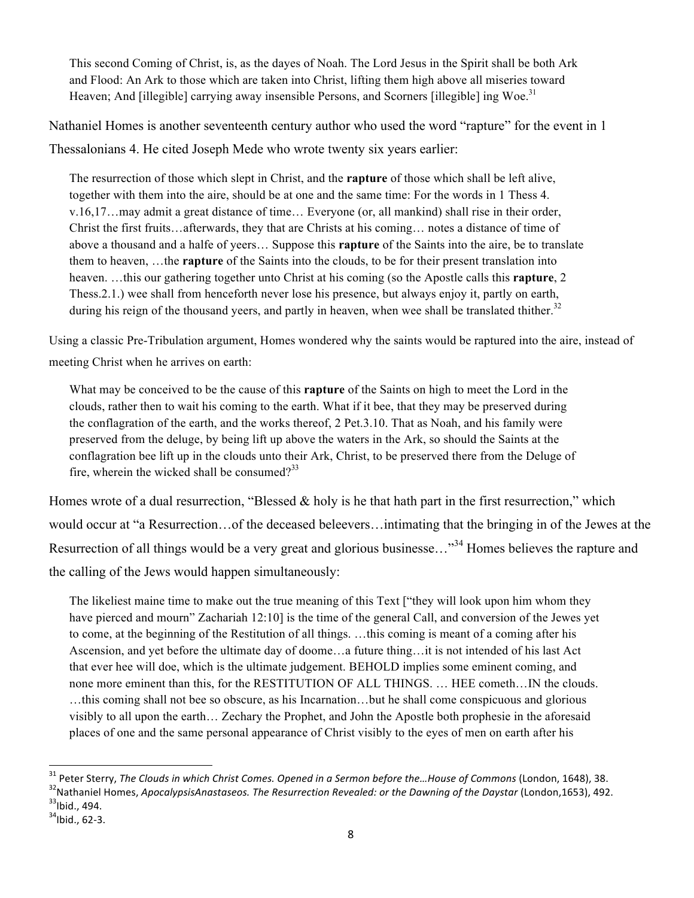> This second Coming of Christ, is, as the dayes of Noah. The Lord Jesus in the Spirit shall be both Ark and Flood: An Ark to those which are taken into Christ, lifting them high above all miseries toward Heaven; And [illegible] carrying away insensible Persons, and Scorners [illegible] ing Woe.[31]

Nathaniel Homes is another seventeenth century author who used the word "rapture" for the event in 1 Thessalonians 4. He cited Joseph Mede who wrote twenty six years earlier:

> The resurrection of those which slept in Christ, and the **rapture** of those which shall be left alive, together with them into the aire, should be at one and the same time: For the words in 1 Thess 4. v.16,17…may admit a great distance of time… Everyone (or, all mankind) shall rise in their order, Christ the first fruits…afterwards, they that are Christs at his coming… notes a distance of time of above a thousand and a halfe of yeers… Suppose this **rapture** of the Saints into the aire, be to translate them to heaven, …the **rapture** of the Saints into the clouds, to be for their present translation into heaven. …this our gathering together unto Christ at his coming (so the Apostle calls this **rapture**, 2 Thess.2.1.) wee shall from henceforth never lose his presence, but always enjoy it, partly on earth, during his reign of the thousand yeers, and partly in heaven, when wee shall be translated thither.[32]

Using a classic Pre-Tribulation argument, Homes wondered why the saints would be raptured into the aire, instead of meeting Christ when he arrives on earth:

> What may be conceived to be the cause of this **rapture** of the Saints on high to meet the Lord in the clouds, rather then to wait his coming to the earth. What if it bee, that they may be preserved during the conflagration of the earth, and the works thereof, 2 Pet.3.10. That as Noah, and his family were preserved from the deluge, by being lift up above the waters in the Ark, so should the Saints at the conflagration bee lift up in the clouds unto their Ark, Christ, to be preserved there from the Deluge of fire, wherein the wicked shall be consumed?[33]

Homes wrote of a dual resurrection, "Blessed & holy is he that hath part in the first resurrection," which would occur at "a Resurrection…of the deceased beleevers…intimating that the bringing in of the Jewes at the Resurrection of all things would be a very great and glorious businesse…"[34] Homes believes the rapture and the calling of the Jews would happen simultaneously:

> The likeliest maine time to make out the true meaning of this Text ["they will look upon him whom they have pierced and mourn" Zachariah 12:10] is the time of the general Call, and conversion of the Jewes yet to come, at the beginning of the Restitution of all things. …this coming is meant of a coming after his Ascension, and yet before the ultimate day of doome…a future thing…it is not intended of his last Act that ever hee will doe, which is the ultimate judgement. BEHOLD implies some eminent coming, and none more eminent than this, for the RESTITUTION OF ALL THINGS. … HEE cometh…IN the clouds. …this coming shall not bee so obscure, as his Incarnation…but he shall come conspicuous and glorious visibly to all upon the earth… Zechary the Prophet, and John the Apostle both prophesie in the aforesaid places of one and the same personal appearance of Christ visibly to the eyes of men on earth after his

---

[31] Peter Sterry, *The Clouds in which Christ Comes. Opened in a Sermon before the…House of Commons* (London, 1648), 38.

[32] Nathaniel Homes, *ApocalypsisAnastaseos. The Resurrection Revealed: or the Dawning of the Daystar* (London,1653), 492.

[33] Ibid., 494.

[34] Ibid., 62-3.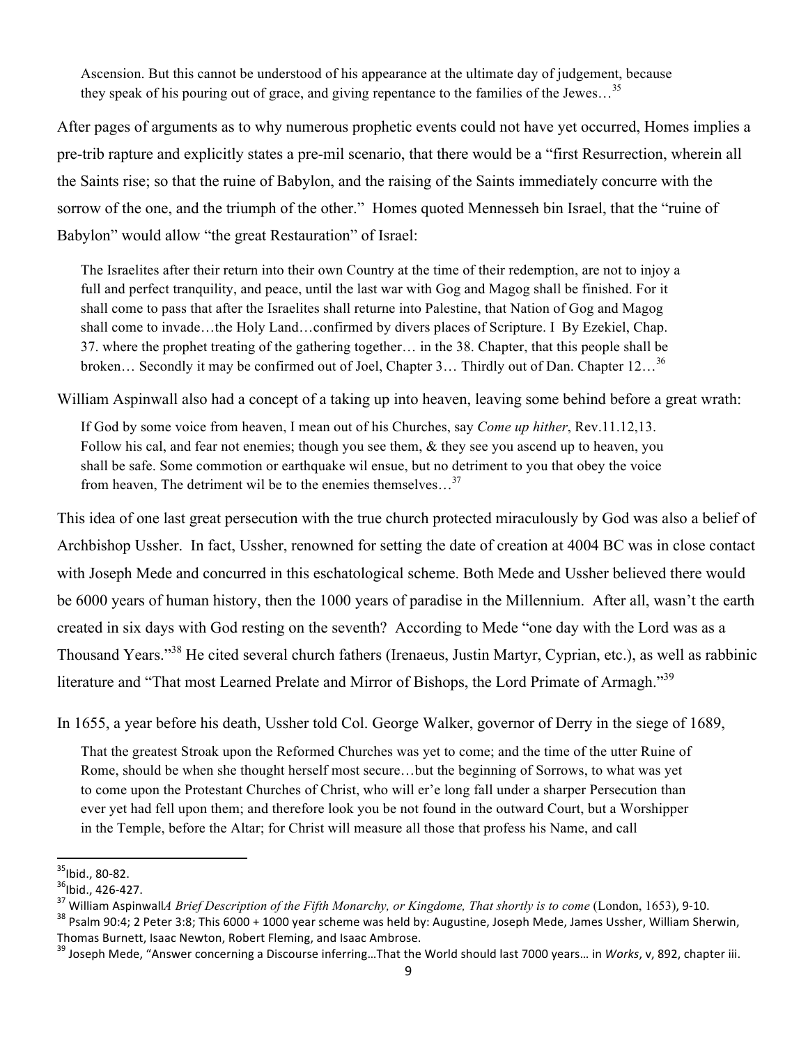> Ascension. But this cannot be understood of his appearance at the ultimate day of judgement, because they speak of his pouring out of grace, and giving repentance to the families of the Jews…[35]

After pages of arguments as to why numerous prophetic events could not have yet occurred, Homes implies a pre-trib rapture and explicitly states a pre-mil scenario, that there would be a "first Resurrection, wherein all the Saints rise; so that the ruine of Babylon, and the raising of the Saints immediately concurre with the sorrow of the one, and the triumph of the other." Homes quoted Mennesseh bin Israel, that the "ruine of Babylon" would allow "the great Restauration" of Israel:

> The Israelites after their return into their own Country at the time of their redemption, are not to injoy a full and perfect tranquility, and peace, until the last war with Gog and Magog shall be finished. For it shall come to pass that after the Israelites shall returne into Palestine, that Nation of Gog and Magog shall come to invade…the Holy Land…confirmed by divers places of Scripture. I By Ezekiel, Chap. 37. where the prophet treating of the gathering together… in the 38. Chapter, that this people shall be broken… Secondly it may be confirmed out of Joel, Chapter 3… Thirdly out of Dan. Chapter 12…[36]

William Aspinwall also had a concept of a taking up into heaven, leaving some behind before a great wrath:

> If God by some voice from heaven, I mean out of his Churches, say *Come up hither*, Rev.11.12,13. Follow his cal, and fear not enemies; though you see them, & they see you ascend up to heaven, you shall be safe. Some commotion or earthquake wil ensue, but no detriment to you that obey the voice from heaven, The detriment wil be to the enemies themselves…[37]

This idea of one last great persecution with the true church protected miraculously by God was also a belief of Archbishop Ussher. In fact, Ussher, renowned for setting the date of creation at 4004 BC was in close contact with Joseph Mede and concurred in this eschatological scheme. Both Mede and Ussher believed there would be 6000 years of human history, then the 1000 years of paradise in the Millennium. After all, wasn't the earth created in six days with God resting on the seventh? According to Mede "one day with the Lord was as a Thousand Years."[38] He cited several church fathers (Irenaeus, Justin Martyr, Cyprian, etc.), as well as rabbinic literature and "That most Learned Prelate and Mirror of Bishops, the Lord Primate of Armagh."[39]

In 1655, a year before his death, Ussher told Col. George Walker, governor of Derry in the siege of 1689,

> That the greatest Stroak upon the Reformed Churches was yet to come; and the time of the utter Ruine of Rome, should be when she thought herself most secure…but the beginning of Sorrows, to what was yet to come upon the Protestant Churches of Christ, who will er'e long fall under a sharper Persecution than ever yet had fell upon them; and therefore look you be not found in the outward Court, but a Worshipper in the Temple, before the Altar; for Christ will measure all those that profess his Name, and call

---

[35] Ibid., 80-82.

[36] Ibid., 426-427.

[37] William Aspinwall*A Brief Description of the Fifth Monarchy, or Kingdome, That shortly is to come* (London, 1653), 9-10.

[38] Psalm 90:4; 2 Peter 3:8; This 6000 + 1000 year scheme was held by: Augustine, Joseph Mede, James Ussher, William Sherwin, Thomas Burnett, Isaac Newton, Robert Fleming, and Isaac Ambrose.

[39] Joseph Mede, "Answer concerning a Discourse inferring…That the World should last 7000 years… in *Works*, v, 892, chapter iii.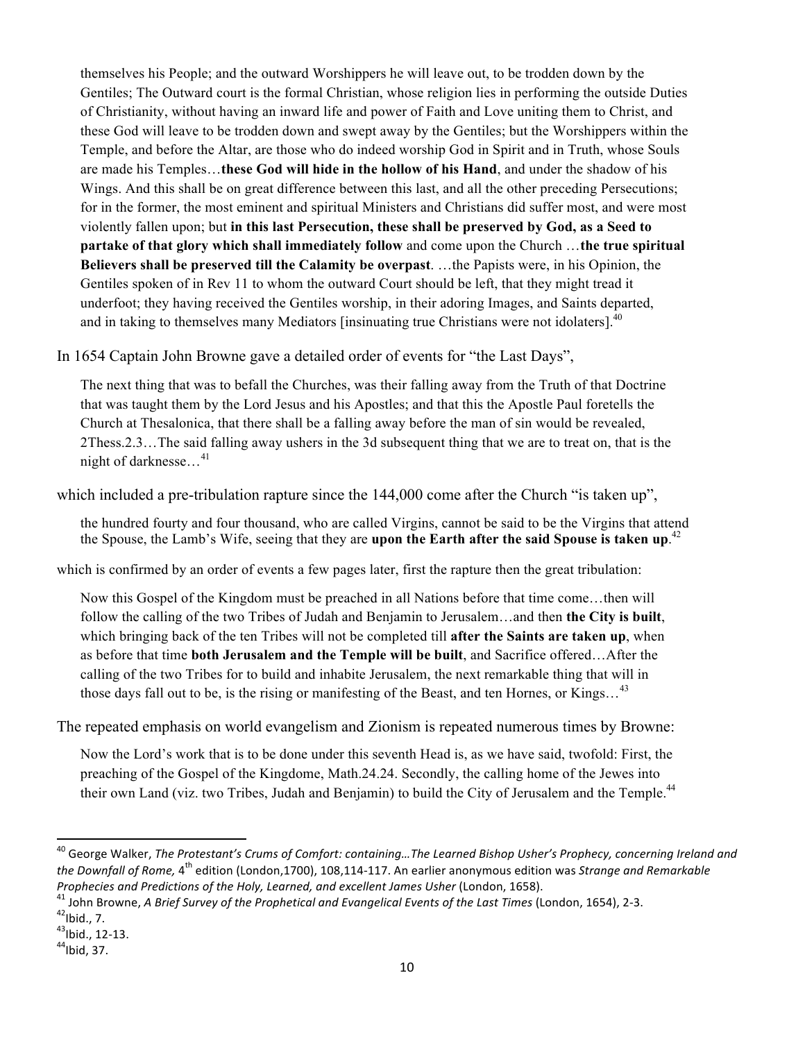> themselves his People; and the outward Worshippers he will leave out, to be trodden down by the Gentiles; The Outward court is the formal Christian, whose religion lies in performing the outside Duties of Christianity, without having an inward life and power of Faith and Love uniting them to Christ, and these God will leave to be trodden down and swept away by the Gentiles; but the Worshippers within the Temple, and before the Altar, are those who do indeed worship God in Spirit and in Truth, whose Souls are made his Temples…**these God will hide in the hollow of his Hand**, and under the shadow of his Wings. And this shall be on great difference between this last, and all the other preceding Persecutions; for in the former, the most eminent and spiritual Ministers and Christians did suffer most, and were most violently fallen upon; but **in this last Persecution, these shall be preserved by God, as a Seed to partake of that glory which shall immediately follow** and come upon the Church …**the true spiritual Believers shall be preserved till the Calamity be overpast**. …the Papists were, in his Opinion, the Gentiles spoken of in Rev 11 to whom the outward Court should be left, that they might tread it underfoot; they having received the Gentiles worship, in their adoring Images, and Saints departed, and in taking to themselves many Mediators [insinuating true Christians were not idolaters].[40]

In 1654 Captain John Browne gave a detailed order of events for "the Last Days",

> The next thing that was to befall the Churches, was their falling away from the Truth of that Doctrine that was taught them by the Lord Jesus and his Apostles; and that this the Apostle Paul foretells the Church at Thesalonica, that there shall be a falling away before the man of sin would be revealed, 2Thess.2.3…The said falling away ushers in the 3d subsequent thing that we are to treat on, that is the night of darknesse…[41]

which included a pre-tribulation rapture since the 144,000 come after the Church "is taken up",

> the hundred fourty and four thousand, who are called Virgins, cannot be said to be the Virgins that attend the Spouse, the Lamb's Wife, seeing that they are **upon the Earth after the said Spouse is taken up**.[42]

which is confirmed by an order of events a few pages later, first the rapture then the great tribulation:

> Now this Gospel of the Kingdom must be preached in all Nations before that time come…then will follow the calling of the two Tribes of Judah and Benjamin to Jerusalem…and then **the City is built**, which bringing back of the ten Tribes will not be completed till **after the Saints are taken up**, when as before that time **both Jerusalem and the Temple will be built**, and Sacrifice offered…After the calling of the two Tribes for to build and inhabite Jerusalem, the next remarkable thing that will in those days fall out to be, is the rising or manifesting of the Beast, and ten Hornes, or Kings…[43]

The repeated emphasis on world evangelism and Zionism is repeated numerous times by Browne:

> Now the Lord's work that is to be done under this seventh Head is, as we have said, twofold: First, the preaching of the Gospel of the Kingdome, Math.24.24. Secondly, the calling home of the Jewes into their own Land (viz. two Tribes, Judah and Benjamin) to build the City of Jerusalem and the Temple.[44]

---

[40] George Walker, *The Protestant's Crums of Comfort: containing…The Learned Bishop Usher's Prophecy, concerning Ireland and the Downfall of Rome,* 4th edition (London,1700), 108,114-117. An earlier anonymous edition was *Strange and Remarkable Prophecies and Predictions of the Holy, Learned, and excellent James Usher* (London, 1658).

[41] John Browne, *A Brief Survey of the Prophetical and Evangelical Events of the Last Times* (London, 1654), 2-3.

[42] Ibid., 7.

[43] Ibid., 12-13.

[44] Ibid, 37.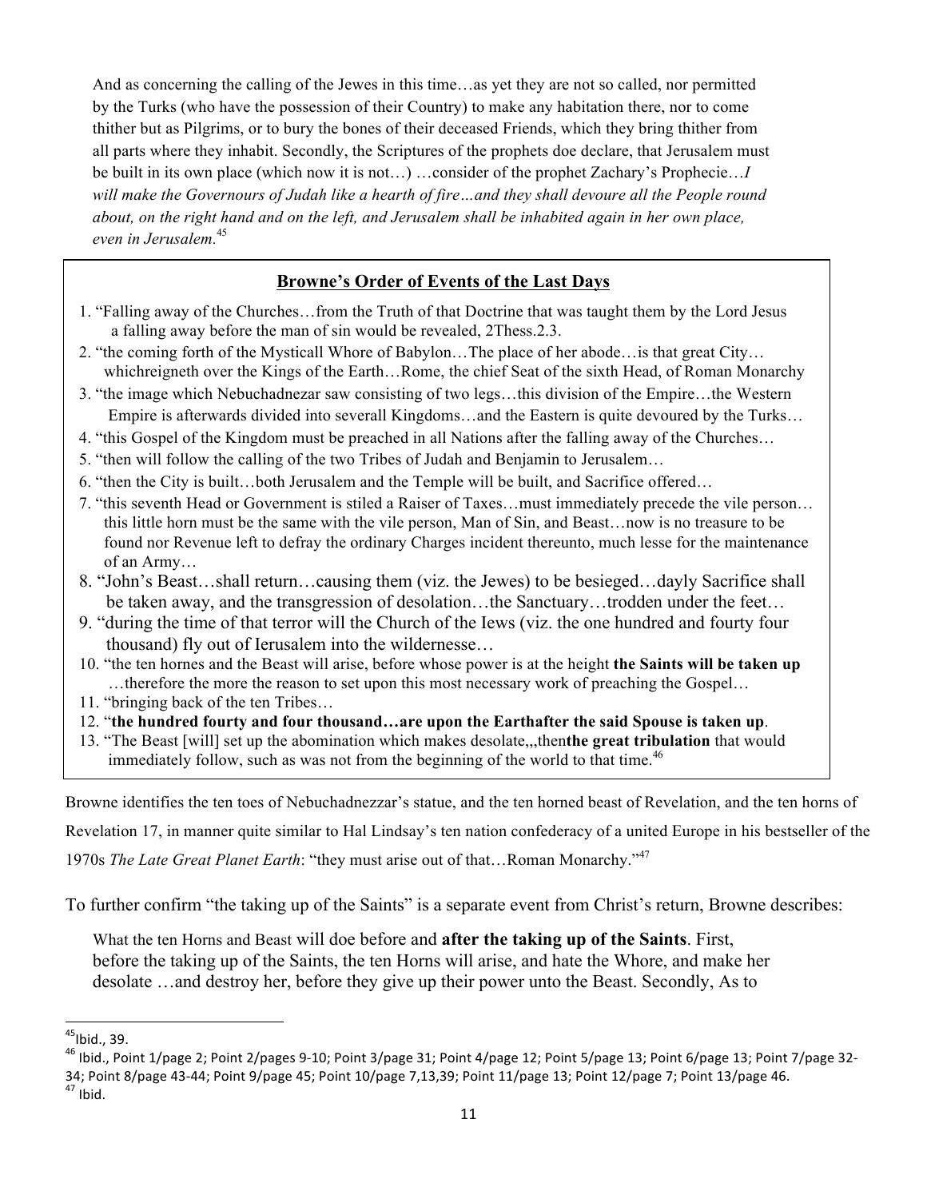> And as concerning the calling of the Jews in this time…as yet they are not so called, nor permitted by the Turks (who have the possession of their Country) to make any habitation there, nor to come thither but as Pilgrims, or to bury the bones of their deceased Friends, which they bring thither from all parts where they inhabit. Secondly, the Scriptures of the prophets doe declare, that Jerusalem must be built in its own place (which now it is not…) …consider of the prophet Zachary's Prophecie…*I will make the Governours of Judah like a hearth of fire…and they shall devoure all the People round about, on the right hand and on the left, and Jerusalem shall be inhabited again in her own place, even in Jerusalem.*[45]

## Browne's Order of Events of the Last Days

1. "Falling away of the Churches…from the Truth of that Doctrine that was taught them by the Lord Jesus a falling away before the man of sin would be revealed, 2Thess.2.3.
2. "the coming forth of the Mysticall Whore of Babylon…The place of her abode…is that great City… whichreigneth over the Kings of the Earth…Rome, the chief Seat of the sixth Head, of Roman Monarchy
3. "the image which Nebuchadnezar saw consisting of two legs…this division of the Empire…the Western Empire is afterwards divided into severall Kingdoms…and the Eastern is quite devoured by the Turks…
4. "this Gospel of the Kingdom must be preached in all Nations after the falling away of the Churches…
5. "then will follow the calling of the two Tribes of Judah and Benjamin to Jerusalem…
6. "then the City is built…both Jerusalem and the Temple will be built, and Sacrifice offered…
7. "this seventh Head or Government is stiled a Raiser of Taxes…must immediately precede the vile person… this little horn must be the same with the vile person, Man of Sin, and Beast…now is no treasure to be found nor Revenue left to defray the ordinary Charges incident thereunto, much lesse for the maintenance of an Army…
8. "John's Beast…shall return…causing them (viz. the Jews) to be besieged…dayly Sacrifice shall be taken away, and the transgression of desolation…the Sanctuary…trodden under the feet…
9. "during the time of that terror will the Church of the Iews (viz. the one hundred and fourty four thousand) fly out of Ierusalem into the wildernesse…
10. "the ten hornes and the Beast will arise, before whose power is at the height **the Saints will be taken up** …therefore the more the reason to set upon this most necessary work of preaching the Gospel…
11. "bringing back of the ten Tribes…
12. "**the hundred fourty and four thousand…are upon the Earthafter the said Spouse is taken up**.
13. "The Beast [will] set up the abomination which makes desolate,,,then**the great tribulation** that would immediately follow, such as was not from the beginning of the world to that time.[46]

Browne identifies the ten toes of Nebuchadnezzar's statue, and the ten horned beast of Revelation, and the ten horns of Revelation 17, in manner quite similar to Hal Lindsay's ten nation confederacy of a united Europe in his bestseller of the 1970s *The Late Great Planet Earth*: "they must arise out of that…Roman Monarchy."[47]

To further confirm "the taking up of the Saints" is a separate event from Christ's return, Browne describes:

> What the ten Horns and Beast will doe before and **after the taking up of the Saints**. First, before the taking up of the Saints, the ten Horns will arise, and hate the Whore, and make her desolate …and destroy her, before they give up their power unto the Beast. Secondly, As to

---

[45] Ibid., 39.

[46] Ibid., Point 1/page 2; Point 2/pages 9-10; Point 3/page 31; Point 4/page 12; Point 5/page 13; Point 6/page 13; Point 7/page 32-34; Point 8/page 43-44; Point 9/page 45; Point 10/page 7,13,39; Point 11/page 13; Point 12/page 7; Point 13/page 46.

[47] Ibid.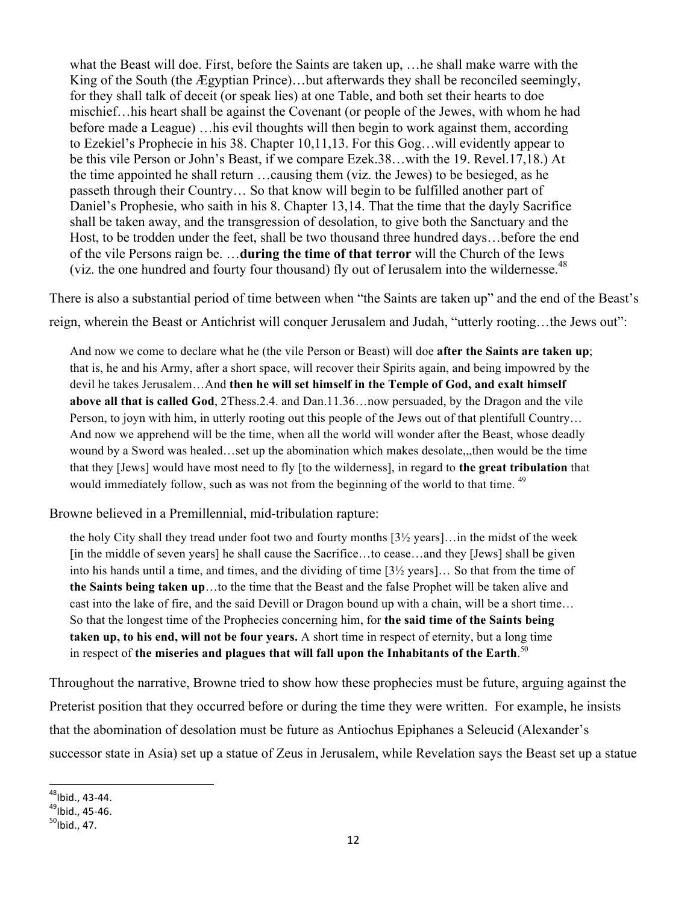> what the Beast will doe. First, before the Saints are taken up, …he shall make warre with the King of the South (the Ægyptian Prince)…but afterwards they shall be reconciled seemingly, for they shall talk of deceit (or speak lies) at one Table, and both set their hearts to doe mischief…his heart shall be against the Covenant (or people of the Jewes, with whom he had before made a League) …his evil thoughts will then begin to work against them, according to Ezekiel's Prophecie in his 38. Chapter 10,11,13. For this Gog…will evidently appear to be this vile Person or John's Beast, if we compare Ezek.38…with the 19. Revel.17,18.) At the time appointed he shall return …causing them (viz. the Jewes) to be besieged, as he passeth through their Country… So that know will begin to be fulfilled another part of Daniel's Prophesie, who saith in his 8. Chapter 13,14. That the time that the dayly Sacrifice shall be taken away, and the transgression of desolation, to give both the Sanctuary and the Host, to be trodden under the feet, shall be two thousand three hundred days…before the end of the vile Persons raign be. …**during the time of that terror** will the Church of the Iews (viz. the one hundred and fourty four thousand) fly out of Ierusalem into the wildernesse.[48]

There is also a substantial period of time between when "the Saints are taken up" and the end of the Beast's reign, wherein the Beast or Antichrist will conquer Jerusalem and Judah, "utterly rooting…the Jews out":

> And now we come to declare what he (the vile Person or Beast) will doe **after the Saints are taken up**; that is, he and his Army, after a short space, will recover their Spirits again, and being impowred by the devil he takes Jerusalem…And **then he will set himself in the Temple of God, and exalt himself above all that is called God**, 2Thess.2.4. and Dan.11.36…now persuaded, by the Dragon and the vile Person, to joyn with him, in utterly rooting out this people of the Jews out of that plentifull Country… And now we apprehend will be the time, when all the world will wonder after the Beast, whose deadly wound by a Sword was healed…set up the abomination which makes desolate,,,then would be the time that they [Jews] would have most need to fly [to the wilderness], in regard to **the great tribulation** that would immediately follow, such as was not from the beginning of the world to that time. [49]

Browne believed in a Premillennial, mid-tribulation rapture:

> the holy City shall they tread under foot two and fourty months [3½ years]…in the midst of the week [in the middle of seven years] he shall cause the Sacrifice…to cease…and they [Jews] shall be given into his hands until a time, and times, and the dividing of time [3½ years]… So that from the time of **the Saints being taken up**…to the time that the Beast and the false Prophet will be taken alive and cast into the lake of fire, and the said Devill or Dragon bound up with a chain, will be a short time… So that the longest time of the Prophecies concerning him, for **the said time of the Saints being taken up, to his end, will not be four years.** A short time in respect of eternity, but a long time in respect of **the miseries and plagues that will fall upon the Inhabitants of the Earth**.[50]

Throughout the narrative, Browne tried to show how these prophecies must be future, arguing against the Preterist position that they occurred before or during the time they were written. For example, he insists that the abomination of desolation must be future as Antiochus Epiphanes a Seleucid (Alexander's successor state in Asia) set up a statue of Zeus in Jerusalem, while Revelation says the Beast set up a statue

---

[48] Ibid., 43-44.

[49] Ibid., 45-46.

[50] Ibid., 47.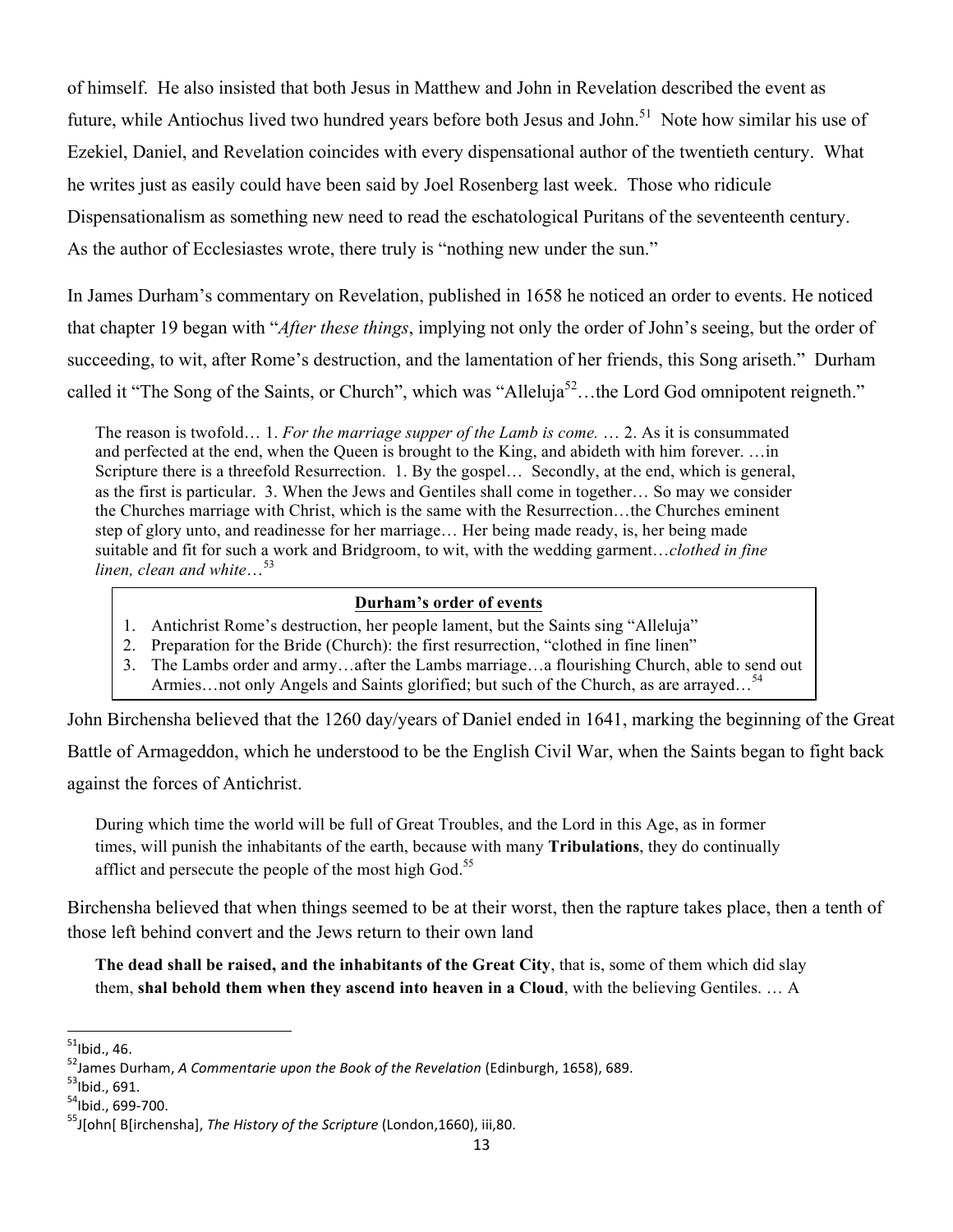of himself. He also insisted that both Jesus in Matthew and John in Revelation described the event as future, while Antiochus lived two hundred years before both Jesus and John.[51] Note how similar his use of Ezekiel, Daniel, and Revelation coincides with every dispensational author of the twentieth century. What he writes just as easily could have been said by Joel Rosenberg last week. Those who ridicule Dispensationalism as something new need to read the eschatological Puritans of the seventeenth century. As the author of Ecclesiastes wrote, there truly is "nothing new under the sun."

In James Durham's commentary on Revelation, published in 1658 he noticed an order to events. He noticed that chapter 19 began with "*After these things*, implying not only the order of John's seeing, but the order of succeeding, to wit, after Rome's destruction, and the lamentation of her friends, this Song ariseth." Durham called it "The Song of the Saints, or Church", which was "Alleluja[52]…the Lord God omnipotent reigneth."

> The reason is twofold… 1. *For the marriage supper of the Lamb is come.* … 2. As it is consummated and perfected at the end, when the Queen is brought to the King, and abideth with him forever. …in Scripture there is a threefold Resurrection. 1. By the gospel… Secondly, at the end, which is general, as the first is particular. 3. When the Jews and Gentiles shall come in together… So may we consider the Churches marriage with Christ, which is the same with the Resurrection…the Churches eminent step of glory unto, and readinesse for her marriage… Her being made ready, is, her being made suitable and fit for such a work and Bridgroom, to wit, with the wedding garment…*clothed in fine linen, clean and white*…[53]

**Durham's order of events**

1. Antichrist Rome's destruction, her people lament, but the Saints sing "Alleluja"
2. Preparation for the Bride (Church): the first resurrection, "clothed in fine linen"
3. The Lambs order and army…after the Lambs marriage…a flourishing Church, able to send out Armies…not only Angels and Saints glorified; but such of the Church, as are arrayed…[54]

John Birchensha believed that the 1260 day/years of Daniel ended in 1641, marking the beginning of the Great Battle of Armageddon, which he understood to be the English Civil War, when the Saints began to fight back against the forces of Antichrist.

> During which time the world will be full of Great Troubles, and the Lord in this Age, as in former times, will punish the inhabitants of the earth, because with many **Tribulations**, they do continually afflict and persecute the people of the most high God.[55]

Birchensha believed that when things seemed to be at their worst, then the rapture takes place, then a tenth of those left behind convert and the Jews return to their own land

> **The dead shall be raised, and the inhabitants of the Great City**, that is, some of them which did slay them, **shal behold them when they ascend into heaven in a Cloud**, with the believing Gentiles. … A

---

[51] Ibid., 46.

[52] James Durham, *A Commentarie upon the Book of the Revelation* (Edinburgh, 1658), 689.

[53] Ibid., 691.

[54] Ibid., 699-700.

[55] J[ohn[ B[irchensha], *The History of the Scripture* (London,1660), iii,80.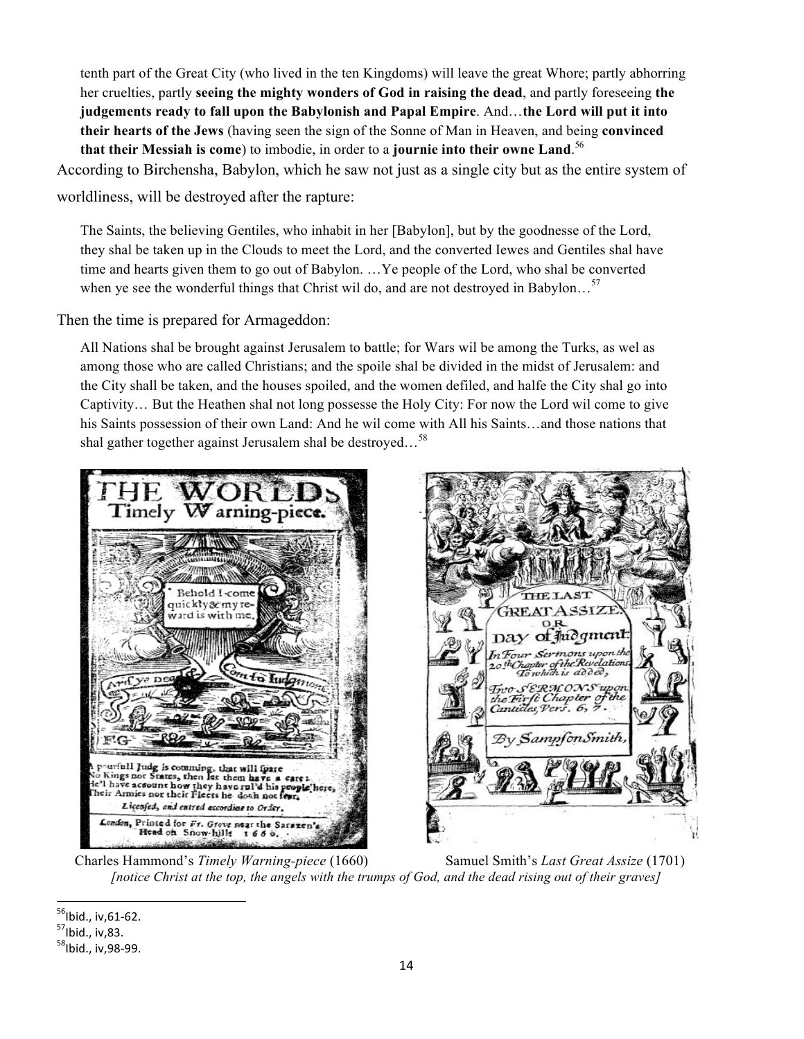tenth part of the Great City (who lived in the ten Kingdoms) will leave the great Whore; partly abhorring her cruelties, partly **seeing the mighty wonders of God in raising the dead**, and partly foreseeing **the judgements ready to fall upon the Babylonish and Papal Empire**. And…**the Lord will put it into their hearts of the Jews** (having seen the sign of the Sonne of Man in Heaven, and being **convinced that their Messiah is come**) to imbodie, in order to a **journie into their owne Land**.[56]

According to Birchensha, Babylon, which he saw not just as a single city but as the entire system of worldliness, will be destroyed after the rapture:

> The Saints, the believing Gentiles, who inhabit in her [Babylon], but by the goodnesse of the Lord, they shal be taken up in the Clouds to meet the Lord, and the converted Iewes and Gentiles shal have time and hearts given them to go out of Babylon. …Ye people of the Lord, who shal be converted when ye see the wonderful things that Christ wil do, and are not destroyed in Babylon…[57]

Then the time is prepared for Armageddon:

> All Nations shal be brought against Jerusalem to battle; for Wars wil be among the Turks, as wel as among those who are called Christians; and the spoile shal be divided in the midst of Jerusalem: and the City shall be taken, and the houses spoiled, and the women defiled, and halfe the City shal go into Captivity… But the Heathen shal not long possesse the Holy City: For now the Lord wil come to give his Saints possession of their own Land: And he wil come with All his Saints…and those nations that shal gather together against Jerusalem shal be destroyed…[58]

Charles Hammond's *Timely Warning-piece* (1660) Samuel Smith's *Last Great Assize* (1701)

*[notice Christ at the top, the angels with the trumps of God, and the dead rising out of their graves]*

---

[56] Ibid., iv,61-62.

[57] Ibid., iv,83.

[58] Ibid., iv,98-99.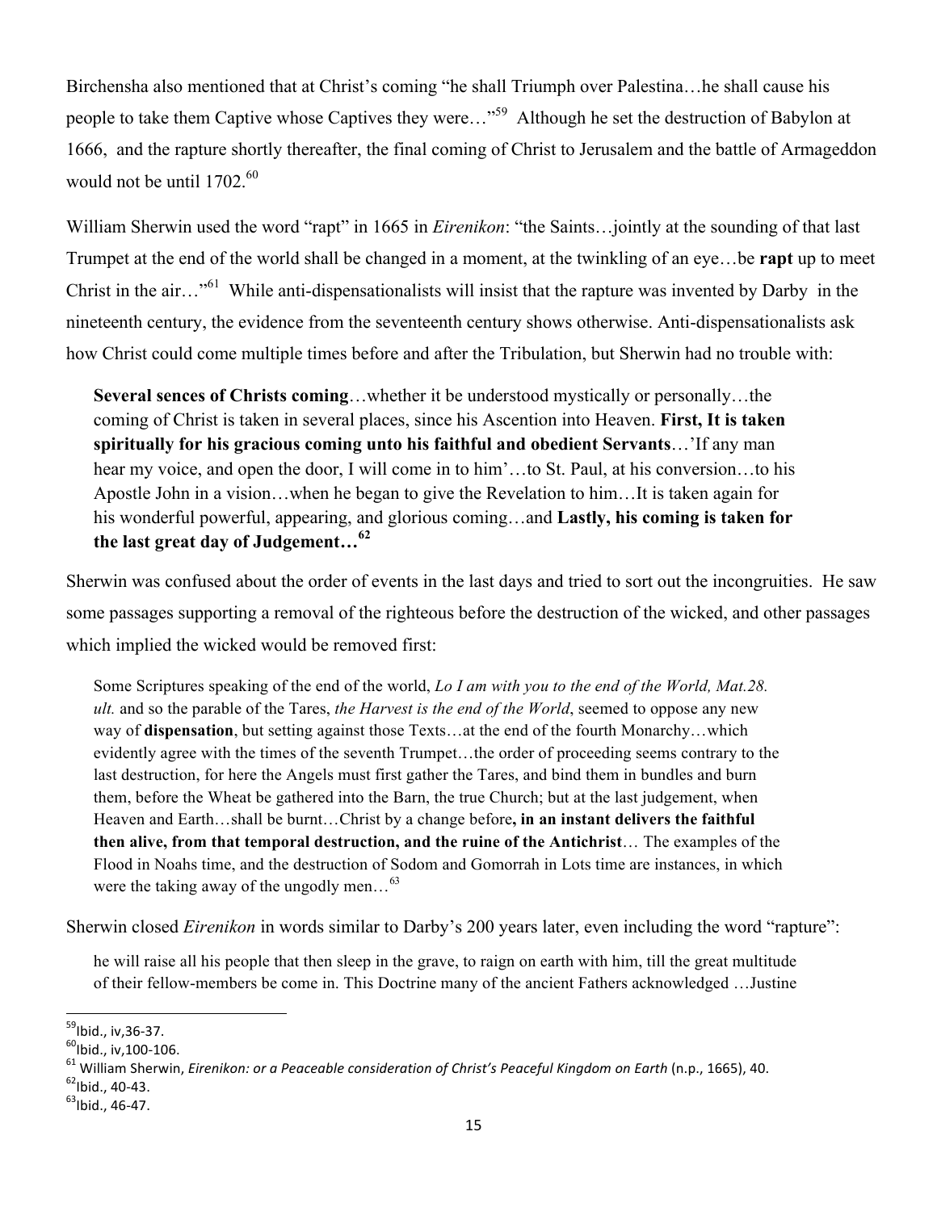Birchensha also mentioned that at Christ's coming "he shall Triumph over Palestina…he shall cause his people to take them Captive whose Captives they were…"[59] Although he set the destruction of Babylon at 1666, and the rapture shortly thereafter, the final coming of Christ to Jerusalem and the battle of Armageddon would not be until 1702.[60]

William Sherwin used the word "rapt" in 1665 in *Eirenikon*: "the Saints…jointly at the sounding of that last Trumpet at the end of the world shall be changed in a moment, at the twinkling of an eye…be **rapt** up to meet Christ in the air…"[61] While anti-dispensationalists will insist that the rapture was invented by Darby in the nineteenth century, the evidence from the seventeenth century shows otherwise. Anti-dispensationalists ask how Christ could come multiple times before and after the Tribulation, but Sherwin had no trouble with:

> **Several sences of Christs coming**…whether it be understood mystically or personally…the coming of Christ is taken in several places, since his Ascention into Heaven. **First, It is taken spiritually for his gracious coming unto his faithful and obedient Servants**…'If any man hear my voice, and open the door, I will come in to him'…to St. Paul, at his conversion…to his Apostle John in a vision…when he began to give the Revelation to him…It is taken again for his wonderful powerful, appearing, and glorious coming…and **Lastly, his coming is taken for the last great day of Judgement…**[62]

Sherwin was confused about the order of events in the last days and tried to sort out the incongruities. He saw some passages supporting a removal of the righteous before the destruction of the wicked, and other passages which implied the wicked would be removed first:

> Some Scriptures speaking of the end of the world, *Lo I am with you to the end of the World, Mat.28. ult.* and so the parable of the Tares, *the Harvest is the end of the World*, seemed to oppose any new way of **dispensation**, but setting against those Texts…at the end of the fourth Monarchy…which evidently agree with the times of the seventh Trumpet…the order of proceeding seems contrary to the last destruction, for here the Angels must first gather the Tares, and bind them in bundles and burn them, before the Wheat be gathered into the Barn, the true Church; but at the last judgement, when Heaven and Earth…shall be burnt…Christ by a change before**, in an instant delivers the faithful then alive, from that temporal destruction, and the ruine of the Antichrist**… The examples of the Flood in Noahs time, and the destruction of Sodom and Gomorrah in Lots time are instances, in which were the taking away of the ungodly men…[63]

Sherwin closed *Eirenikon* in words similar to Darby's 200 years later, even including the word "rapture":

> he will raise all his people that then sleep in the grave, to raign on earth with him, till the great multitude of their fellow-members be come in. This Doctrine many of the ancient Fathers acknowledged …Justine

---

[59] Ibid., iv,36-37.

[60] Ibid., iv,100-106.

[61] William Sherwin, *Eirenikon: or a Peaceable consideration of Christ's Peaceful Kingdom on Earth* (n.p., 1665), 40.

[62] Ibid., 40-43.

[63] Ibid., 46-47.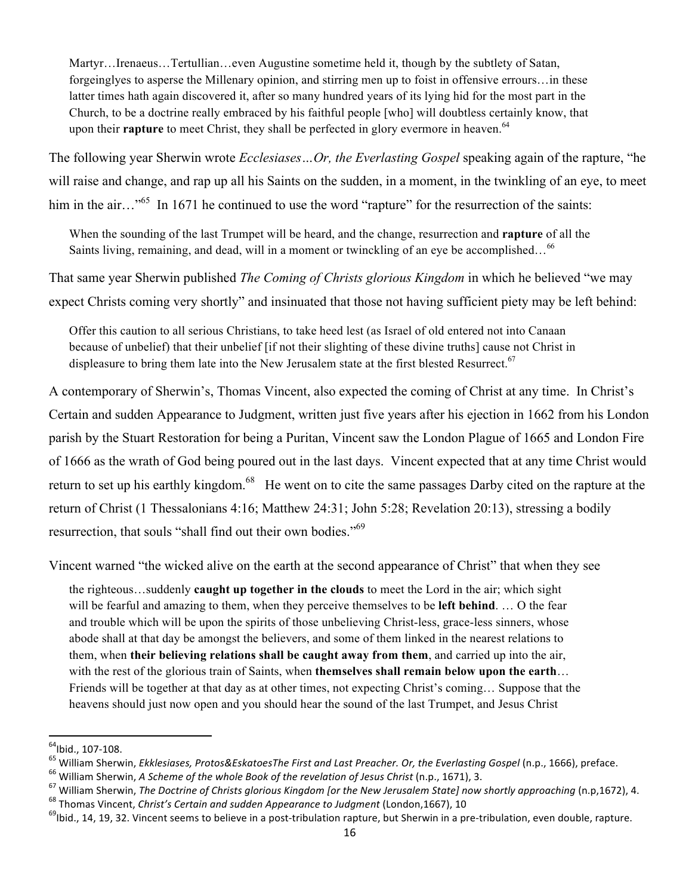> Martyr…Irenaeus…Tertullian…even Augustine sometime held it, though by the subtlety of Satan, forgeinglyes to asperse the Millenary opinion, and stirring men up to foist in offensive errours…in these latter times hath again discovered it, after so many hundred years of its lying hid for the most part in the Church, to be a doctrine really embraced by his faithful people [who] will doubtless certainly know, that upon their **rapture** to meet Christ, they shall be perfected in glory evermore in heaven.[64]

The following year Sherwin wrote *Ecclesiases…Or, the Everlasting Gospel* speaking again of the rapture, "he will raise and change, and rap up all his Saints on the sudden, in a moment, in the twinkling of an eye, to meet him in the air…"[65] In 1671 he continued to use the word "rapture" for the resurrection of the saints:

> When the sounding of the last Trumpet will be heard, and the change, resurrection and **rapture** of all the Saints living, remaining, and dead, will in a moment or twinckling of an eye be accomplished…[66]

That same year Sherwin published *The Coming of Christs glorious Kingdom* in which he believed "we may expect Christs coming very shortly" and insinuated that those not having sufficient piety may be left behind:

> Offer this caution to all serious Christians, to take heed lest (as Israel of old entered not into Canaan because of unbelief) that their unbelief [if not their slighting of these divine truths] cause not Christ in displeasure to bring them late into the New Jerusalem state at the first blested Resurrect.[67]

A contemporary of Sherwin's, Thomas Vincent, also expected the coming of Christ at any time. In Christ's Certain and sudden Appearance to Judgment, written just five years after his ejection in 1662 from his London parish by the Stuart Restoration for being a Puritan, Vincent saw the London Plague of 1665 and London Fire of 1666 as the wrath of God being poured out in the last days. Vincent expected that at any time Christ would return to set up his earthly kingdom.[68] He went on to cite the same passages Darby cited on the rapture at the return of Christ (1 Thessalonians 4:16; Matthew 24:31; John 5:28; Revelation 20:13), stressing a bodily resurrection, that souls "shall find out their own bodies."[69]

Vincent warned "the wicked alive on the earth at the second appearance of Christ" that when they see

> the righteous…suddenly **caught up together in the clouds** to meet the Lord in the air; which sight will be fearful and amazing to them, when they perceive themselves to be **left behind**. … O the fear and trouble which will be upon the spirits of those unbelieving Christ-less, grace-less sinners, whose abode shall at that day be amongst the believers, and some of them linked in the nearest relations to them, when **their believing relations shall be caught away from them**, and carried up into the air, with the rest of the glorious train of Saints, when **themselves shall remain below upon the earth**… Friends will be together at that day as at other times, not expecting Christ's coming… Suppose that the heavens should just now open and you should hear the sound of the last Trumpet, and Jesus Christ

---

[64] Ibid., 107-108.

[65] William Sherwin, *Ekklesiases, Protos&EskatoesThe First and Last Preacher. Or, the Everlasting Gospel* (n.p., 1666), preface.

[66] William Sherwin, *A Scheme of the whole Book of the revelation of Jesus Christ* (n.p., 1671), 3.

[67] William Sherwin, *The Doctrine of Christs glorious Kingdom [or the New Jerusalem State] now shortly approaching* (n.p,1672), 4.

[68] Thomas Vincent, *Christ's Certain and sudden Appearance to Judgment* (London,1667), 10

[69] Ibid., 14, 19, 32. Vincent seems to believe in a post-tribulation rapture, but Sherwin in a pre-tribulation, even double, rapture.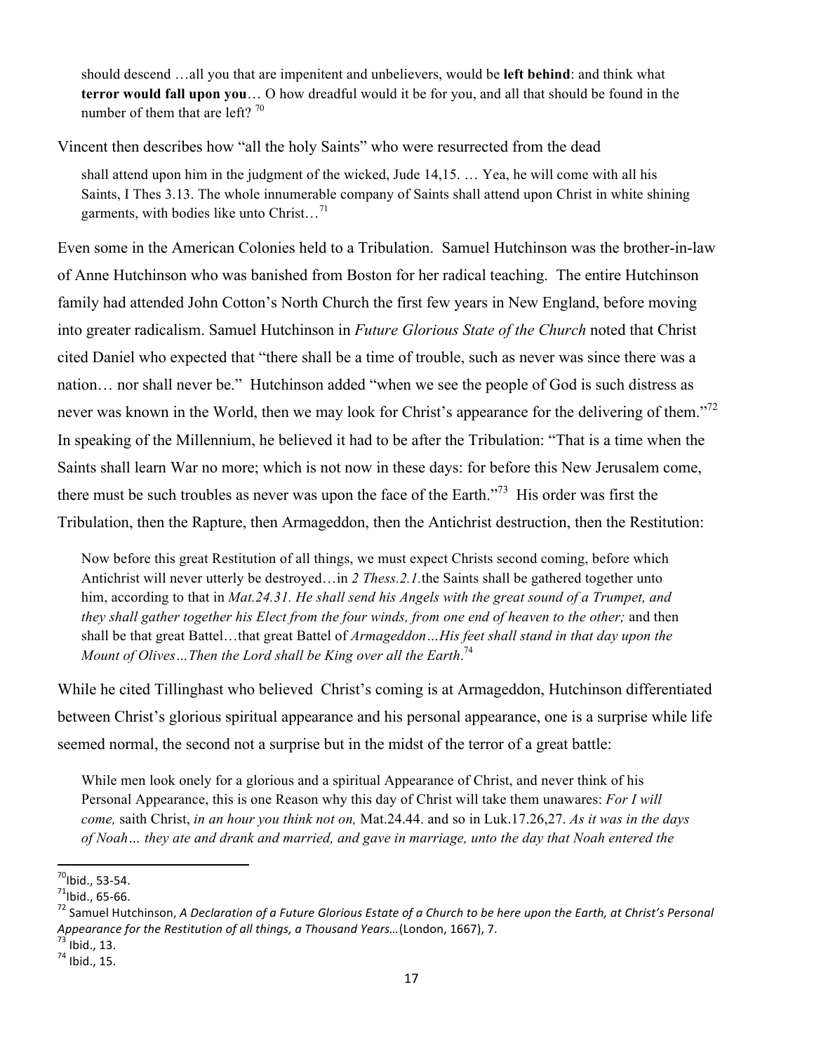> should descend …all you that are impenitent and unbelievers, would be **left behind**: and think what **terror would fall upon you**… O how dreadful would it be for you, and all that should be found in the number of them that are left? [70]

Vincent then describes how "all the holy Saints" who were resurrected from the dead

> shall attend upon him in the judgment of the wicked, Jude 14,15. … Yea, he will come with all his Saints, I Thes 3.13. The whole innumerable company of Saints shall attend upon Christ in white shining garments, with bodies like unto Christ…[71]

Even some in the American Colonies held to a Tribulation. Samuel Hutchinson was the brother-in-law of Anne Hutchinson who was banished from Boston for her radical teaching. The entire Hutchinson family had attended John Cotton's North Church the first few years in New England, before moving into greater radicalism. Samuel Hutchinson in *Future Glorious State of the Church* noted that Christ cited Daniel who expected that "there shall be a time of trouble, such as never was since there was a nation… nor shall never be." Hutchinson added "when we see the people of God is such distress as never was known in the World, then we may look for Christ's appearance for the delivering of them."[72] In speaking of the Millennium, he believed it had to be after the Tribulation: "That is a time when the Saints shall learn War no more; which is not now in these days: for before this New Jerusalem come, there must be such troubles as never was upon the face of the Earth."[73] His order was first the Tribulation, then the Rapture, then Armageddon, then the Antichrist destruction, then the Restitution:

> Now before this great Restitution of all things, we must expect Christs second coming, before which Antichrist will never utterly be destroyed…in *2 Thess.2.1.* the Saints shall be gathered together unto him, according to that in *Mat.24.31. He shall send his Angels with the great sound of a Trumpet, and they shall gather together his Elect from the four winds, from one end of heaven to the other;* and then shall be that great Battel…that great Battel of *Armageddon…His feet shall stand in that day upon the Mount of Olives…Then the Lord shall be King over all the Earth*.[74]

While he cited Tillinghast who believed Christ's coming is at Armageddon, Hutchinson differentiated between Christ's glorious spiritual appearance and his personal appearance, one is a surprise while life seemed normal, the second not a surprise but in the midst of the terror of a great battle:

> While men look onely for a glorious and a spiritual Appearance of Christ, and never think of his Personal Appearance, this is one Reason why this day of Christ will take them unawares: *For I will come,* saith Christ, *in an hour you think not on,* Mat.24.44. and so in Luk.17.26,27. *As it was in the days of Noah… they ate and drank and married, and gave in marriage, unto the day that Noah entered the*

---

[70] Ibid., 53-54.

[71] Ibid., 65-66.

[72] Samuel Hutchinson, *A Declaration of a Future Glorious Estate of a Church to be here upon the Earth, at Christ's Personal Appearance for the Restitution of all things, a Thousand Years…*(London, 1667), 7.

[73] Ibid., 13.

[74] Ibid., 15.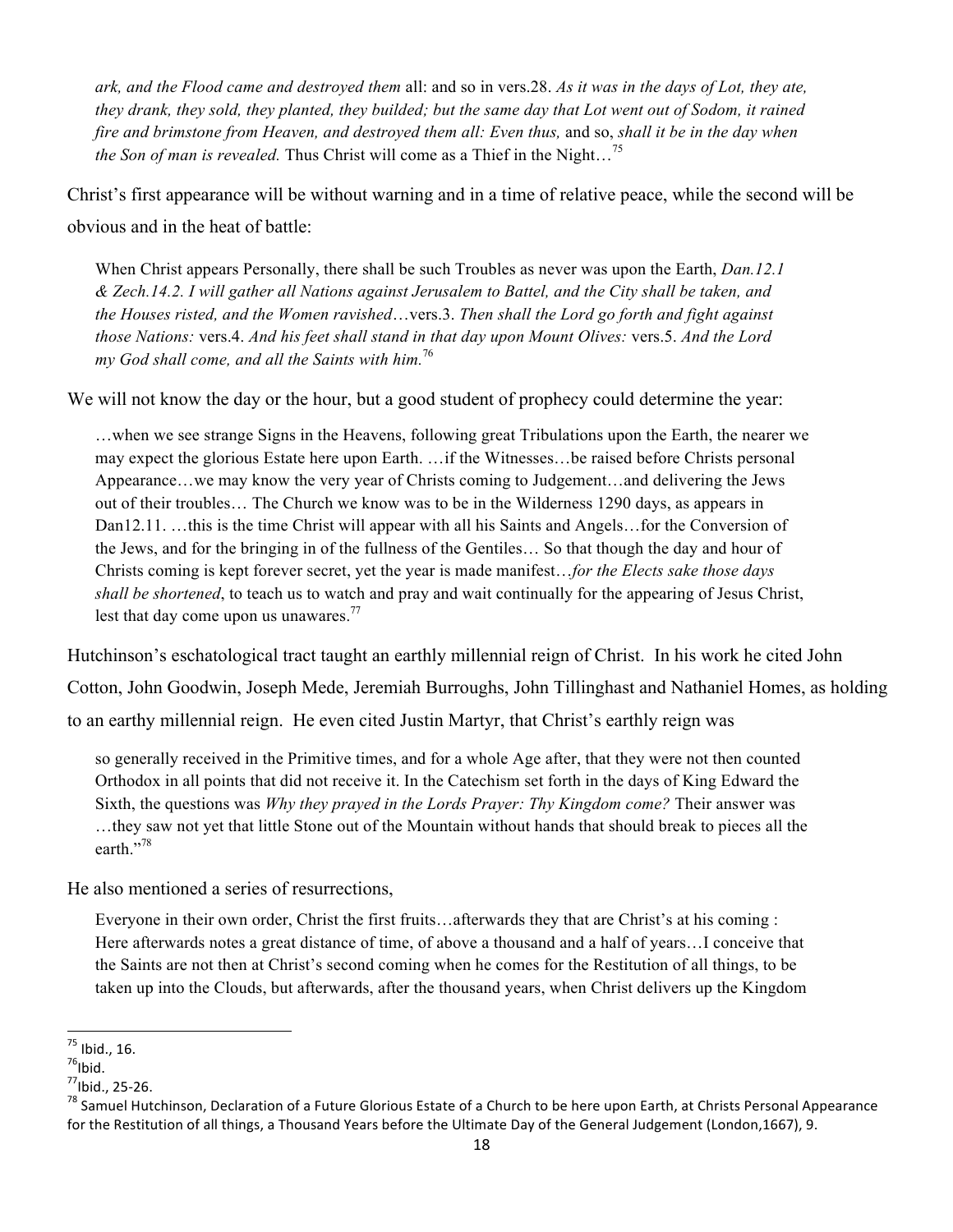> *ark, and the Flood came and destroyed them* all: and so in vers.28. *As it was in the days of Lot, they ate, they drank, they sold, they planted, they builded; but the same day that Lot went out of Sodom, it rained fire and brimstone from Heaven, and destroyed them all: Even thus,* and so, *shall it be in the day when the Son of man is revealed.* Thus Christ will come as a Thief in the Night…[75]

Christ's first appearance will be without warning and in a time of relative peace, while the second will be obvious and in the heat of battle:

> When Christ appears Personally, there shall be such Troubles as never was upon the Earth, *Dan.12.1 & Zech.14.2. I will gather all Nations against Jerusalem to Battel, and the City shall be taken, and the Houses risted, and the Women ravished*…vers.3. *Then shall the Lord go forth and fight against those Nations:* vers.4. *And his feet shall stand in that day upon Mount Olives:* vers.5. *And the Lord my God shall come, and all the Saints with him.*[76]

We will not know the day or the hour, but a good student of prophecy could determine the year:

> …when we see strange Signs in the Heavens, following great Tribulations upon the Earth, the nearer we may expect the glorious Estate here upon Earth. …if the Witnesses…be raised before Christs personal Appearance…we may know the very year of Christs coming to Judgement…and delivering the Jews out of their troubles… The Church we know was to be in the Wilderness 1290 days, as appears in Dan12.11. …this is the time Christ will appear with all his Saints and Angels…for the Conversion of the Jews, and for the bringing in of the fullness of the Gentiles… So that though the day and hour of Christs coming is kept forever secret, yet the year is made manifest…*for the Elects sake those days shall be shortened*, to teach us to watch and pray and wait continually for the appearing of Jesus Christ, lest that day come upon us unawares.[77]

Hutchinson's eschatological tract taught an earthly millennial reign of Christ. In his work he cited John Cotton, John Goodwin, Joseph Mede, Jeremiah Burroughs, John Tillinghast and Nathaniel Homes, as holding to an earthy millennial reign. He even cited Justin Martyr, that Christ's earthly reign was

> so generally received in the Primitive times, and for a whole Age after, that they were not then counted Orthodox in all points that did not receive it. In the Catechism set forth in the days of King Edward the Sixth, the questions was *Why they prayed in the Lords Prayer: Thy Kingdom come?* Their answer was …they saw not yet that little Stone out of the Mountain without hands that should break to pieces all the earth."[78]

He also mentioned a series of resurrections,

> Everyone in their own order, Christ the first fruits…afterwards they that are Christ's at his coming : Here afterwards notes a great distance of time, of above a thousand and a half of years…I conceive that the Saints are not then at Christ's second coming when he comes for the Restitution of all things, to be taken up into the Clouds, but afterwards, after the thousand years, when Christ delivers up the Kingdom

---

[75] Ibid., 16.

[76] Ibid.

[77] Ibid., 25-26.

[78] Samuel Hutchinson, Declaration of a Future Glorious Estate of a Church to be here upon Earth, at Christs Personal Appearance for the Restitution of all things, a Thousand Years before the Ultimate Day of the General Judgement (London,1667), 9.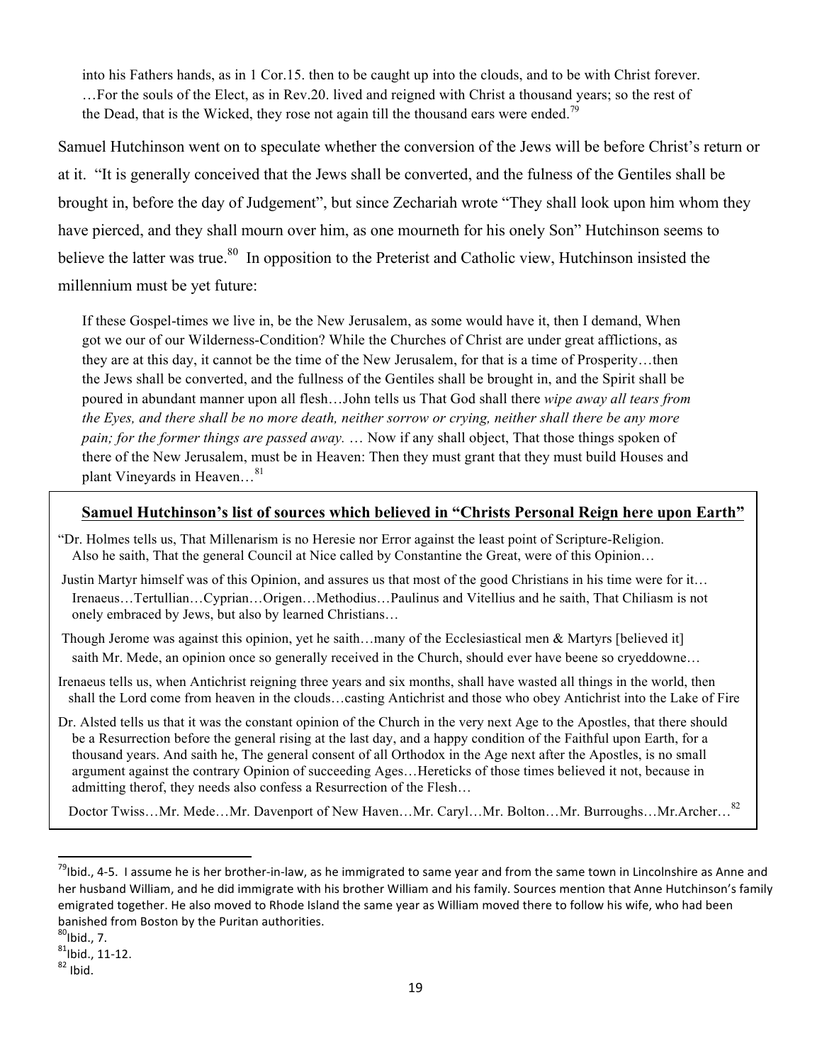> into his Fathers hands, as in 1 Cor.15. then to be caught up into the clouds, and to be with Christ forever. …For the souls of the Elect, as in Rev.20. lived and reigned with Christ a thousand years; so the rest of the Dead, that is the Wicked, they rose not again till the thousand ears were ended.[79]

Samuel Hutchinson went on to speculate whether the conversion of the Jews will be before Christ's return or at it. "It is generally conceived that the Jews shall be converted, and the fulness of the Gentiles shall be brought in, before the day of Judgement", but since Zechariah wrote "They shall look upon him whom they have pierced, and they shall mourn over him, as one mourneth for his onely Son" Hutchinson seems to believe the latter was true.[80] In opposition to the Preterist and Catholic view, Hutchinson insisted the millennium must be yet future:

> If these Gospel-times we live in, be the New Jerusalem, as some would have it, then I demand, When got we our of our Wilderness-Condition? While the Churches of Christ are under great afflictions, as they are at this day, it cannot be the time of the New Jerusalem, for that is a time of Prosperity…then the Jews shall be converted, and the fullness of the Gentiles shall be brought in, and the Spirit shall be poured in abundant manner upon all flesh…John tells us That God shall there *wipe away all tears from the Eyes, and there shall be no more death, neither sorrow or crying, neither shall there be any more pain; for the former things are passed away.* … Now if any shall object, That those things spoken of there of the New Jerusalem, must be in Heaven: Then they must grant that they must build Houses and plant Vineyards in Heaven…[81]

**Samuel Hutchinson's list of sources which believed in "Christs Personal Reign here upon Earth"**

"Dr. Holmes tells us, That Millenarism is no Heresie nor Error against the least point of Scripture-Religion. Also he saith, That the general Council at Nice called by Constantine the Great, were of this Opinion…

Justin Martyr himself was of this Opinion, and assures us that most of the good Christians in his time were for it… Irenaeus…Tertullian…Cyprian…Origen…Methodius…Paulinus and Vitellius and he saith, That Chiliasm is not onely embraced by Jews, but also by learned Christians…

Though Jerome was against this opinion, yet he saith…many of the Ecclesiastical men & Martyrs [believed it] saith Mr. Mede, an opinion once so generally received in the Church, should ever have beene so cryeddowne…

Irenaeus tells us, when Antichrist reigning three years and six months, shall have wasted all things in the world, then shall the Lord come from heaven in the clouds…casting Antichrist and those who obey Antichrist into the Lake of Fire

Dr. Alsted tells us that it was the constant opinion of the Church in the very next Age to the Apostles, that there should be a Resurrection before the general rising at the last day, and a happy condition of the Faithful upon Earth, for a thousand years. And saith he, The general consent of all Orthodox in the Age next after the Apostles, is no small argument against the contrary Opinion of succeeding Ages…Hereticks of those times believed it not, because in admitting therof, they needs also confess a Resurrection of the Flesh…

Doctor Twiss…Mr. Mede…Mr. Davenport of New Haven…Mr. Caryl…Mr. Bolton…Mr. Burroughs…Mr.Archer…[82]

---

[79] Ibid., 4-5. I assume he is her brother-in-law, as he immigrated to same year and from the same town in Lincolnshire as Anne and her husband William, and he did immigrate with his brother William and his family. Sources mention that Anne Hutchinson's family emigrated together. He also moved to Rhode Island the same year as William moved there to follow his wife, who had been banished from Boston by the Puritan authorities.

[80] Ibid., 7.

[81] Ibid., 11-12.

[82] Ibid.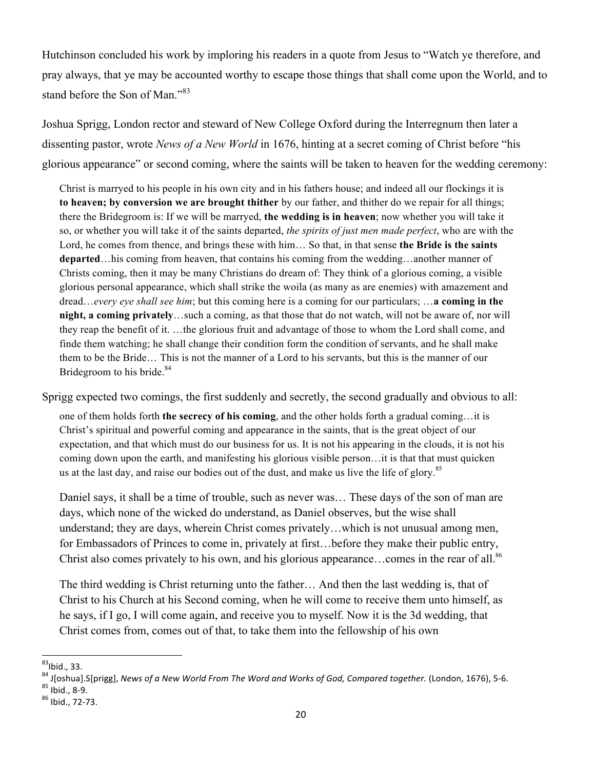Hutchinson concluded his work by imploring his readers in a quote from Jesus to "Watch ye therefore, and pray always, that ye may be accounted worthy to escape those things that shall come upon the World, and to stand before the Son of Man."[83]

Joshua Sprigg, London rector and steward of New College Oxford during the Interregnum then later a dissenting pastor, wrote *News of a New World* in 1676, hinting at a secret coming of Christ before "his glorious appearance" or second coming, where the saints will be taken to heaven for the wedding ceremony:

> Christ is marryed to his people in his own city and in his fathers house; and indeed all our flockings it is **to heaven; by conversion we are brought thither** by our father, and thither do we repair for all things; there the Bridegroom is: If we will be marryed, **the wedding is in heaven**; now whether you will take it so, or whether you will take it of the saints departed, *the spirits of just men made perfect*, who are with the Lord, he comes from thence, and brings these with him… So that, in that sense **the Bride is the saints departed**…his coming from heaven, that contains his coming from the wedding…another manner of Christs coming, then it may be many Christians do dream of: They think of a glorious coming, a visible glorious personal appearance, which shall strike the woila (as many as are enemies) with amazement and dread…*every eye shall see him*; but this coming here is a coming for our particulars; …**a coming in the night, a coming privately**…such a coming, as that those that do not watch, will not be aware of, nor will they reap the benefit of it. …the glorious fruit and advantage of those to whom the Lord shall come, and finde them watching; he shall change their condition form the condition of servants, and he shall make them to be the Bride… This is not the manner of a Lord to his servants, but this is the manner of our Bridegroom to his bride.[84]

Sprigg expected two comings, the first suddenly and secretly, the second gradually and obvious to all:

> one of them holds forth **the secrecy of his coming**, and the other holds forth a gradual coming…it is Christ's spiritual and powerful coming and appearance in the saints, that is the great object of our expectation, and that which must do our business for us. It is not his appearing in the clouds, it is not his coming down upon the earth, and manifesting his glorious visible person…it is that that must quicken us at the last day, and raise our bodies out of the dust, and make us live the life of glory.[85]

> Daniel says, it shall be a time of trouble, such as never was… These days of the son of man are days, which none of the wicked do understand, as Daniel observes, but the wise shall understand; they are days, wherein Christ comes privately…which is not unusual among men, for Embassadors of Princes to come in, privately at first…before they make their public entry, Christ also comes privately to his own, and his glorious appearance…comes in the rear of all.[86]

> The third wedding is Christ returning unto the father… And then the last wedding is, that of Christ to his Church at his Second coming, when he will come to receive them unto himself, as he says, if I go, I will come again, and receive you to myself. Now it is the 3d wedding, that Christ comes from, comes out of that, to take them into the fellowship of his own

---

[83] Ibid., 33.

[84] J[oshua].S[prigg], *News of a New World From The Word and Works of God, Compared together.* (London, 1676), 5-6.

[85] Ibid., 8-9.

[86] Ibid., 72-73.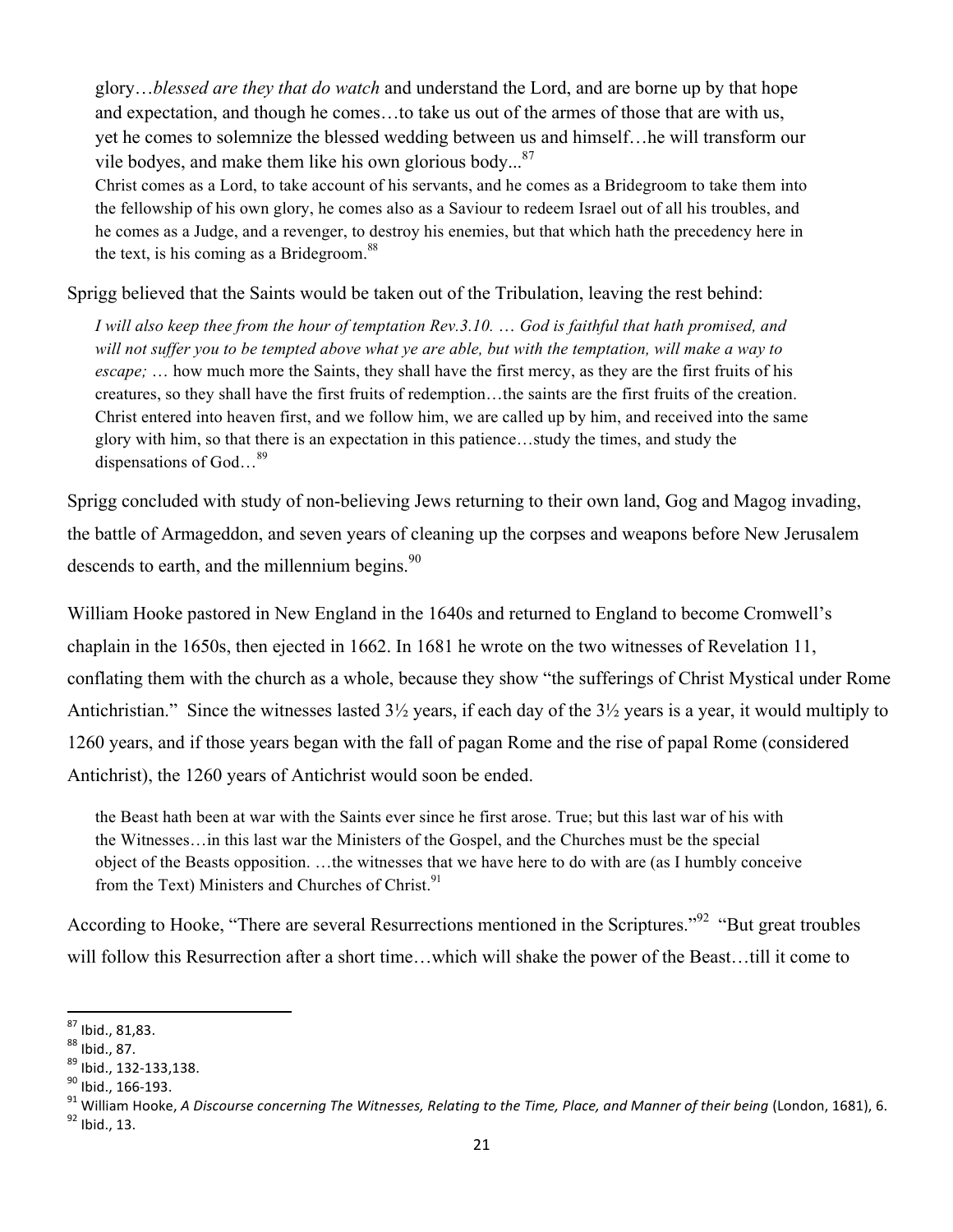glory…*blessed are they that do watch* and understand the Lord, and are borne up by that hope and expectation, and though he comes…to take us out of the armes of those that are with us, yet he comes to solemnize the blessed wedding between us and himself…he will transform our vile bodyes, and make them like his own glorious body...[87]

> Christ comes as a Lord, to take account of his servants, and he comes as a Bridegroom to take them into the fellowship of his own glory, he comes also as a Saviour to redeem Israel out of all his troubles, and he comes as a Judge, and a revenger, to destroy his enemies, but that which hath the precedency here in the text, is his coming as a Bridegroom.[88]

Sprigg believed that the Saints would be taken out of the Tribulation, leaving the rest behind:

> *I will also keep thee from the hour of temptation Rev.3.10.* … *God is faithful that hath promised, and will not suffer you to be tempted above what ye are able, but with the temptation, will make a way to escape;* … how much more the Saints, they shall have the first mercy, as they are the first fruits of his creatures, so they shall have the first fruits of redemption…the saints are the first fruits of the creation. Christ entered into heaven first, and we follow him, we are called up by him, and received into the same glory with him, so that there is an expectation in this patience…study the times, and study the dispensations of God…[89]

Sprigg concluded with study of non-believing Jews returning to their own land, Gog and Magog invading, the battle of Armageddon, and seven years of cleaning up the corpses and weapons before New Jerusalem descends to earth, and the millennium begins.[90]

William Hooke pastored in New England in the 1640s and returned to England to become Cromwell's chaplain in the 1650s, then ejected in 1662. In 1681 he wrote on the two witnesses of Revelation 11, conflating them with the church as a whole, because they show "the sufferings of Christ Mystical under Rome Antichristian." Since the witnesses lasted 3½ years, if each day of the 3½ years is a year, it would multiply to 1260 years, and if those years began with the fall of pagan Rome and the rise of papal Rome (considered Antichrist), the 1260 years of Antichrist would soon be ended.

> the Beast hath been at war with the Saints ever since he first arose. True; but this last war of his with the Witnesses…in this last war the Ministers of the Gospel, and the Churches must be the special object of the Beasts opposition. …the witnesses that we have here to do with are (as I humbly conceive from the Text) Ministers and Churches of Christ.[91]

According to Hooke, "There are several Resurrections mentioned in the Scriptures."[92] "But great troubles will follow this Resurrection after a short time…which will shake the power of the Beast…till it come to

---

[87] Ibid., 81,83.
[88] Ibid., 87.
[89] Ibid., 132-133,138.
[90] Ibid., 166-193.
[91] William Hooke, *A Discourse concerning The Witnesses, Relating to the Time, Place, and Manner of their being* (London, 1681), 6.
[92] Ibid., 13.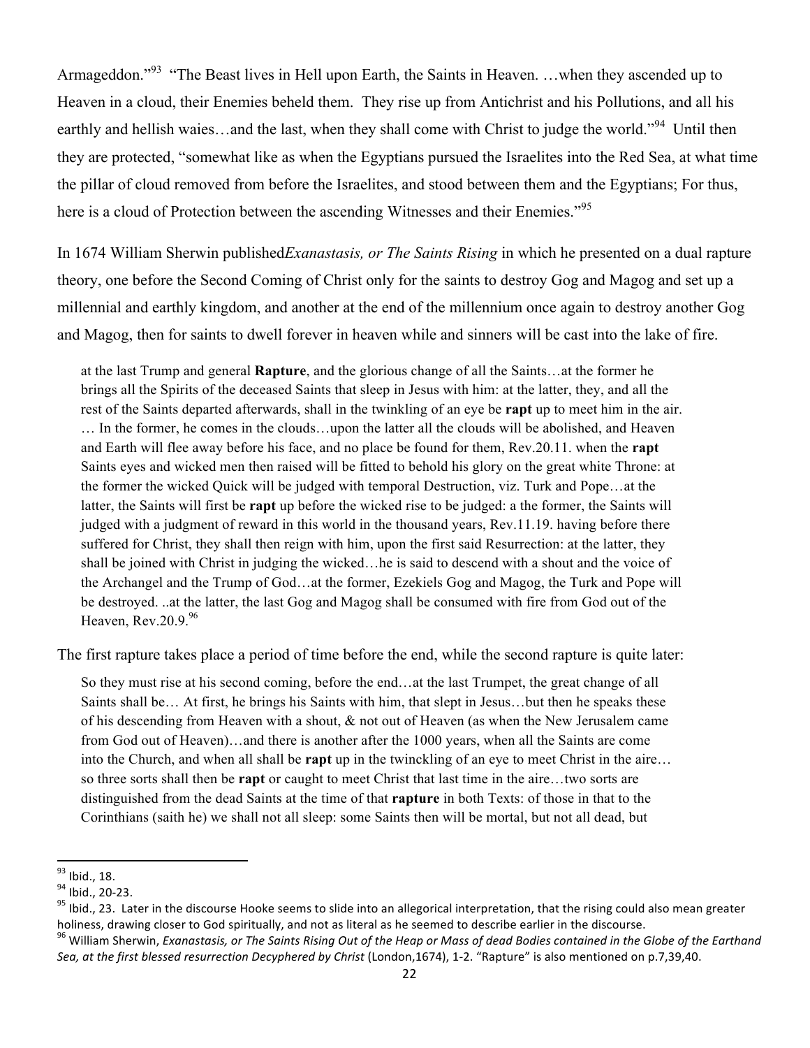Armageddon."[93] "The Beast lives in Hell upon Earth, the Saints in Heaven. …when they ascended up to Heaven in a cloud, their Enemies beheld them. They rise up from Antichrist and his Pollutions, and all his earthly and hellish waies…and the last, when they shall come with Christ to judge the world."[94] Until then they are protected, "somewhat like as when the Egyptians pursued the Israelites into the Red Sea, at what time the pillar of cloud removed from before the Israelites, and stood between them and the Egyptians; For thus, here is a cloud of Protection between the ascending Witnesses and their Enemies."[95]

In 1674 William Sherwin published*Exanastasis, or The Saints Rising* in which he presented on a dual rapture theory, one before the Second Coming of Christ only for the saints to destroy Gog and Magog and set up a millennial and earthly kingdom, and another at the end of the millennium once again to destroy another Gog and Magog, then for saints to dwell forever in heaven while and sinners will be cast into the lake of fire.

> at the last Trump and general **Rapture**, and the glorious change of all the Saints…at the former he brings all the Spirits of the deceased Saints that sleep in Jesus with him: at the latter, they, and all the rest of the Saints departed afterwards, shall in the twinkling of an eye be **rapt** up to meet him in the air. … In the former, he comes in the clouds…upon the latter all the clouds will be abolished, and Heaven and Earth will flee away before his face, and no place be found for them, Rev.20.11. when the **rapt** Saints eyes and wicked men then raised will be fitted to behold his glory on the great white Throne: at the former the wicked Quick will be judged with temporal Destruction, viz. Turk and Pope…at the latter, the Saints will first be **rapt** up before the wicked rise to be judged: a the former, the Saints will judged with a judgment of reward in this world in the thousand years, Rev.11.19. having before there suffered for Christ, they shall then reign with him, upon the first said Resurrection: at the latter, they shall be joined with Christ in judging the wicked…he is said to descend with a shout and the voice of the Archangel and the Trump of God…at the former, Ezekiels Gog and Magog, the Turk and Pope will be destroyed. ..at the latter, the last Gog and Magog shall be consumed with fire from God out of the Heaven, Rev.20.9.[96]

The first rapture takes place a period of time before the end, while the second rapture is quite later:

> So they must rise at his second coming, before the end…at the last Trumpet, the great change of all Saints shall be… At first, he brings his Saints with him, that slept in Jesus…but then he speaks these of his descending from Heaven with a shout, & not out of Heaven (as when the New Jerusalem came from God out of Heaven)…and there is another after the 1000 years, when all the Saints are come into the Church, and when all shall be **rapt** up in the twinckling of an eye to meet Christ in the aire… so three sorts shall then be **rapt** or caught to meet Christ that last time in the aire…two sorts are distinguished from the dead Saints at the time of that **rapture** in both Texts: of those in that to the Corinthians (saith he) we shall not all sleep: some Saints then will be mortal, but not all dead, but

---

[93] Ibid., 18.

[94] Ibid., 20-23.

[95] Ibid., 23. Later in the discourse Hooke seems to slide into an allegorical interpretation, that the rising could also mean greater holiness, drawing closer to God spiritually, and not as literal as he seemed to describe earlier in the discourse.

[96] William Sherwin, *Exanastasis, or The Saints Rising Out of the Heap or Mass of dead Bodies contained in the Globe of the Earthand Sea, at the first blessed resurrection Decyphered by Christ* (London,1674), 1-2. "Rapture" is also mentioned on p.7,39,40.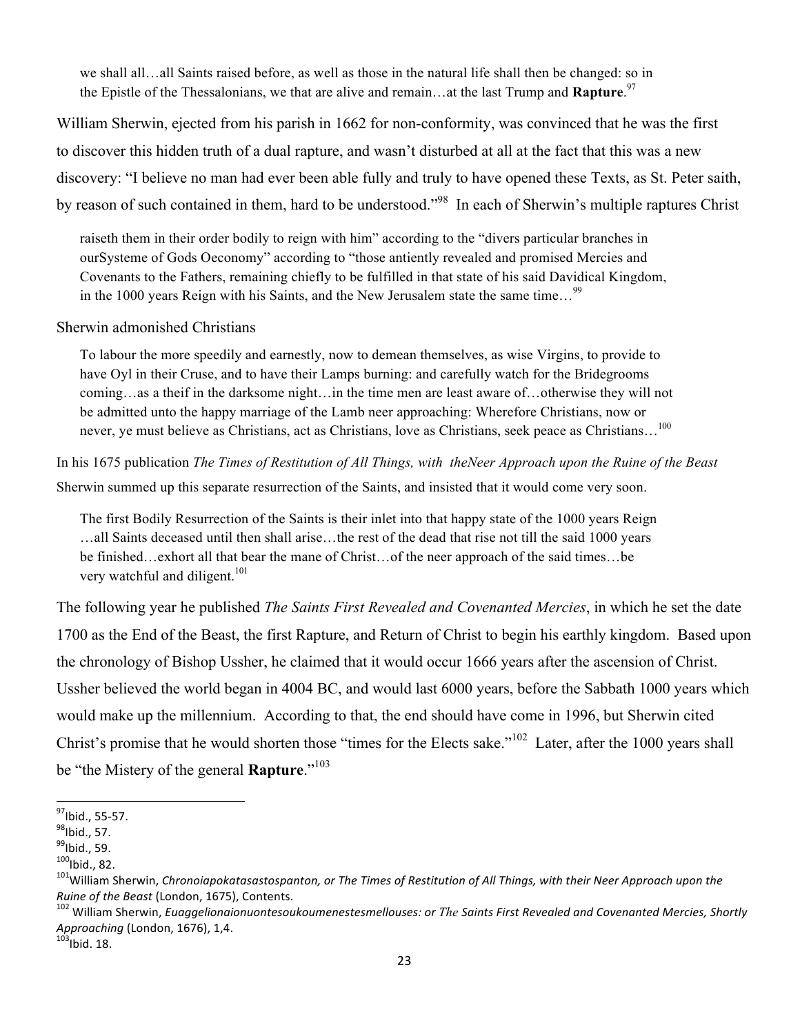> we shall all…all Saints raised before, as well as those in the natural life shall then be changed: so in the Epistle of the Thessalonians, we that are alive and remain…at the last Trump and **Rapture**.[97]

William Sherwin, ejected from his parish in 1662 for non-conformity, was convinced that he was the first to discover this hidden truth of a dual rapture, and wasn't disturbed at all at the fact that this was a new discovery: "I believe no man had ever been able fully and truly to have opened these Texts, as St. Peter saith, by reason of such contained in them, hard to be understood."[98] In each of Sherwin's multiple raptures Christ

> raiseth them in their order bodily to reign with him" according to the "divers particular branches in ourSysteme of Gods Oeconomy" according to "those antiently revealed and promised Mercies and Covenants to the Fathers, remaining chiefly to be fulfilled in that state of his said Davidical Kingdom, in the 1000 years Reign with his Saints, and the New Jerusalem state the same time…[99]

Sherwin admonished Christians

> To labour the more speedily and earnestly, now to demean themselves, as wise Virgins, to provide to have Oyl in their Cruse, and to have their Lamps burning: and carefully watch for the Bridegrooms coming…as a theif in the darksome night…in the time men are least aware of…otherwise they will not be admitted unto the happy marriage of the Lamb neer approaching: Wherefore Christians, now or never, ye must believe as Christians, act as Christians, love as Christians, seek peace as Christians…[100]

In his 1675 publication *The Times of Restitution of All Things, with theNeer Approach upon the Ruine of the Beast* Sherwin summed up this separate resurrection of the Saints, and insisted that it would come very soon.

> The first Bodily Resurrection of the Saints is their inlet into that happy state of the 1000 years Reign …all Saints deceased until then shall arise…the rest of the dead that rise not till the said 1000 years be finished…exhort all that bear the mane of Christ…of the neer approach of the said times…be very watchful and diligent.[101]

The following year he published *The Saints First Revealed and Covenanted Mercies*, in which he set the date 1700 as the End of the Beast, the first Rapture, and Return of Christ to begin his earthly kingdom. Based upon the chronology of Bishop Ussher, he claimed that it would occur 1666 years after the ascension of Christ. Ussher believed the world began in 4004 BC, and would last 6000 years, before the Sabbath 1000 years which would make up the millennium. According to that, the end should have come in 1996, but Sherwin cited Christ's promise that he would shorten those "times for the Elects sake."[102] Later, after the 1000 years shall be "the Mistery of the general **Rapture**."[103]

---

[97] Ibid., 55-57.
[98] Ibid., 57.
[99] Ibid., 59.
[100] Ibid., 82.
[101] William Sherwin, *Chronoiapokatasastospanton, or The Times of Restitution of All Things, with their Neer Approach upon the Ruine of the Beast* (London, 1675), Contents.
[102] William Sherwin, *Euaggelionaionuontesoukoumenestesmellouses: or The Saints First Revealed and Covenanted Mercies, Shortly Approaching* (London, 1676), 1,4.
[103] Ibid. 18.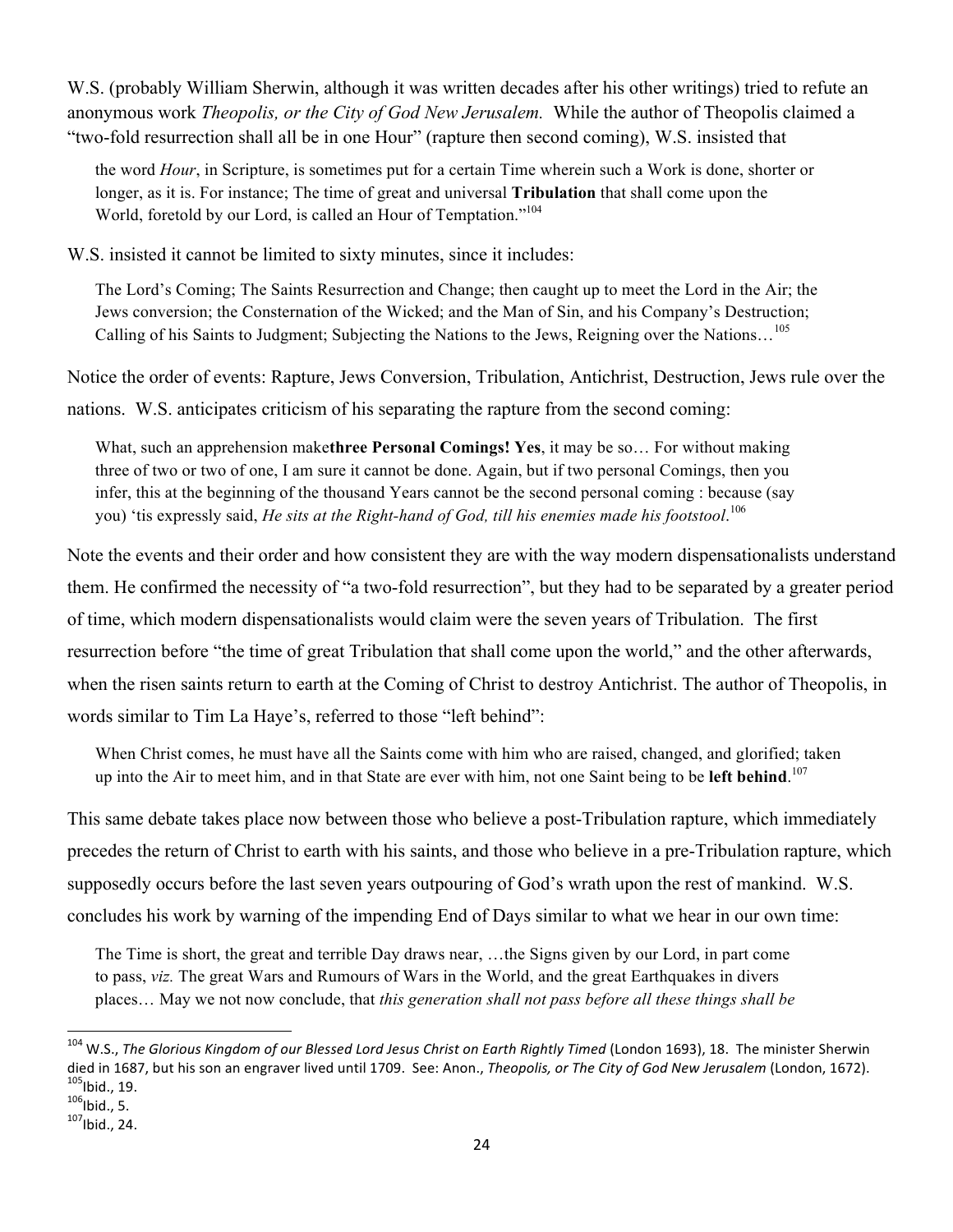W.S. (probably William Sherwin, although it was written decades after his other writings) tried to refute an anonymous work *Theopolis, or the City of God New Jerusalem.* While the author of Theopolis claimed a "two-fold resurrection shall all be in one Hour" (rapture then second coming), W.S. insisted that

> the word *Hour*, in Scripture, is sometimes put for a certain Time wherein such a Work is done, shorter or longer, as it is. For instance; The time of great and universal **Tribulation** that shall come upon the World, foretold by our Lord, is called an Hour of Temptation."[104]

W.S. insisted it cannot be limited to sixty minutes, since it includes:

> The Lord's Coming; The Saints Resurrection and Change; then caught up to meet the Lord in the Air; the Jews conversion; the Consternation of the Wicked; and the Man of Sin, and his Company's Destruction; Calling of his Saints to Judgment; Subjecting the Nations to the Jews, Reigning over the Nations…[105]

Notice the order of events: Rapture, Jews Conversion, Tribulation, Antichrist, Destruction, Jews rule over the nations. W.S. anticipates criticism of his separating the rapture from the second coming:

> What, such an apprehension make**three Personal Comings! Yes**, it may be so… For without making three of two or two of one, I am sure it cannot be done. Again, but if two personal Comings, then you infer, this at the beginning of the thousand Years cannot be the second personal coming : because (say you) 'tis expressly said, *He sits at the Right-hand of God, till his enemies made his footstool*.[106]

Note the events and their order and how consistent they are with the way modern dispensationalists understand them. He confirmed the necessity of "a two-fold resurrection", but they had to be separated by a greater period of time, which modern dispensationalists would claim were the seven years of Tribulation. The first resurrection before "the time of great Tribulation that shall come upon the world," and the other afterwards, when the risen saints return to earth at the Coming of Christ to destroy Antichrist. The author of Theopolis, in words similar to Tim La Haye's, referred to those "left behind":

> When Christ comes, he must have all the Saints come with him who are raised, changed, and glorified; taken up into the Air to meet him, and in that State are ever with him, not one Saint being to be **left behind**.[107]

This same debate takes place now between those who believe a post-Tribulation rapture, which immediately precedes the return of Christ to earth with his saints, and those who believe in a pre-Tribulation rapture, which supposedly occurs before the last seven years outpouring of God's wrath upon the rest of mankind. W.S. concludes his work by warning of the impending End of Days similar to what we hear in our own time:

> The Time is short, the great and terrible Day draws near, …the Signs given by our Lord, in part come to pass, *viz.* The great Wars and Rumours of Wars in the World, and the great Earthquakes in divers places… May we not now conclude, that *this generation shall not pass before all these things shall be*

---

[104] W.S., *The Glorious Kingdom of our Blessed Lord Jesus Christ on Earth Rightly Timed* (London 1693), 18. The minister Sherwin died in 1687, but his son an engraver lived until 1709. See: Anon., *Theopolis, or The City of God New Jerusalem* (London, 1672).

[105] Ibid., 19.

[106] Ibid., 5.

[107] Ibid., 24.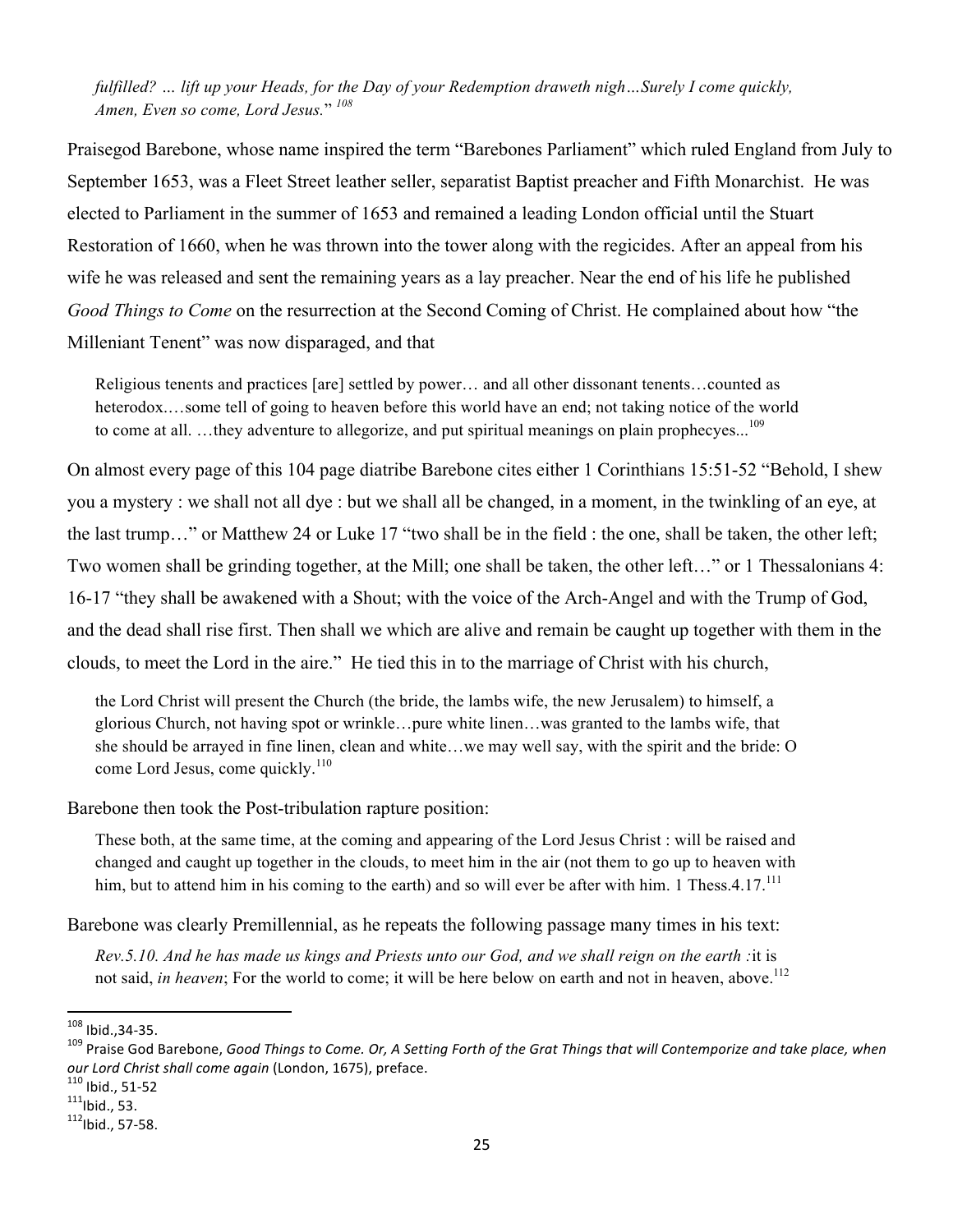*fulfilled? … lift up your Heads, for the Day of your Redemption draweth nigh…Surely I come quickly, Amen, Even so come, Lord Jesus.*" [108]

Praisegod Barebone, whose name inspired the term "Barebones Parliament" which ruled England from July to September 1653, was a Fleet Street leather seller, separatist Baptist preacher and Fifth Monarchist. He was elected to Parliament in the summer of 1653 and remained a leading London official until the Stuart Restoration of 1660, when he was thrown into the tower along with the regicides. After an appeal from his wife he was released and sent the remaining years as a lay preacher. Near the end of his life he published *Good Things to Come* on the resurrection at the Second Coming of Christ. He complained about how "the Milleniant Tenent" was now disparaged, and that

> Religious tenents and practices [are] settled by power… and all other dissonant tenents…counted as heterodox.…some tell of going to heaven before this world have an end; not taking notice of the world to come at all. …they adventure to allegorize, and put spiritual meanings on plain prophecyes...[109]

On almost every page of this 104 page diatribe Barebone cites either 1 Corinthians 15:51-52 "Behold, I shew you a mystery : we shall not all dye : but we shall all be changed, in a moment, in the twinkling of an eye, at the last trump…" or Matthew 24 or Luke 17 "two shall be in the field : the one, shall be taken, the other left; Two women shall be grinding together, at the Mill; one shall be taken, the other left…" or 1 Thessalonians 4: 16-17 "they shall be awakened with a Shout; with the voice of the Arch-Angel and with the Trump of God, and the dead shall rise first. Then shall we which are alive and remain be caught up together with them in the clouds, to meet the Lord in the aire." He tied this in to the marriage of Christ with his church,

> the Lord Christ will present the Church (the bride, the lambs wife, the new Jerusalem) to himself, a glorious Church, not having spot or wrinkle…pure white linen…was granted to the lambs wife, that she should be arrayed in fine linen, clean and white…we may well say, with the spirit and the bride: O come Lord Jesus, come quickly.[110]

Barebone then took the Post-tribulation rapture position:

> These both, at the same time, at the coming and appearing of the Lord Jesus Christ : will be raised and changed and caught up together in the clouds, to meet him in the air (not them to go up to heaven with him, but to attend him in his coming to the earth) and so will ever be after with him. 1 Thess.4.17.[111]

Barebone was clearly Premillennial, as he repeats the following passage many times in his text:

> *Rev.5.10. And he has made us kings and Priests unto our God, and we shall reign on the earth :*it is not said, *in heaven*; For the world to come; it will be here below on earth and not in heaven, above.[112]

---

[108] Ibid.,34-35.

[109] Praise God Barebone, *Good Things to Come. Or, A Setting Forth of the Grat Things that will Contemporize and take place, when our Lord Christ shall come again* (London, 1675), preface.

[110] Ibid., 51-52

[111] Ibid., 53.

[112] Ibid., 57-58.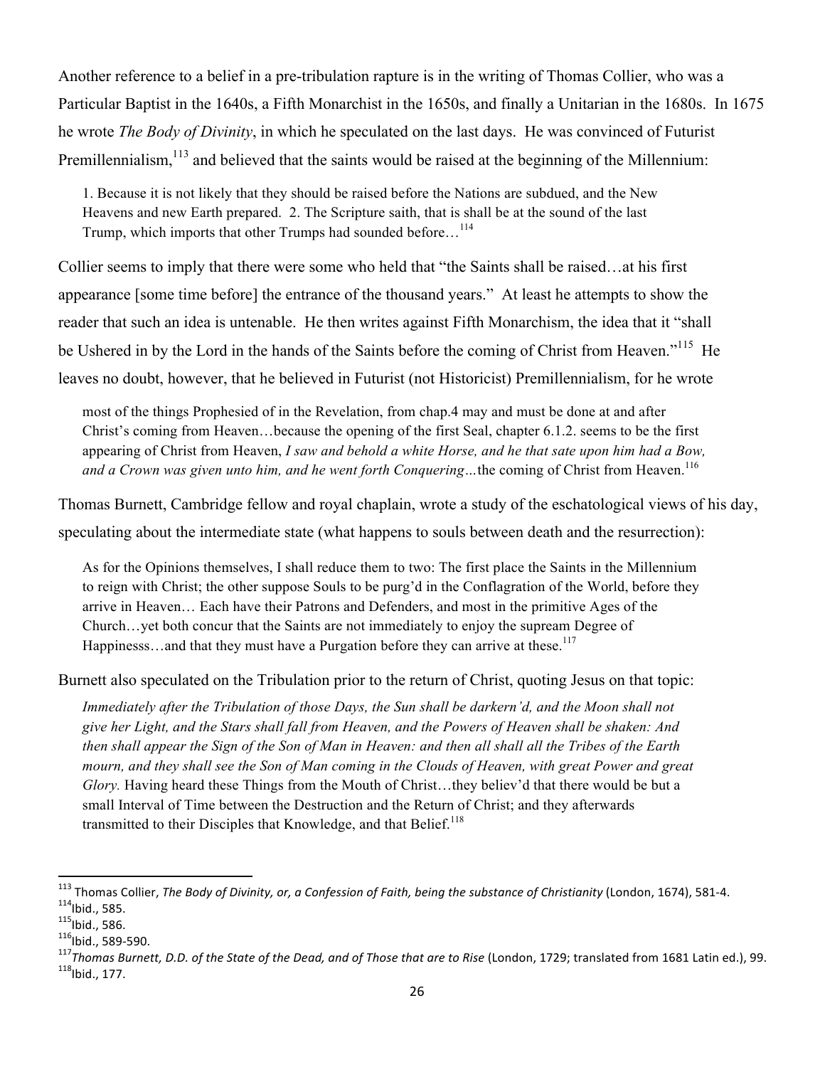Another reference to a belief in a pre-tribulation rapture is in the writing of Thomas Collier, who was a Particular Baptist in the 1640s, a Fifth Monarchist in the 1650s, and finally a Unitarian in the 1680s. In 1675 he wrote *The Body of Divinity*, in which he speculated on the last days. He was convinced of Futurist Premillennialism,[113] and believed that the saints would be raised at the beginning of the Millennium:

> 1. Because it is not likely that they should be raised before the Nations are subdued, and the New Heavens and new Earth prepared. 2. The Scripture saith, that is shall be at the sound of the last Trump, which imports that other Trumps had sounded before…[114]

Collier seems to imply that there were some who held that "the Saints shall be raised…at his first appearance [some time before] the entrance of the thousand years." At least he attempts to show the reader that such an idea is untenable. He then writes against Fifth Monarchism, the idea that it "shall be Ushered in by the Lord in the hands of the Saints before the coming of Christ from Heaven."[115] He leaves no doubt, however, that he believed in Futurist (not Historicist) Premillennialism, for he wrote

> most of the things Prophesied of in the Revelation, from chap.4 may and must be done at and after Christ's coming from Heaven…because the opening of the first Seal, chapter 6.1.2. seems to be the first appearing of Christ from Heaven, *I saw and behold a white Horse, and he that sate upon him had a Bow, and a Crown was given unto him, and he went forth Conquering…*the coming of Christ from Heaven.[116]

Thomas Burnett, Cambridge fellow and royal chaplain, wrote a study of the eschatological views of his day, speculating about the intermediate state (what happens to souls between death and the resurrection):

> As for the Opinions themselves, I shall reduce them to two: The first place the Saints in the Millennium to reign with Christ; the other suppose Souls to be purg'd in the Conflagration of the World, before they arrive in Heaven… Each have their Patrons and Defenders, and most in the primitive Ages of the Church…yet both concur that the Saints are not immediately to enjoy the supream Degree of Happinesss…and that they must have a Purgation before they can arrive at these.[117]

Burnett also speculated on the Tribulation prior to the return of Christ, quoting Jesus on that topic:

> *Immediately after the Tribulation of those Days, the Sun shall be darkern'd, and the Moon shall not give her Light, and the Stars shall fall from Heaven, and the Powers of Heaven shall be shaken: And then shall appear the Sign of the Son of Man in Heaven: and then all shall all the Tribes of the Earth mourn, and they shall see the Son of Man coming in the Clouds of Heaven, with great Power and great Glory.* Having heard these Things from the Mouth of Christ…they believ'd that there would be but a small Interval of Time between the Destruction and the Return of Christ; and they afterwards transmitted to their Disciples that Knowledge, and that Belief.[118]

---

[113] Thomas Collier, *The Body of Divinity, or, a Confession of Faith, being the substance of Christianity* (London, 1674), 581-4.

[114] Ibid., 585.

[115] Ibid., 586.

[116] Ibid., 589-590.

[117] *Thomas Burnett, D.D. of the State of the Dead, and of Those that are to Rise* (London, 1729; translated from 1681 Latin ed.), 99.

[118] Ibid., 177.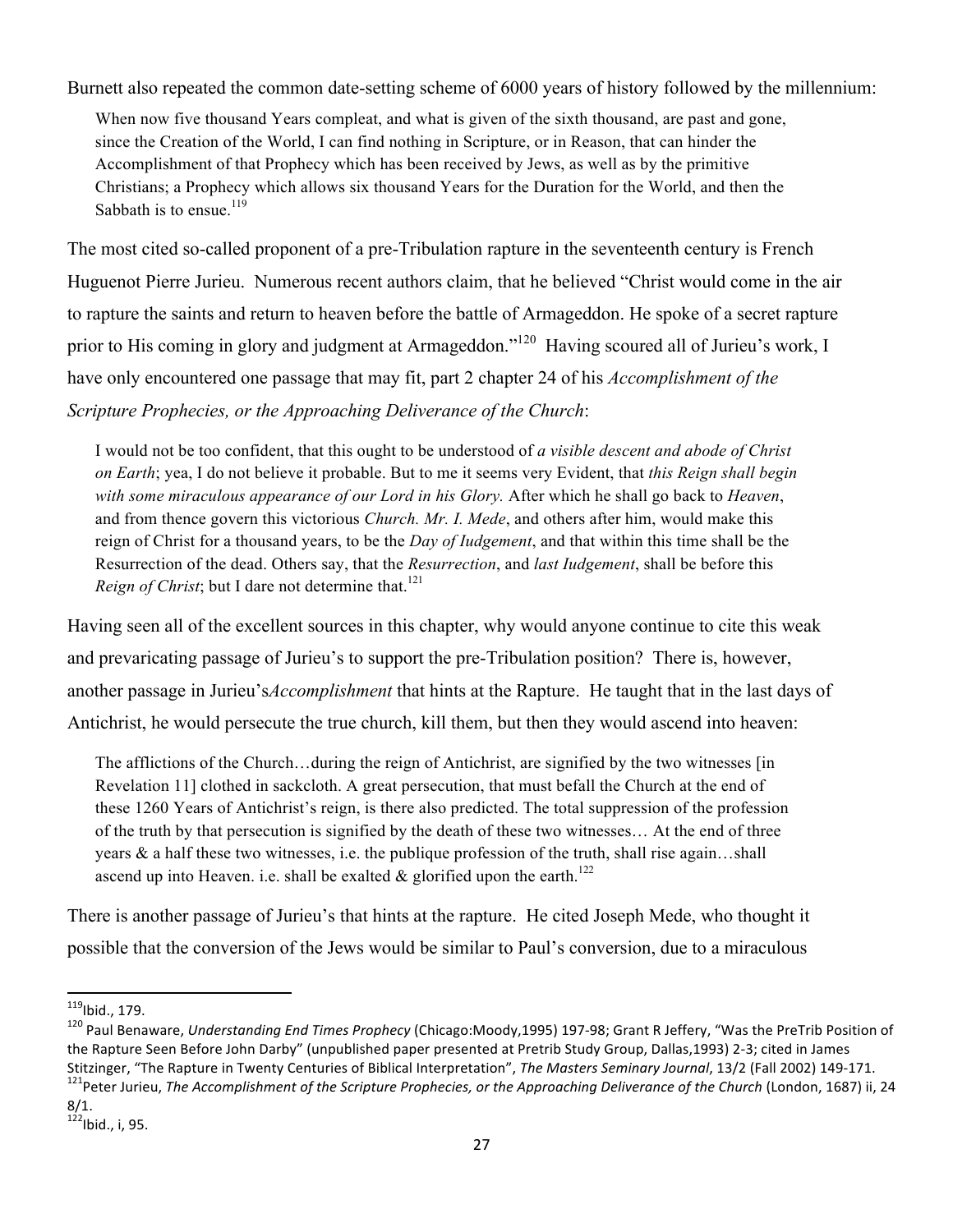Burnett also repeated the common date-setting scheme of 6000 years of history followed by the millennium:

> When now five thousand Years compleat, and what is given of the sixth thousand, are past and gone, since the Creation of the World, I can find nothing in Scripture, or in Reason, that can hinder the Accomplishment of that Prophecy which has been received by Jews, as well as by the primitive Christians; a Prophecy which allows six thousand Years for the Duration for the World, and then the Sabbath is to ensue.[119]

The most cited so-called proponent of a pre-Tribulation rapture in the seventeenth century is French Huguenot Pierre Jurieu. Numerous recent authors claim, that he believed "Christ would come in the air to rapture the saints and return to heaven before the battle of Armageddon. He spoke of a secret rapture prior to His coming in glory and judgment at Armageddon."[120] Having scoured all of Jurieu's work, I have only encountered one passage that may fit, part 2 chapter 24 of his *Accomplishment of the Scripture Prophecies, or the Approaching Deliverance of the Church*:

> I would not be too confident, that this ought to be understood of *a visible descent and abode of Christ on Earth*; yea, I do not believe it probable. But to me it seems very Evident, that *this Reign shall begin with some miraculous appearance of our Lord in his Glory.* After which he shall go back to *Heaven*, and from thence govern this victorious *Church. Mr. I. Mede*, and others after him, would make this reign of Christ for a thousand years, to be the *Day of Iudgement*, and that within this time shall be the Resurrection of the dead. Others say, that the *Resurrection*, and *last Iudgement*, shall be before this *Reign of Christ*; but I dare not determine that.[121]

Having seen all of the excellent sources in this chapter, why would anyone continue to cite this weak and prevaricating passage of Jurieu's to support the pre-Tribulation position? There is, however, another passage in Jurieu's*Accomplishment* that hints at the Rapture. He taught that in the last days of Antichrist, he would persecute the true church, kill them, but then they would ascend into heaven:

> The afflictions of the Church…during the reign of Antichrist, are signified by the two witnesses [in Revelation 11] clothed in sackcloth. A great persecution, that must befall the Church at the end of these 1260 Years of Antichrist's reign, is there also predicted. The total suppression of the profession of the truth by that persecution is signified by the death of these two witnesses… At the end of three years & a half these two witnesses, i.e. the publique profession of the truth, shall rise again…shall ascend up into Heaven. i.e. shall be exalted & glorified upon the earth.[122]

There is another passage of Jurieu's that hints at the rapture. He cited Joseph Mede, who thought it possible that the conversion of the Jews would be similar to Paul's conversion, due to a miraculous

---

[119] Ibid., 179.

[120] Paul Benaware, *Understanding End Times Prophecy* (Chicago:Moody,1995) 197-98; Grant R Jeffery, "Was the PreTrib Position of the Rapture Seen Before John Darby" (unpublished paper presented at Pretrib Study Group, Dallas,1993) 2-3; cited in James Stitzinger, "The Rapture in Twenty Centuries of Biblical Interpretation", *The Masters Seminary Journal*, 13/2 (Fall 2002) 149-171.

[121] Peter Jurieu, *The Accomplishment of the Scripture Prophecies, or the Approaching Deliverance of the Church* (London, 1687) ii, 24 8/1.

[122] Ibid., i, 95.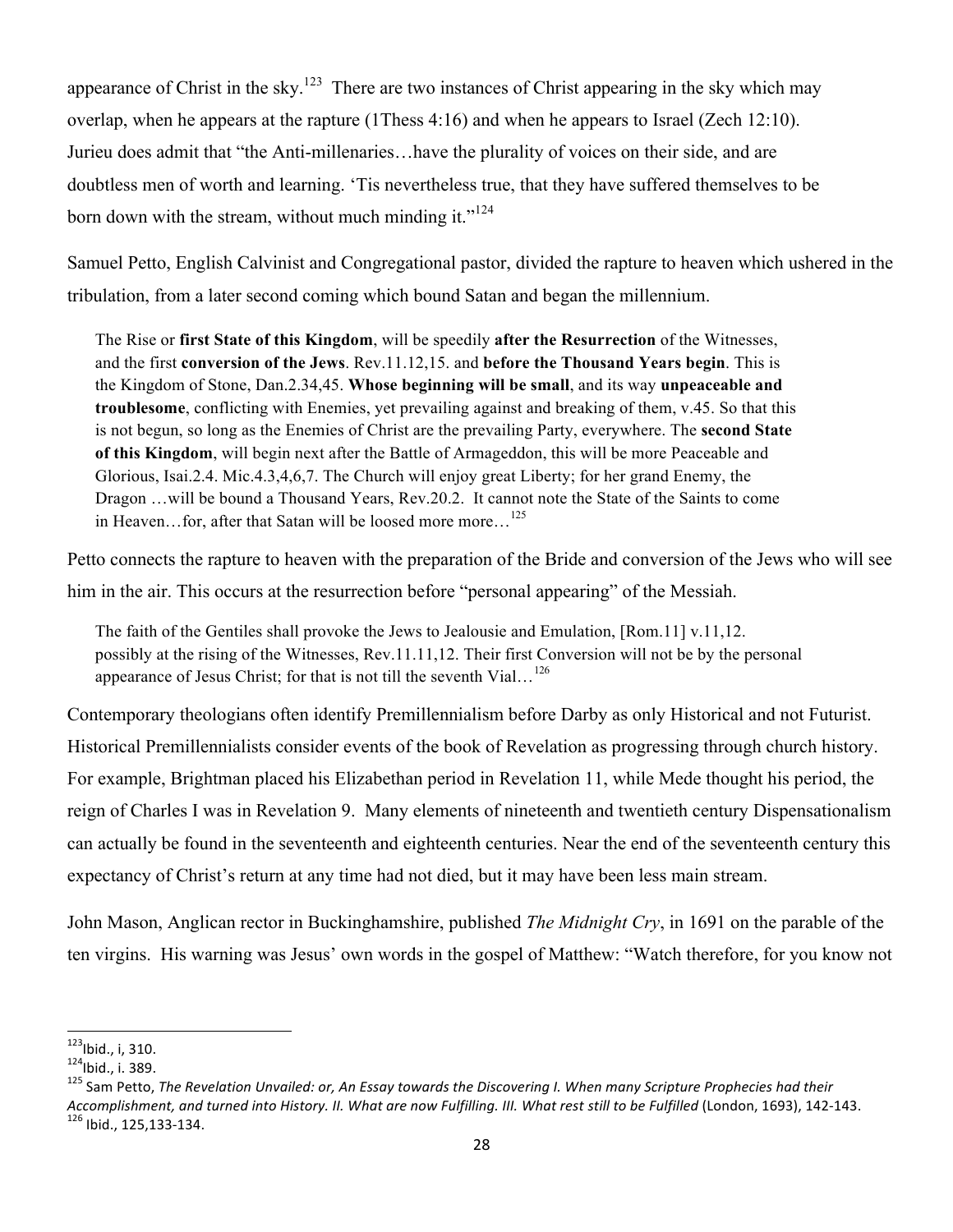appearance of Christ in the sky.[123] There are two instances of Christ appearing in the sky which may overlap, when he appears at the rapture (1Thess 4:16) and when he appears to Israel (Zech 12:10). Jurieu does admit that "the Anti-millenaries…have the plurality of voices on their side, and are doubtless men of worth and learning. 'Tis nevertheless true, that they have suffered themselves to be born down with the stream, without much minding it."[124]

Samuel Petto, English Calvinist and Congregational pastor, divided the rapture to heaven which ushered in the tribulation, from a later second coming which bound Satan and began the millennium.

> The Rise or **first State of this Kingdom**, will be speedily **after the Resurrection** of the Witnesses, and the first **conversion of the Jews**. Rev.11.12,15. and **before the Thousand Years begin**. This is the Kingdom of Stone, Dan.2.34,45. **Whose beginning will be small**, and its way **unpeaceable and troublesome**, conflicting with Enemies, yet prevailing against and breaking of them, v.45. So that this is not begun, so long as the Enemies of Christ are the prevailing Party, everywhere. The **second State of this Kingdom**, will begin next after the Battle of Armageddon, this will be more Peaceable and Glorious, Isai.2.4. Mic.4.3,4,6,7. The Church will enjoy great Liberty; for her grand Enemy, the Dragon …will be bound a Thousand Years, Rev.20.2. It cannot note the State of the Saints to come in Heaven…for, after that Satan will be loosed more more…[125]

Petto connects the rapture to heaven with the preparation of the Bride and conversion of the Jews who will see him in the air. This occurs at the resurrection before "personal appearing" of the Messiah.

> The faith of the Gentiles shall provoke the Jews to Jealousie and Emulation, [Rom.11] v.11,12. possibly at the rising of the Witnesses, Rev.11.11,12. Their first Conversion will not be by the personal appearance of Jesus Christ; for that is not till the seventh Vial…[126]

Contemporary theologians often identify Premillennialism before Darby as only Historical and not Futurist. Historical Premillennialists consider events of the book of Revelation as progressing through church history. For example, Brightman placed his Elizabethan period in Revelation 11, while Mede thought his period, the reign of Charles I was in Revelation 9. Many elements of nineteenth and twentieth century Dispensationalism can actually be found in the seventeenth and eighteenth centuries. Near the end of the seventeenth century this expectancy of Christ's return at any time had not died, but it may have been less main stream.

John Mason, Anglican rector in Buckinghamshire, published *The Midnight Cry*, in 1691 on the parable of the ten virgins. His warning was Jesus' own words in the gospel of Matthew: "Watch therefore, for you know not

---

[123] Ibid., i, 310.

[124] Ibid., i. 389.

[125] Sam Petto, *The Revelation Unvailed: or, An Essay towards the Discovering I. When many Scripture Prophecies had their Accomplishment, and turned into History. II. What are now Fulfilling. III. What rest still to be Fulfilled* (London, 1693), 142-143.

[126] Ibid., 125,133-134.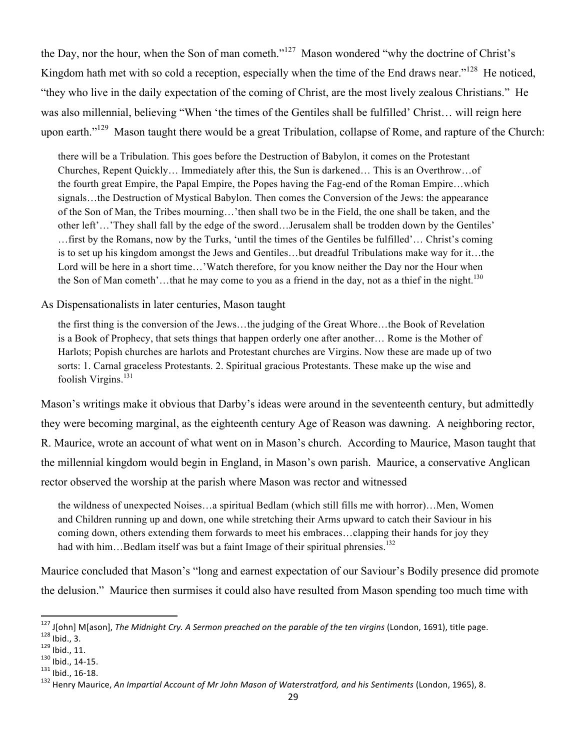the Day, nor the hour, when the Son of man cometh."[127] Mason wondered "why the doctrine of Christ's Kingdom hath met with so cold a reception, especially when the time of the End draws near."[128] He noticed, "they who live in the daily expectation of the coming of Christ, are the most lively zealous Christians." He was also millennial, believing "When 'the times of the Gentiles shall be fulfilled' Christ… will reign here upon earth."[129] Mason taught there would be a great Tribulation, collapse of Rome, and rapture of the Church:

> there will be a Tribulation. This goes before the Destruction of Babylon, it comes on the Protestant Churches, Repent Quickly… Immediately after this, the Sun is darkened… This is an Overthrow…of the fourth great Empire, the Papal Empire, the Popes having the Fag-end of the Roman Empire…which signals…the Destruction of Mystical Babylon. Then comes the Conversion of the Jews: the appearance of the Son of Man, the Tribes mourning…'then shall two be in the Field, the one shall be taken, and the other left'…'They shall fall by the edge of the sword…Jerusalem shall be trodden down by the Gentiles' …first by the Romans, now by the Turks, 'until the times of the Gentiles be fulfilled'… Christ's coming is to set up his kingdom amongst the Jews and Gentiles…but dreadful Tribulations make way for it…the Lord will be here in a short time…'Watch therefore, for you know neither the Day nor the Hour when the Son of Man cometh'…that he may come to you as a friend in the day, not as a thief in the night.[130]

As Dispensationalists in later centuries, Mason taught

> the first thing is the conversion of the Jews…the judging of the Great Whore…the Book of Revelation is a Book of Prophecy, that sets things that happen orderly one after another… Rome is the Mother of Harlots; Popish churches are harlots and Protestant churches are Virgins. Now these are made up of two sorts: 1. Carnal graceless Protestants. 2. Spiritual gracious Protestants. These make up the wise and foolish Virgins.[131]

Mason's writings make it obvious that Darby's ideas were around in the seventeenth century, but admittedly they were becoming marginal, as the eighteenth century Age of Reason was dawning. A neighboring rector, R. Maurice, wrote an account of what went on in Mason's church. According to Maurice, Mason taught that the millennial kingdom would begin in England, in Mason's own parish. Maurice, a conservative Anglican rector observed the worship at the parish where Mason was rector and witnessed

> the wildness of unexpected Noises…a spiritual Bedlam (which still fills me with horror)…Men, Women and Children running up and down, one while stretching their Arms upward to catch their Saviour in his coming down, others extending them forwards to meet his embraces…clapping their hands for joy they had with him…Bedlam itself was but a faint Image of their spiritual phrensies.[132]

Maurice concluded that Mason's "long and earnest expectation of our Saviour's Bodily presence did promote the delusion." Maurice then surmises it could also have resulted from Mason spending too much time with

---

[127] J[ohn] M[ason], *The Midnight Cry. A Sermon preached on the parable of the ten virgins* (London, 1691), title page.

[128] Ibid., 3.

[129] Ibid., 11.

[130] Ibid., 14-15.

[131] Ibid., 16-18.

[132] Henry Maurice, *An Impartial Account of Mr John Mason of Waterstratford, and his Sentiments* (London, 1965), 8.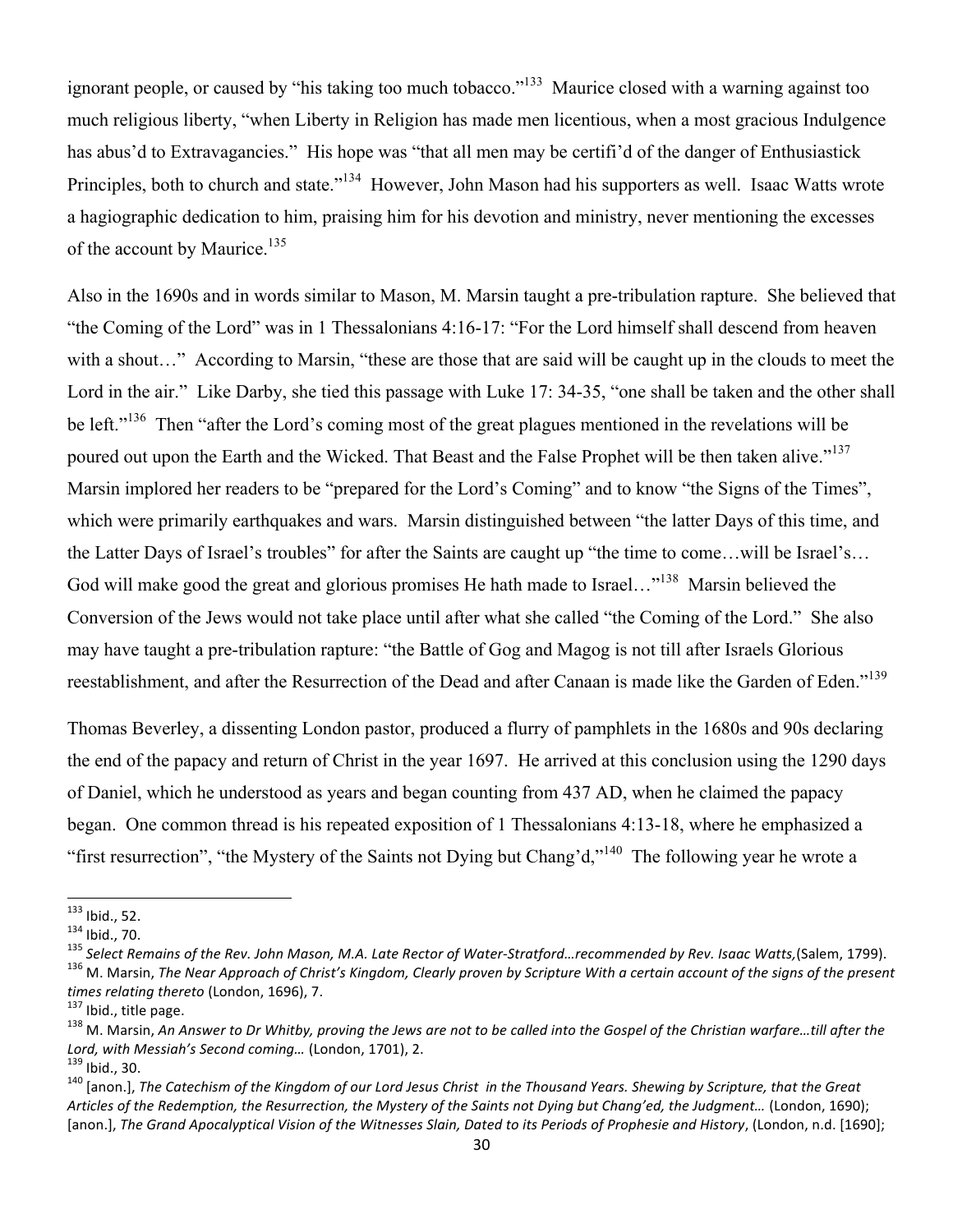ignorant people, or caused by "his taking too much tobacco."[133] Maurice closed with a warning against too much religious liberty, "when Liberty in Religion has made men licentious, when a most gracious Indulgence has abus'd to Extravagancies." His hope was "that all men may be certifi'd of the danger of Enthusiastick Principles, both to church and state."[134] However, John Mason had his supporters as well. Isaac Watts wrote a hagiographic dedication to him, praising him for his devotion and ministry, never mentioning the excesses of the account by Maurice.[135]

Also in the 1690s and in words similar to Mason, M. Marsin taught a pre-tribulation rapture. She believed that "the Coming of the Lord" was in 1 Thessalonians 4:16-17: "For the Lord himself shall descend from heaven with a shout…" According to Marsin, "these are those that are said will be caught up in the clouds to meet the Lord in the air." Like Darby, she tied this passage with Luke 17: 34-35, "one shall be taken and the other shall be left."[136] Then "after the Lord's coming most of the great plagues mentioned in the revelations will be poured out upon the Earth and the Wicked. That Beast and the False Prophet will be then taken alive."[137] Marsin implored her readers to be "prepared for the Lord's Coming" and to know "the Signs of the Times", which were primarily earthquakes and wars. Marsin distinguished between "the latter Days of this time, and the Latter Days of Israel's troubles" for after the Saints are caught up "the time to come…will be Israel's… God will make good the great and glorious promises He hath made to Israel…"[138] Marsin believed the Conversion of the Jews would not take place until after what she called "the Coming of the Lord." She also may have taught a pre-tribulation rapture: "the Battle of Gog and Magog is not till after Israels Glorious reestablishment, and after the Resurrection of the Dead and after Canaan is made like the Garden of Eden."[139]

Thomas Beverley, a dissenting London pastor, produced a flurry of pamphlets in the 1680s and 90s declaring the end of the papacy and return of Christ in the year 1697. He arrived at this conclusion using the 1290 days of Daniel, which he understood as years and began counting from 437 AD, when he claimed the papacy began. One common thread is his repeated exposition of 1 Thessalonians 4:13-18, where he emphasized a "first resurrection", "the Mystery of the Saints not Dying but Chang'd,"[140] The following year he wrote a

---

[133] Ibid., 52.

[134] Ibid., 70.

[135] *Select Remains of the Rev. John Mason, M.A. Late Rector of Water-Stratford…recommended by Rev. Isaac Watts,*(Salem, 1799).

[136] M. Marsin, *The Near Approach of Christ's Kingdom, Clearly proven by Scripture With a certain account of the signs of the present times relating thereto* (London, 1696), 7.

[137] Ibid., title page.

[138] M. Marsin, *An Answer to Dr Whitby, proving the Jews are not to be called into the Gospel of the Christian warfare…till after the Lord, with Messiah's Second coming…* (London, 1701), 2.

[139] Ibid., 30.

[140] [anon.], *The Catechism of the Kingdom of our Lord Jesus Christ in the Thousand Years. Shewing by Scripture, that the Great Articles of the Redemption, the Resurrection, the Mystery of the Saints not Dying but Chang'ed, the Judgment…* (London, 1690); [anon.], *The Grand Apocalyptical Vision of the Witnesses Slain, Dated to its Periods of Prophesie and History*, (London, n.d. [1690];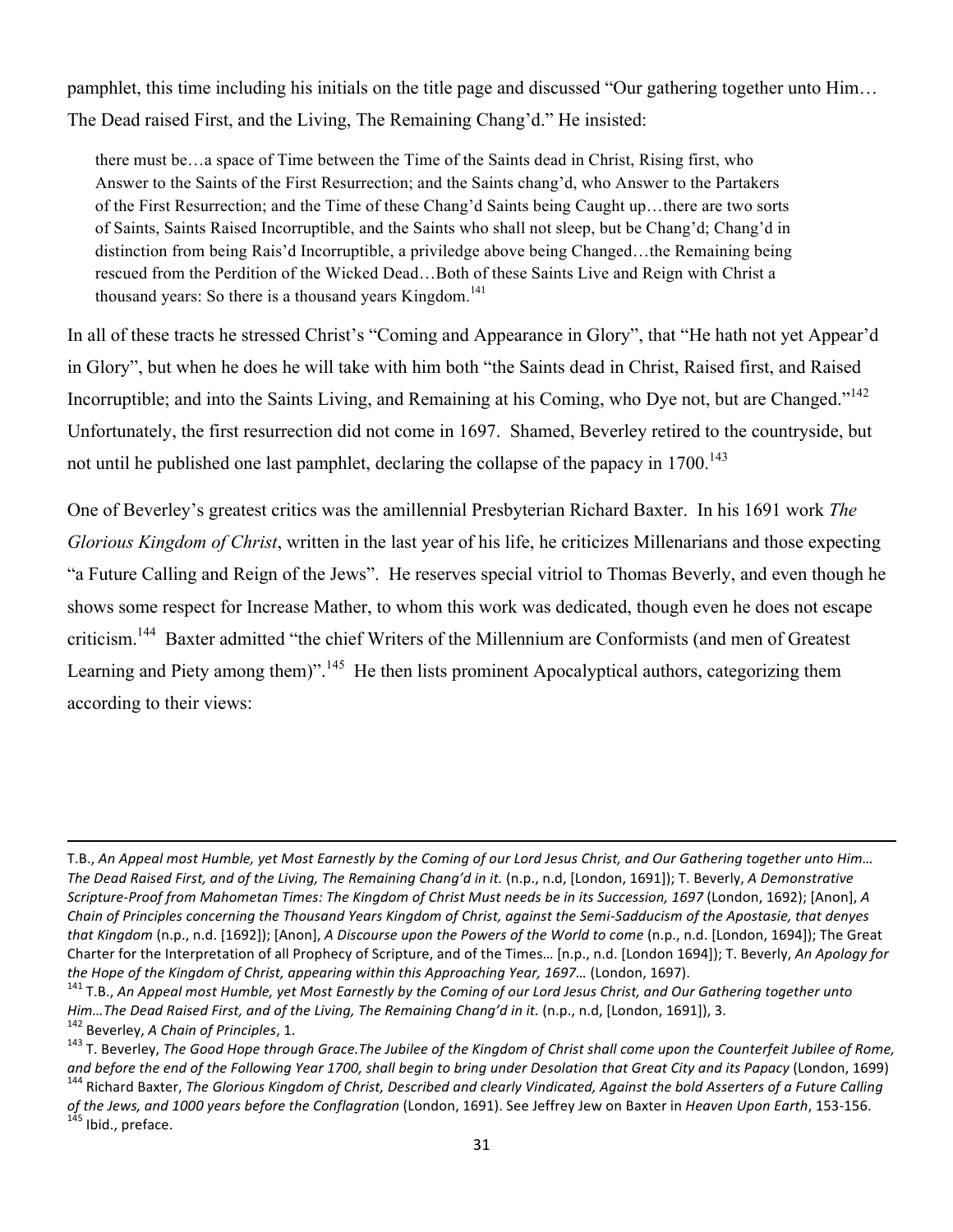pamphlet, this time including his initials on the title page and discussed "Our gathering together unto Him… The Dead raised First, and the Living, The Remaining Chang'd." He insisted:

> there must be…a space of Time between the Time of the Saints dead in Christ, Rising first, who Answer to the Saints of the First Resurrection; and the Saints chang'd, who Answer to the Partakers of the First Resurrection; and the Time of these Chang'd Saints being Caught up…there are two sorts of Saints, Saints Raised Incorruptible, and the Saints who shall not sleep, but be Chang'd; Chang'd in distinction from being Rais'd Incorruptible, a priviledge above being Changed…the Remaining being rescued from the Perdition of the Wicked Dead…Both of these Saints Live and Reign with Christ a thousand years: So there is a thousand years Kingdom.[141]

In all of these tracts he stressed Christ's "Coming and Appearance in Glory", that "He hath not yet Appear'd in Glory", but when he does he will take with him both "the Saints dead in Christ, Raised first, and Raised Incorruptible; and into the Saints Living, and Remaining at his Coming, who Dye not, but are Changed."[142] Unfortunately, the first resurrection did not come in 1697. Shamed, Beverley retired to the countryside, but not until he published one last pamphlet, declaring the collapse of the papacy in 1700.[143]

One of Beverley's greatest critics was the amillennial Presbyterian Richard Baxter. In his 1691 work *The Glorious Kingdom of Christ*, written in the last year of his life, he criticizes Millenarians and those expecting "a Future Calling and Reign of the Jews". He reserves special vitriol to Thomas Beverly, and even though he shows some respect for Increase Mather, to whom this work was dedicated, though even he does not escape criticism.[144] Baxter admitted "the chief Writers of the Millennium are Conformists (and men of Greatest Learning and Piety among them)".[145] He then lists prominent Apocalyptical authors, categorizing them according to their views:

---

T.B., *An Appeal most Humble, yet Most Earnestly by the Coming of our Lord Jesus Christ, and Our Gathering together unto Him… The Dead Raised First, and of the Living, The Remaining Chang'd in it.* (n.p., n.d, [London, 1691]); T. Beverly, *A Demonstrative Scripture-Proof from Mahometan Times: The Kingdom of Christ Must needs be in its Succession, 1697* (London, 1692); [Anon], *A Chain of Principles concerning the Thousand Years Kingdom of Christ, against the Semi-Sadducism of the Apostasie, that denyes that Kingdom* (n.p., n.d. [1692]); [Anon], *A Discourse upon the Powers of the World to come* (n.p., n.d. [London, 1694]); The Great Charter for the Interpretation of all Prophecy of Scripture, and of the Times… [n.p., n.d. [London 1694]); T. Beverly, *An Apology for the Hope of the Kingdom of Christ, appearing within this Approaching Year, 1697…* (London, 1697).

[141] T.B., *An Appeal most Humble, yet Most Earnestly by the Coming of our Lord Jesus Christ, and Our Gathering together unto Him…The Dead Raised First, and of the Living, The Remaining Chang'd in it.* (n.p., n.d, [London, 1691]), 3.

[142] Beverley, *A Chain of Principles*, 1.

[143] T. Beverley, *The Good Hope through Grace.The Jubilee of the Kingdom of Christ shall come upon the Counterfeit Jubilee of Rome, and before the end of the Following Year 1700, shall begin to bring under Desolation that Great City and its Papacy* (London, 1699)

[144] Richard Baxter, *The Glorious Kingdom of Christ, Described and clearly Vindicated, Against the bold Asserters of a Future Calling of the Jews, and 1000 years before the Conflagration* (London, 1691). See Jeffrey Jew on Baxter in *Heaven Upon Earth*, 153-156.

[145] Ibid., preface.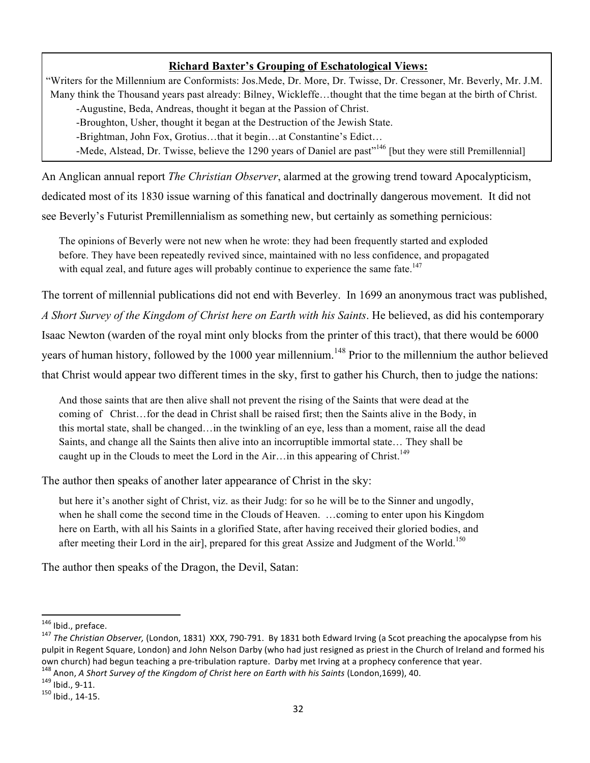**Richard Baxter's Grouping of Eschatological Views:**

"Writers for the Millennium are Conformists: Jos.Mede, Dr. More, Dr. Twisse, Dr. Cressoner, Mr. Beverly, Mr. J.M. Many think the Thousand years past already: Bilney, Wickleffe…thought that the time began at the birth of Christ.

-Augustine, Beda, Andreas, thought it began at the Passion of Christ.

-Broughton, Usher, thought it began at the Destruction of the Jewish State.

-Brightman, John Fox, Grotius…that it begin…at Constantine's Edict…

-Mede, Alstead, Dr. Twisse, believe the 1290 years of Daniel are past"[146] [but they were still Premillennial]

An Anglican annual report *The Christian Observer*, alarmed at the growing trend toward Apocalypticism, dedicated most of its 1830 issue warning of this fanatical and doctrinally dangerous movement. It did not see Beverly's Futurist Premillennialism as something new, but certainly as something pernicious:

> The opinions of Beverly were not new when he wrote: they had been frequently started and exploded before. They have been repeatedly revived since, maintained with no less confidence, and propagated with equal zeal, and future ages will probably continue to experience the same fate.[147]

The torrent of millennial publications did not end with Beverley. In 1699 an anonymous tract was published, *A Short Survey of the Kingdom of Christ here on Earth with his Saints*. He believed, as did his contemporary Isaac Newton (warden of the royal mint only blocks from the printer of this tract), that there would be 6000 years of human history, followed by the 1000 year millennium.[148] Prior to the millennium the author believed that Christ would appear two different times in the sky, first to gather his Church, then to judge the nations:

> And those saints that are then alive shall not prevent the rising of the Saints that were dead at the coming of Christ…for the dead in Christ shall be raised first; then the Saints alive in the Body, in this mortal state, shall be changed…in the twinkling of an eye, less than a moment, raise all the dead Saints, and change all the Saints then alive into an incorruptible immortal state… They shall be caught up in the Clouds to meet the Lord in the Air…in this appearing of Christ.[149]

The author then speaks of another later appearance of Christ in the sky:

> but here it's another sight of Christ, viz. as their Judg: for so he will be to the Sinner and ungodly, when he shall come the second time in the Clouds of Heaven. …coming to enter upon his Kingdom here on Earth, with all his Saints in a glorified State, after having received their gloried bodies, and after meeting their Lord in the air], prepared for this great Assize and Judgment of the World.[150]

The author then speaks of the Dragon, the Devil, Satan:

---

[146] Ibid., preface.

[147] *The Christian Observer,* (London, 1831) XXX, 790-791. By 1831 both Edward Irving (a Scot preaching the apocalypse from his pulpit in Regent Square, London) and John Nelson Darby (who had just resigned as priest in the Church of Ireland and formed his own church) had begun teaching a pre-tribulation rapture. Darby met Irving at a prophecy conference that year.

[148] Anon, *A Short Survey of the Kingdom of Christ here on Earth with his Saints* (London,1699), 40.

[149] Ibid., 9-11.

[150] Ibid., 14-15.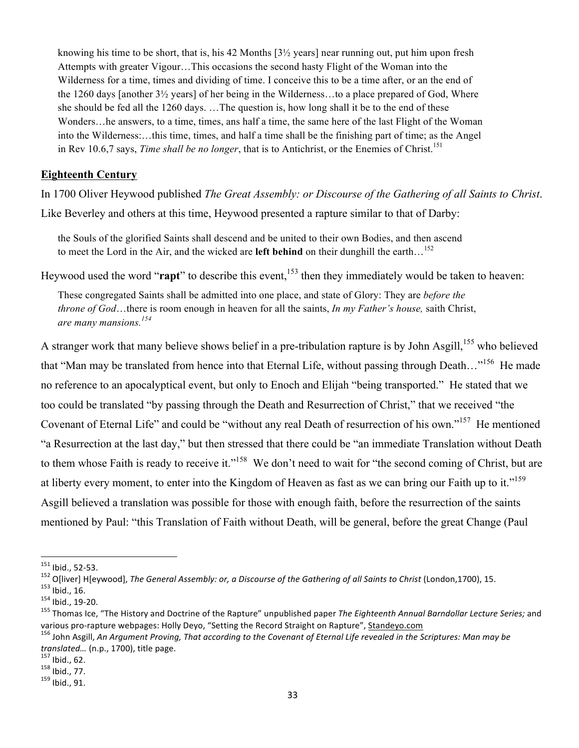> knowing his time to be short, that is, his 42 Months [3½ years] near running out, put him upon fresh Attempts with greater Vigour…This occasions the second hasty Flight of the Woman into the Wilderness for a time, times and dividing of time. I conceive this to be a time after, or an the end of the 1260 days [another 3½ years] of her being in the Wilderness…to a place prepared of God, Where she should be fed all the 1260 days. …The question is, how long shall it be to the end of these Wonders…he answers, to a time, times, ans half a time, the same here of the last Flight of the Woman into the Wilderness:…this time, times, and half a time shall be the finishing part of time; as the Angel in Rev 10.6,7 says, *Time shall be no longer*, that is to Antichrist, or the Enemies of Christ.[151]

## Eighteenth Century

In 1700 Oliver Heywood published *The Great Assembly: or Discourse of the Gathering of all Saints to Christ*. Like Beverley and others at this time, Heywood presented a rapture similar to that of Darby:

> the Souls of the glorified Saints shall descend and be united to their own Bodies, and then ascend to meet the Lord in the Air, and the wicked are **left behind** on their dunghill the earth…[152]

Heywood used the word "**rapt**" to describe this event,[153] then they immediately would be taken to heaven:

> These congregated Saints shall be admitted into one place, and state of Glory: They are *before the throne of God*…there is room enough in heaven for all the saints, *In my Father's house,* saith Christ, *are many mansions.*[154]

A stranger work that many believe shows belief in a pre-tribulation rapture is by John Asgill,[155] who believed that "Man may be translated from hence into that Eternal Life, without passing through Death…"[156] He made no reference to an apocalyptical event, but only to Enoch and Elijah "being transported." He stated that we too could be translated "by passing through the Death and Resurrection of Christ," that we received "the Covenant of Eternal Life" and could be "without any real Death of resurrection of his own."[157] He mentioned "a Resurrection at the last day," but then stressed that there could be "an immediate Translation without Death to them whose Faith is ready to receive it."[158] We don't need to wait for "the second coming of Christ, but are at liberty every moment, to enter into the Kingdom of Heaven as fast as we can bring our Faith up to it."[159] Asgill believed a translation was possible for those with enough faith, before the resurrection of the saints mentioned by Paul: "this Translation of Faith without Death, will be general, before the great Change (Paul

---

[151] Ibid., 52-53.

[152] O[liver] H[eywood], *The General Assembly: or, a Discourse of the Gathering of all Saints to Christ* (London,1700), 15.

[153] Ibid., 16.

[154] Ibid., 19-20.

[155] Thomas Ice, "The History and Doctrine of the Rapture" unpublished paper *The Eighteenth Annual Barndollar Lecture Series;* and various pro-rapture webpages: Holly Deyo, "Setting the Record Straight on Rapture", Standeyo.com

[156] John Asgill, *An Argument Proving, That according to the Covenant of Eternal Life revealed in the Scriptures: Man may be translated…* (n.p., 1700), title page.

[157] Ibid., 62.

[158] Ibid., 77.

[159] Ibid., 91.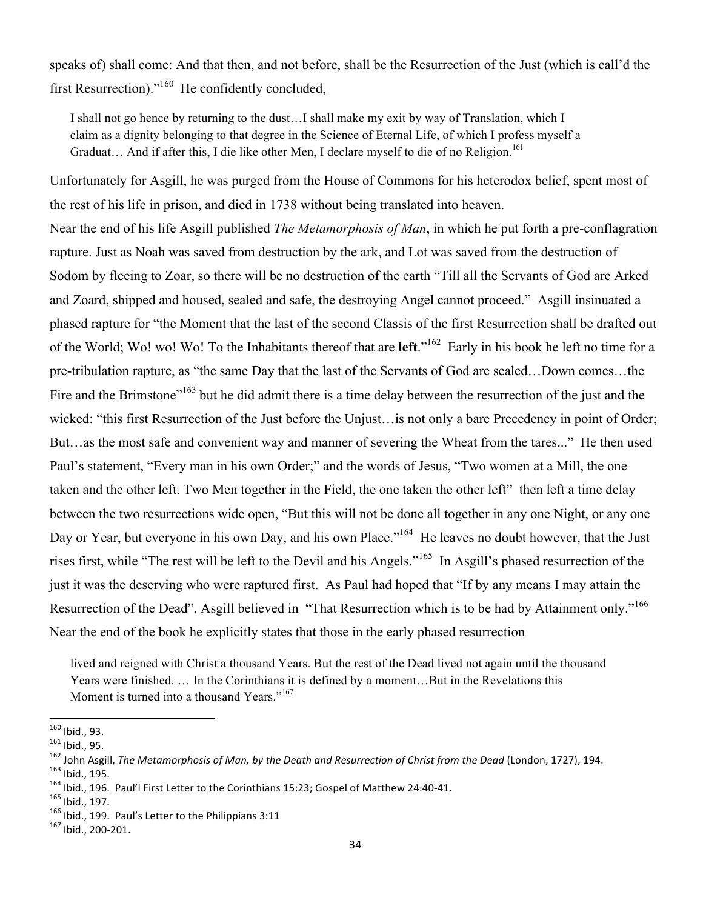speaks of) shall come: And that then, and not before, shall be the Resurrection of the Just (which is call'd the first Resurrection)."[160] He confidently concluded,

> I shall not go hence by returning to the dust…I shall make my exit by way of Translation, which I claim as a dignity belonging to that degree in the Science of Eternal Life, of which I profess myself a Graduat… And if after this, I die like other Men, I declare myself to die of no Religion.[161]

Unfortunately for Asgill, he was purged from the House of Commons for his heterodox belief, spent most of the rest of his life in prison, and died in 1738 without being translated into heaven.

Near the end of his life Asgill published *The Metamorphosis of Man*, in which he put forth a pre-conflagration rapture. Just as Noah was saved from destruction by the ark, and Lot was saved from the destruction of Sodom by fleeing to Zoar, so there will be no destruction of the earth "Till all the Servants of God are Arked and Zoard, shipped and housed, sealed and safe, the destroying Angel cannot proceed." Asgill insinuated a phased rapture for "the Moment that the last of the second Classis of the first Resurrection shall be drafted out of the World; Wo! wo! Wo! To the Inhabitants thereof that are **left**."[162] Early in his book he left no time for a pre-tribulation rapture, as "the same Day that the last of the Servants of God are sealed…Down comes…the Fire and the Brimstone"[163] but he did admit there is a time delay between the resurrection of the just and the wicked: "this first Resurrection of the Just before the Unjust…is not only a bare Precedency in point of Order; But…as the most safe and convenient way and manner of severing the Wheat from the tares..." He then used Paul's statement, "Every man in his own Order;" and the words of Jesus, "Two women at a Mill, the one taken and the other left. Two Men together in the Field, the one taken the other left" then left a time delay between the two resurrections wide open, "But this will not be done all together in any one Night, or any one Day or Year, but everyone in his own Day, and his own Place."[164] He leaves no doubt however, that the Just rises first, while "The rest will be left to the Devil and his Angels."[165] In Asgill's phased resurrection of the just it was the deserving who were raptured first. As Paul had hoped that "If by any means I may attain the Resurrection of the Dead", Asgill believed in "That Resurrection which is to be had by Attainment only."[166] Near the end of the book he explicitly states that those in the early phased resurrection

> lived and reigned with Christ a thousand Years. But the rest of the Dead lived not again until the thousand Years were finished. … In the Corinthians it is defined by a moment…But in the Revelations this Moment is turned into a thousand Years."[167]

---

[160] Ibid., 93.
[161] Ibid., 95.
[162] John Asgill, *The Metamorphosis of Man, by the Death and Resurrection of Christ from the Dead* (London, 1727), 194.
[163] Ibid., 195.
[164] Ibid., 196. Paul'l First Letter to the Corinthians 15:23; Gospel of Matthew 24:40-41.
[165] Ibid., 197.
[166] Ibid., 199. Paul's Letter to the Philippians 3:11
[167] Ibid., 200-201.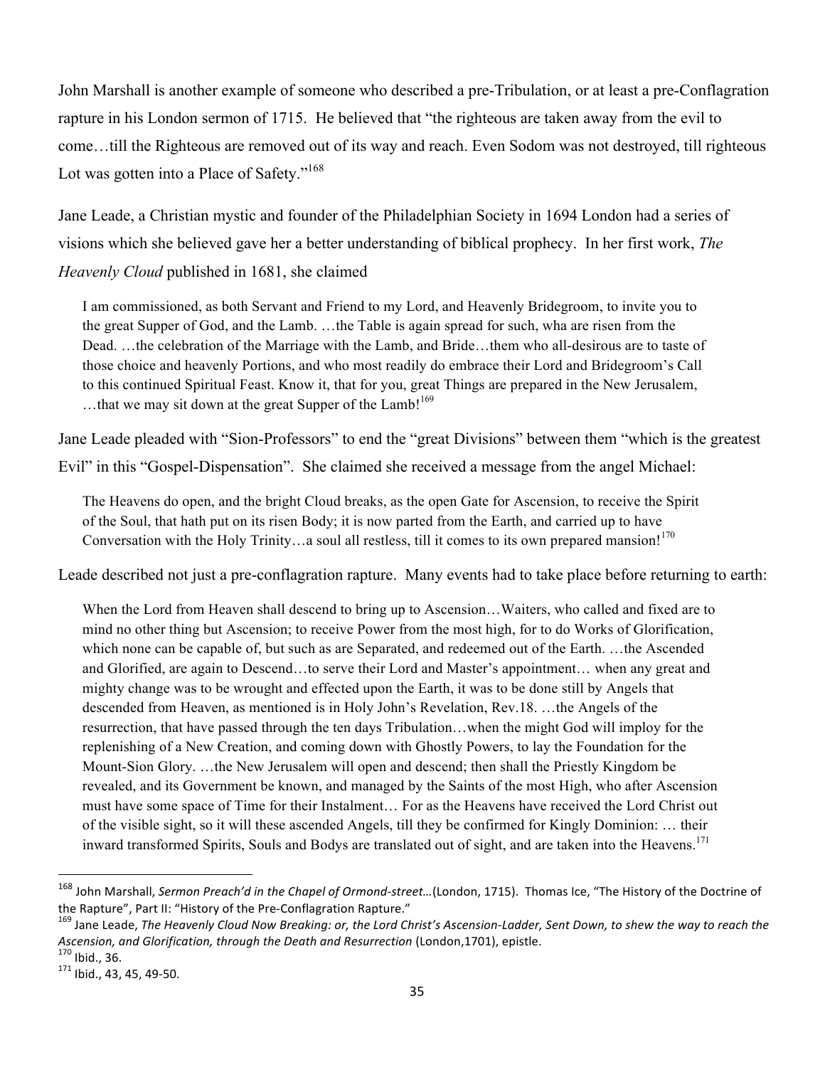John Marshall is another example of someone who described a pre-Tribulation, or at least a pre-Conflagration rapture in his London sermon of 1715. He believed that "the righteous are taken away from the evil to come…till the Righteous are removed out of its way and reach. Even Sodom was not destroyed, till righteous Lot was gotten into a Place of Safety."[168]

Jane Leade, a Christian mystic and founder of the Philadelphian Society in 1694 London had a series of visions which she believed gave her a better understanding of biblical prophecy. In her first work, *The Heavenly Cloud* published in 1681, she claimed

> I am commissioned, as both Servant and Friend to my Lord, and Heavenly Bridegroom, to invite you to the great Supper of God, and the Lamb. …the Table is again spread for such, wha are risen from the Dead. …the celebration of the Marriage with the Lamb, and Bride…them who all-desirous are to taste of those choice and heavenly Portions, and who most readily do embrace their Lord and Bridegroom's Call to this continued Spiritual Feast. Know it, that for you, great Things are prepared in the New Jerusalem, …that we may sit down at the great Supper of the Lamb![169]

Jane Leade pleaded with "Sion-Professors" to end the "great Divisions" between them "which is the greatest Evil" in this "Gospel-Dispensation". She claimed she received a message from the angel Michael:

> The Heavens do open, and the bright Cloud breaks, as the open Gate for Ascension, to receive the Spirit of the Soul, that hath put on its risen Body; it is now parted from the Earth, and carried up to have Conversation with the Holy Trinity…a soul all restless, till it comes to its own prepared mansion![170]

Leade described not just a pre-conflagration rapture. Many events had to take place before returning to earth:

> When the Lord from Heaven shall descend to bring up to Ascension…Waiters, who called and fixed are to mind no other thing but Ascension; to receive Power from the most high, for to do Works of Glorification, which none can be capable of, but such as are Separated, and redeemed out of the Earth. …the Ascended and Glorified, are again to Descend…to serve their Lord and Master's appointment… when any great and mighty change was to be wrought and effected upon the Earth, it was to be done still by Angels that descended from Heaven, as mentioned is in Holy John's Revelation, Rev.18. …the Angels of the resurrection, that have passed through the ten days Tribulation…when the might God will imploy for the replenishing of a New Creation, and coming down with Ghostly Powers, to lay the Foundation for the Mount-Sion Glory. …the New Jerusalem will open and descend; then shall the Priestly Kingdom be revealed, and its Government be known, and managed by the Saints of the most High, who after Ascension must have some space of Time for their Instalment… For as the Heavens have received the Lord Christ out of the visible sight, so it will these ascended Angels, till they be confirmed for Kingly Dominion: … their inward transformed Spirits, Souls and Bodys are translated out of sight, and are taken into the Heavens.[171]

---

[168] John Marshall, *Sermon Preach'd in the Chapel of Ormond-street…*(London, 1715). Thomas Ice, "The History of the Doctrine of the Rapture", Part II: "History of the Pre-Conflagration Rapture."

[169] Jane Leade, *The Heavenly Cloud Now Breaking: or, the Lord Christ's Ascension-Ladder, Sent Down, to shew the way to reach the Ascension, and Glorification, through the Death and Resurrection* (London,1701), epistle.

[170] Ibid., 36.

[171] Ibid., 43, 45, 49-50.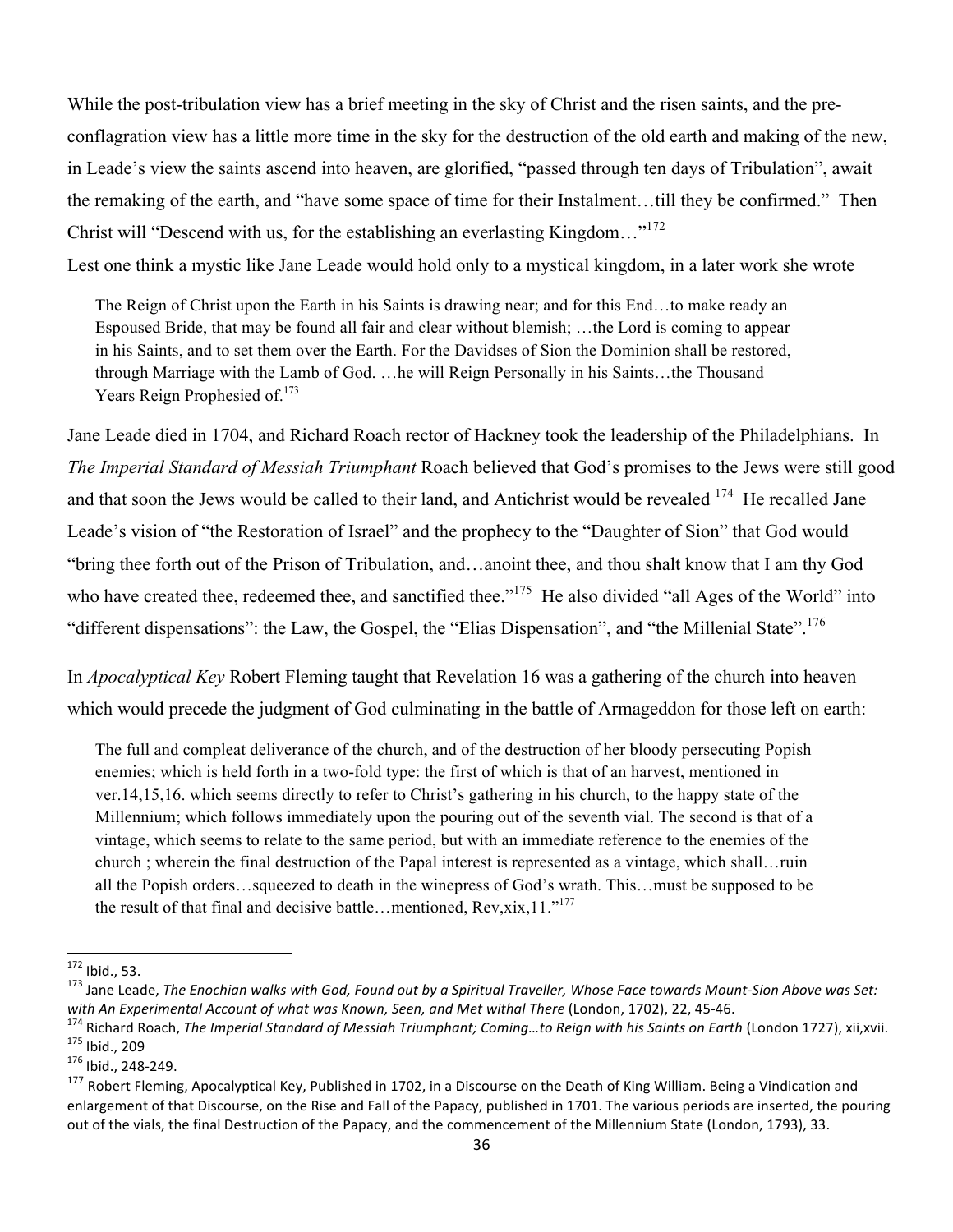While the post-tribulation view has a brief meeting in the sky of Christ and the risen saints, and the pre-conflagration view has a little more time in the sky for the destruction of the old earth and making of the new, in Leade's view the saints ascend into heaven, are glorified, "passed through ten days of Tribulation", await the remaking of the earth, and "have some space of time for their Instalment…till they be confirmed." Then Christ will "Descend with us, for the establishing an everlasting Kingdom…"[172]

Lest one think a mystic like Jane Leade would hold only to a mystical kingdom, in a later work she wrote

> The Reign of Christ upon the Earth in his Saints is drawing near; and for this End…to make ready an Espoused Bride, that may be found all fair and clear without blemish; …the Lord is coming to appear in his Saints, and to set them over the Earth. For the Davidses of Sion the Dominion shall be restored, through Marriage with the Lamb of God. …he will Reign Personally in his Saints…the Thousand Years Reign Prophesied of.[173]

Jane Leade died in 1704, and Richard Roach rector of Hackney took the leadership of the Philadelphians. In *The Imperial Standard of Messiah Triumphant* Roach believed that God's promises to the Jews were still good and that soon the Jews would be called to their land, and Antichrist would be revealed [174] He recalled Jane Leade's vision of "the Restoration of Israel" and the prophecy to the "Daughter of Sion" that God would "bring thee forth out of the Prison of Tribulation, and…anoint thee, and thou shalt know that I am thy God who have created thee, redeemed thee, and sanctified thee."[175] He also divided "all Ages of the World" into "different dispensations": the Law, the Gospel, the "Elias Dispensation", and "the Millenial State".[176]

In *Apocalyptical Key* Robert Fleming taught that Revelation 16 was a gathering of the church into heaven which would precede the judgment of God culminating in the battle of Armageddon for those left on earth:

> The full and compleat deliverance of the church, and of the destruction of her bloody persecuting Popish enemies; which is held forth in a two-fold type: the first of which is that of an harvest, mentioned in ver.14,15,16. which seems directly to refer to Christ's gathering in his church, to the happy state of the Millennium; which follows immediately upon the pouring out of the seventh vial. The second is that of a vintage, which seems to relate to the same period, but with an immediate reference to the enemies of the church ; wherein the final destruction of the Papal interest is represented as a vintage, which shall…ruin all the Popish orders…squeezed to death in the winepress of God's wrath. This…must be supposed to be the result of that final and decisive battle…mentioned, Rev,xix,11."[177]

---

[172] Ibid., 53.

[173] Jane Leade, *The Enochian walks with God, Found out by a Spiritual Traveller, Whose Face towards Mount-Sion Above was Set: with An Experimental Account of what was Known, Seen, and Met withal There* (London, 1702), 22, 45-46.

[174] Richard Roach, *The Imperial Standard of Messiah Triumphant; Coming…to Reign with his Saints on Earth* (London 1727), xii,xvii.

[175] Ibid., 209

[176] Ibid., 248-249.

[177] Robert Fleming, Apocalyptical Key, Published in 1702, in a Discourse on the Death of King William. Being a Vindication and enlargement of that Discourse, on the Rise and Fall of the Papacy, published in 1701. The various periods are inserted, the pouring out of the vials, the final Destruction of the Papacy, and the commencement of the Millennium State (London, 1793), 33.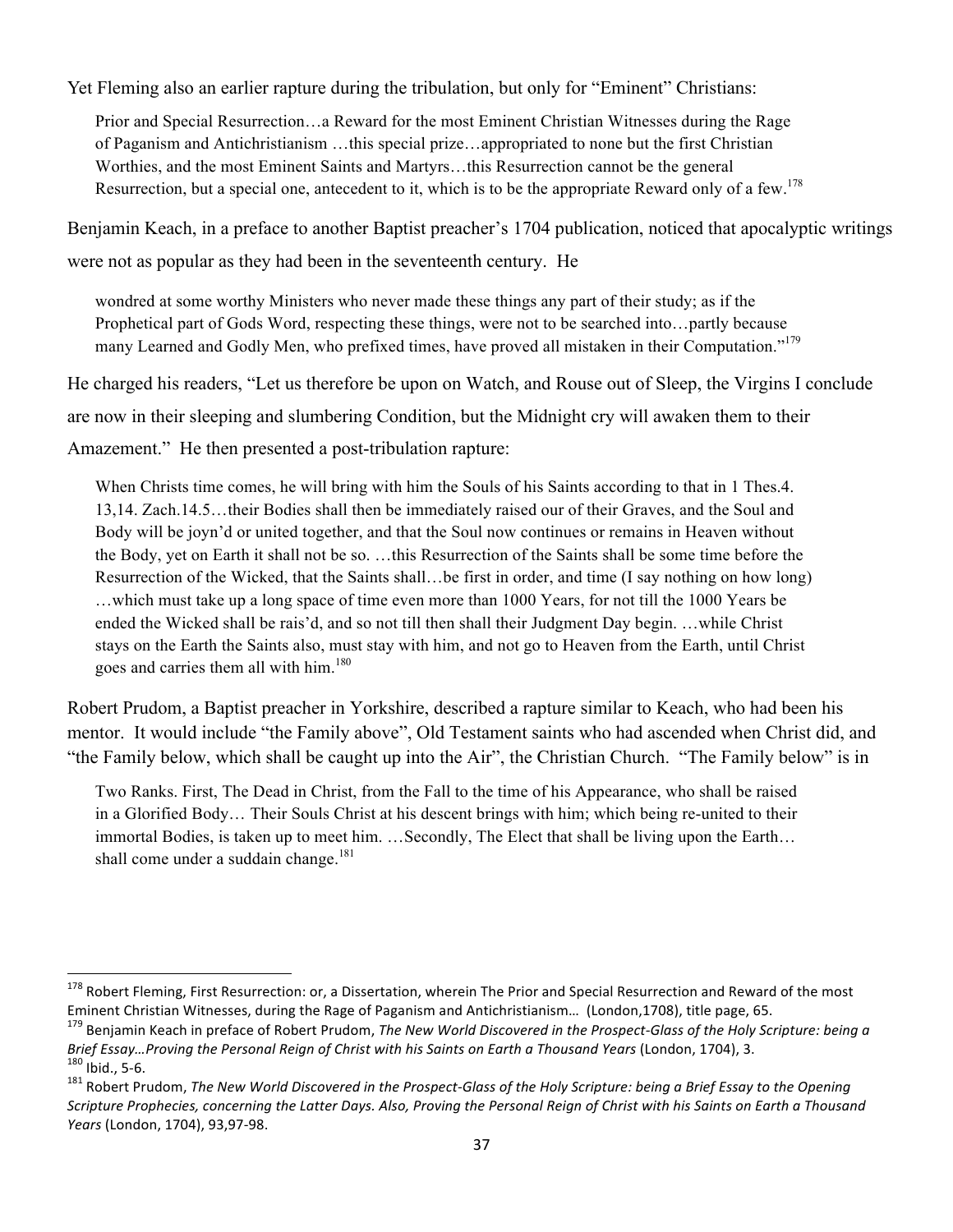Yet Fleming also an earlier rapture during the tribulation, but only for "Eminent" Christians:

> Prior and Special Resurrection…a Reward for the most Eminent Christian Witnesses during the Rage of Paganism and Antichristianism …this special prize…appropriated to none but the first Christian Worthies, and the most Eminent Saints and Martyrs…this Resurrection cannot be the general Resurrection, but a special one, antecedent to it, which is to be the appropriate Reward only of a few.[178]

Benjamin Keach, in a preface to another Baptist preacher's 1704 publication, noticed that apocalyptic writings were not as popular as they had been in the seventeenth century. He

> wondred at some worthy Ministers who never made these things any part of their study; as if the Prophetical part of Gods Word, respecting these things, were not to be searched into…partly because many Learned and Godly Men, who prefixed times, have proved all mistaken in their Computation."[179]

He charged his readers, "Let us therefore be upon on Watch, and Rouse out of Sleep, the Virgins I conclude are now in their sleeping and slumbering Condition, but the Midnight cry will awaken them to their Amazement." He then presented a post-tribulation rapture:

> When Christs time comes, he will bring with him the Souls of his Saints according to that in 1 Thes.4. 13,14. Zach.14.5…their Bodies shall then be immediately raised our of their Graves, and the Soul and Body will be joyn'd or united together, and that the Soul now continues or remains in Heaven without the Body, yet on Earth it shall not be so. …this Resurrection of the Saints shall be some time before the Resurrection of the Wicked, that the Saints shall…be first in order, and time (I say nothing on how long) …which must take up a long space of time even more than 1000 Years, for not till the 1000 Years be ended the Wicked shall be rais'd, and so not till then shall their Judgment Day begin. …while Christ stays on the Earth the Saints also, must stay with him, and not go to Heaven from the Earth, until Christ goes and carries them all with him.[180]

Robert Prudom, a Baptist preacher in Yorkshire, described a rapture similar to Keach, who had been his mentor. It would include "the Family above", Old Testament saints who had ascended when Christ did, and "the Family below, which shall be caught up into the Air", the Christian Church. "The Family below" is in

> Two Ranks. First, The Dead in Christ, from the Fall to the time of his Appearance, who shall be raised in a Glorified Body… Their Souls Christ at his descent brings with him; which being re-united to their immortal Bodies, is taken up to meet him. …Secondly, The Elect that shall be living upon the Earth… shall come under a suddain change.[181]

---

[178] Robert Fleming, First Resurrection: or, a Dissertation, wherein The Prior and Special Resurrection and Reward of the most Eminent Christian Witnesses, during the Rage of Paganism and Antichristianism… (London,1708), title page, 65.

[179] Benjamin Keach in preface of Robert Prudom, *The New World Discovered in the Prospect-Glass of the Holy Scripture: being a Brief Essay…Proving the Personal Reign of Christ with his Saints on Earth a Thousand Years* (London, 1704), 3.

[180] Ibid., 5-6.

[181] Robert Prudom, *The New World Discovered in the Prospect-Glass of the Holy Scripture: being a Brief Essay to the Opening Scripture Prophecies, concerning the Latter Days. Also, Proving the Personal Reign of Christ with his Saints on Earth a Thousand Years* (London, 1704), 93,97-98.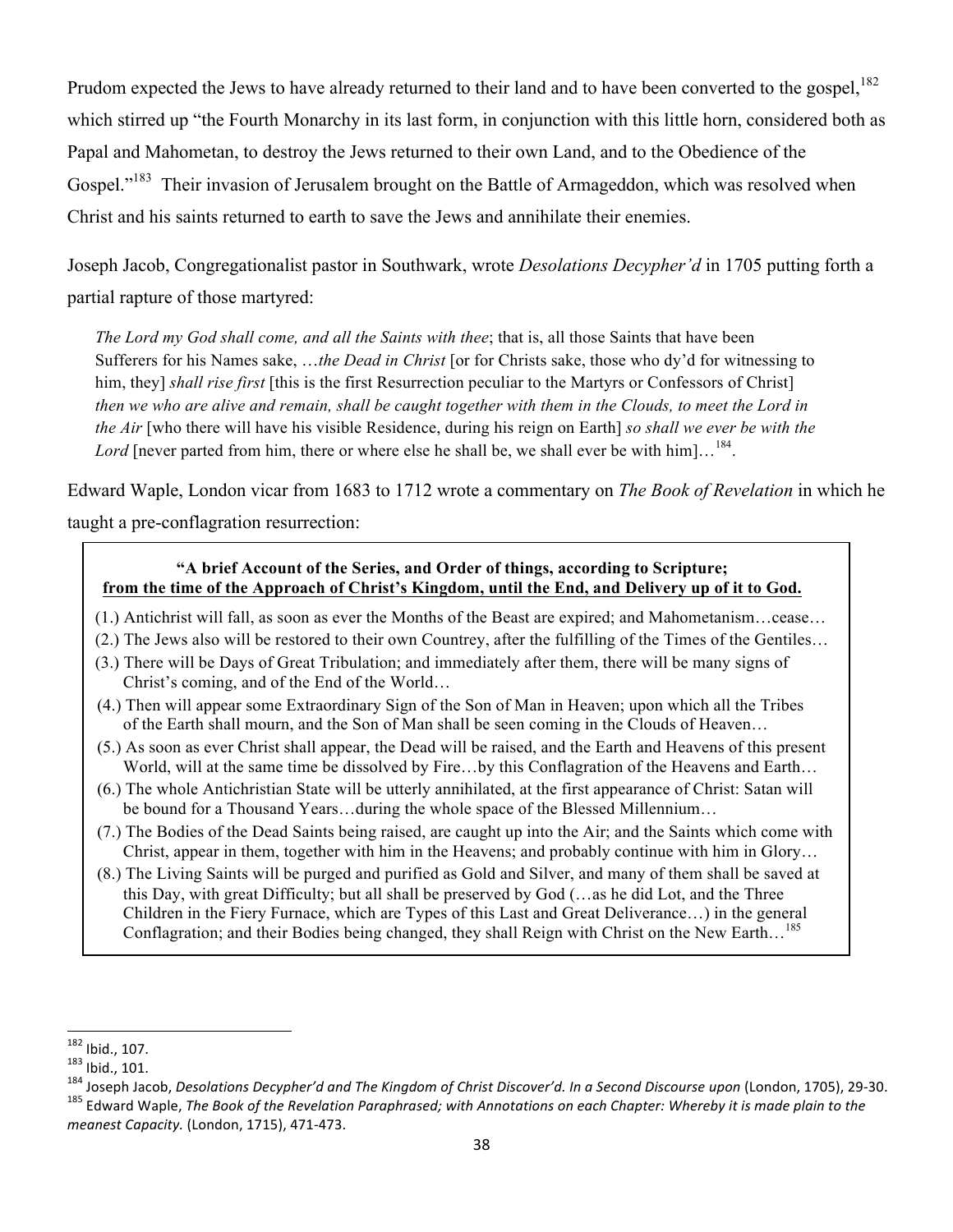Prudom expected the Jews to have already returned to their land and to have been converted to the gospel,[182] which stirred up "the Fourth Monarchy in its last form, in conjunction with this little horn, considered both as Papal and Mahometan, to destroy the Jews returned to their own Land, and to the Obedience of the Gospel."[183] Their invasion of Jerusalem brought on the Battle of Armageddon, which was resolved when Christ and his saints returned to earth to save the Jews and annihilate their enemies.

Joseph Jacob, Congregationalist pastor in Southwark, wrote *Desolations Decypher'd* in 1705 putting forth a partial rapture of those martyred:

> *The Lord my God shall come, and all the Saints with thee*; that is, all those Saints that have been Sufferers for his Names sake, …*the Dead in Christ* [or for Christs sake, those who dy'd for witnessing to him, they] *shall rise first* [this is the first Resurrection peculiar to the Martyrs or Confessors of Christ] *then we who are alive and remain, shall be caught together with them in the Clouds, to meet the Lord in the Air* [who there will have his visible Residence, during his reign on Earth] *so shall we ever be with the Lord* [never parted from him, there or where else he shall be, we shall ever be with him]…[184].

Edward Waple, London vicar from 1683 to 1712 wrote a commentary on *The Book of Revelation* in which he taught a pre-conflagration resurrection:

> **"A brief Account of the Series, and Order of things, according to Scripture;**
> **<u>from the time of the Approach of Christ's Kingdom, until the End, and Delivery up of it to God.</u>**
>
> (1.) Antichrist will fall, as soon as ever the Months of the Beast are expired; and Mahometanism…cease…
> (2.) The Jews also will be restored to their own Countrey, after the fulfilling of the Times of the Gentiles…
> (3.) There will be Days of Great Tribulation; and immediately after them, there will be many signs of Christ's coming, and of the End of the World…
> (4.) Then will appear some Extraordinary Sign of the Son of Man in Heaven; upon which all the Tribes of the Earth shall mourn, and the Son of Man shall be seen coming in the Clouds of Heaven…
> (5.) As soon as ever Christ shall appear, the Dead will be raised, and the Earth and Heavens of this present World, will at the same time be dissolved by Fire…by this Conflagration of the Heavens and Earth…
> (6.) The whole Antichristian State will be utterly annihilated, at the first appearance of Christ: Satan will be bound for a Thousand Years…during the whole space of the Blessed Millennium…
> (7.) The Bodies of the Dead Saints being raised, are caught up into the Air; and the Saints which come with Christ, appear in them, together with him in the Heavens; and probably continue with him in Glory…
> (8.) The Living Saints will be purged and purified as Gold and Silver, and many of them shall be saved at this Day, with great Difficulty; but all shall be preserved by God (…as he did Lot, and the Three Children in the Fiery Furnace, which are Types of this Last and Great Deliverance…) in the general Conflagration; and their Bodies being changed, they shall Reign with Christ on the New Earth…[185]

---

[182] Ibid., 107.

[183] Ibid., 101.

[184] Joseph Jacob, *Desolations Decypher'd and The Kingdom of Christ Discover'd. In a Second Discourse upon* (London, 1705), 29-30.

[185] Edward Waple, *The Book of the Revelation Paraphrased; with Annotations on each Chapter: Whereby it is made plain to the meanest Capacity.* (London, 1715), 471-473.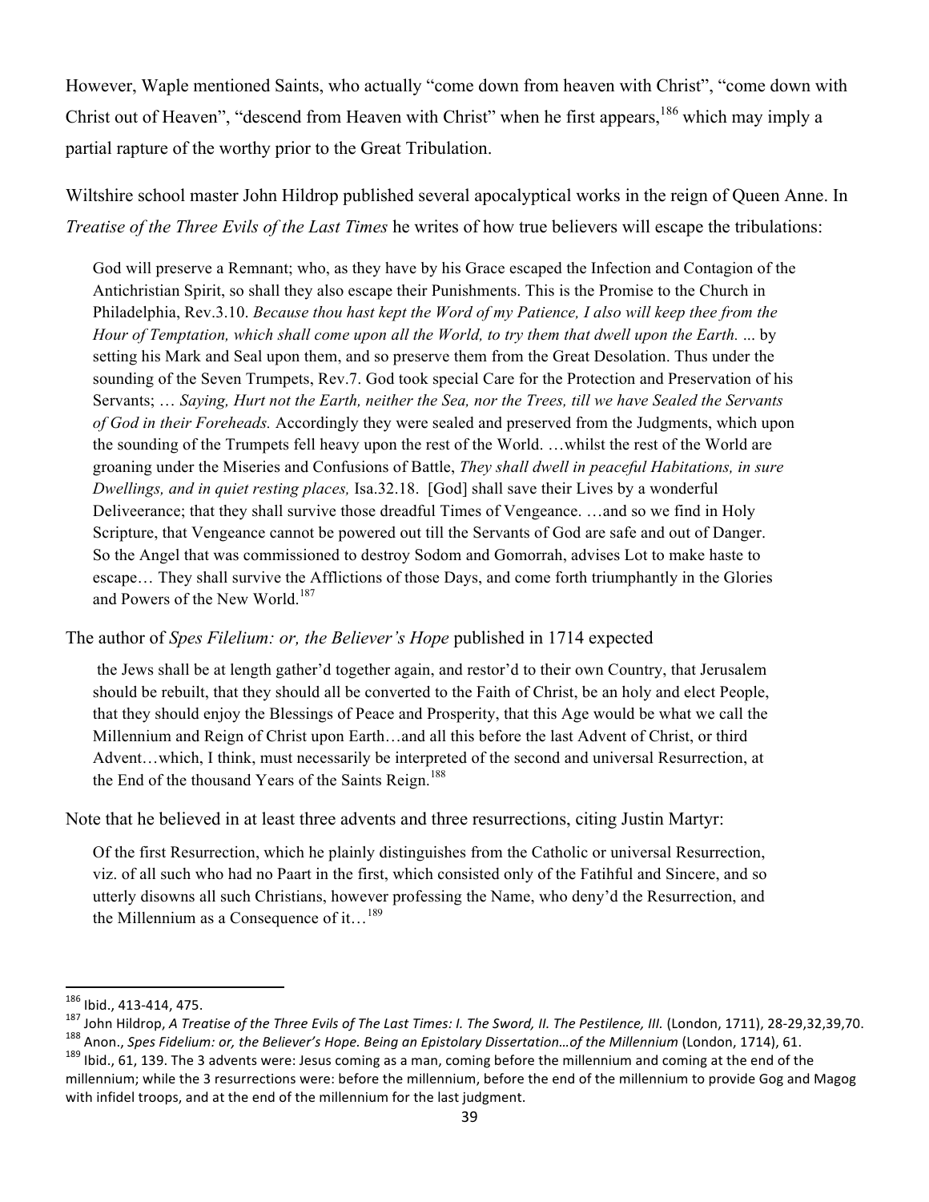However, Waple mentioned Saints, who actually “come down from heaven with Christ”, “come down with Christ out of Heaven”, “descend from Heaven with Christ” when he first appears,[186] which may imply a partial rapture of the worthy prior to the Great Tribulation.

Wiltshire school master John Hildrop published several apocalyptical works in the reign of Queen Anne. In *Treatise of the Three Evils of the Last Times* he writes of how true believers will escape the tribulations:

> God will preserve a Remnant; who, as they have by his Grace escaped the Infection and Contagion of the Antichristian Spirit, so shall they also escape their Punishments. This is the Promise to the Church in Philadelphia, Rev.3.10. *Because thou hast kept the Word of my Patience, I also will keep thee from the Hour of Temptation, which shall come upon all the World, to try them that dwell upon the Earth.* ... by setting his Mark and Seal upon them, and so preserve them from the Great Desolation. Thus under the sounding of the Seven Trumpets, Rev.7. God took special Care for the Protection and Preservation of his Servants; … *Saying, Hurt not the Earth, neither the Sea, nor the Trees, till we have Sealed the Servants of God in their Foreheads.* Accordingly they were sealed and preserved from the Judgments, which upon the sounding of the Trumpets fell heavy upon the rest of the World. …whilst the rest of the World are groaning under the Miseries and Confusions of Battle, *They shall dwell in peaceful Habitations, in sure Dwellings, and in quiet resting places,* Isa.32.18. [God] shall save their Lives by a wonderful Deliveerance; that they shall survive those dreadful Times of Vengeance. …and so we find in Holy Scripture, that Vengeance cannot be powered out till the Servants of God are safe and out of Danger. So the Angel that was commissioned to destroy Sodom and Gomorrah, advises Lot to make haste to escape… They shall survive the Afflictions of those Days, and come forth triumphantly in the Glories and Powers of the New World.[187]

The author of *Spes Filelium: or, the Believer's Hope* published in 1714 expected

> the Jews shall be at length gather'd together again, and restor'd to their own Country, that Jerusalem should be rebuilt, that they should all be converted to the Faith of Christ, be an holy and elect People, that they should enjoy the Blessings of Peace and Prosperity, that this Age would be what we call the Millennium and Reign of Christ upon Earth…and all this before the last Advent of Christ, or third Advent…which, I think, must necessarily be interpreted of the second and universal Resurrection, at the End of the thousand Years of the Saints Reign.[188]

Note that he believed in at least three advents and three resurrections, citing Justin Martyr:

> Of the first Resurrection, which he plainly distinguishes from the Catholic or universal Resurrection, viz. of all such who had no Paart in the first, which consisted only of the Fatihful and Sincere, and so utterly disowns all such Christians, however professing the Name, who deny'd the Resurrection, and the Millennium as a Consequence of it…[189]

---

[186] Ibid., 413-414, 475.

[187] John Hildrop, *A Treatise of the Three Evils of The Last Times: I. The Sword, II. The Pestilence, III.* (London, 1711), 28-29,32,39,70.

[188] Anon., *Spes Fidelium: or, the Believer's Hope. Being an Epistolary Dissertation…of the Millennium* (London, 1714), 61.

[189] Ibid., 61, 139. The 3 advents were: Jesus coming as a man, coming before the millennium and coming at the end of the millennium; while the 3 resurrections were: before the millennium, before the end of the millennium to provide Gog and Magog with infidel troops, and at the end of the millennium for the last judgment.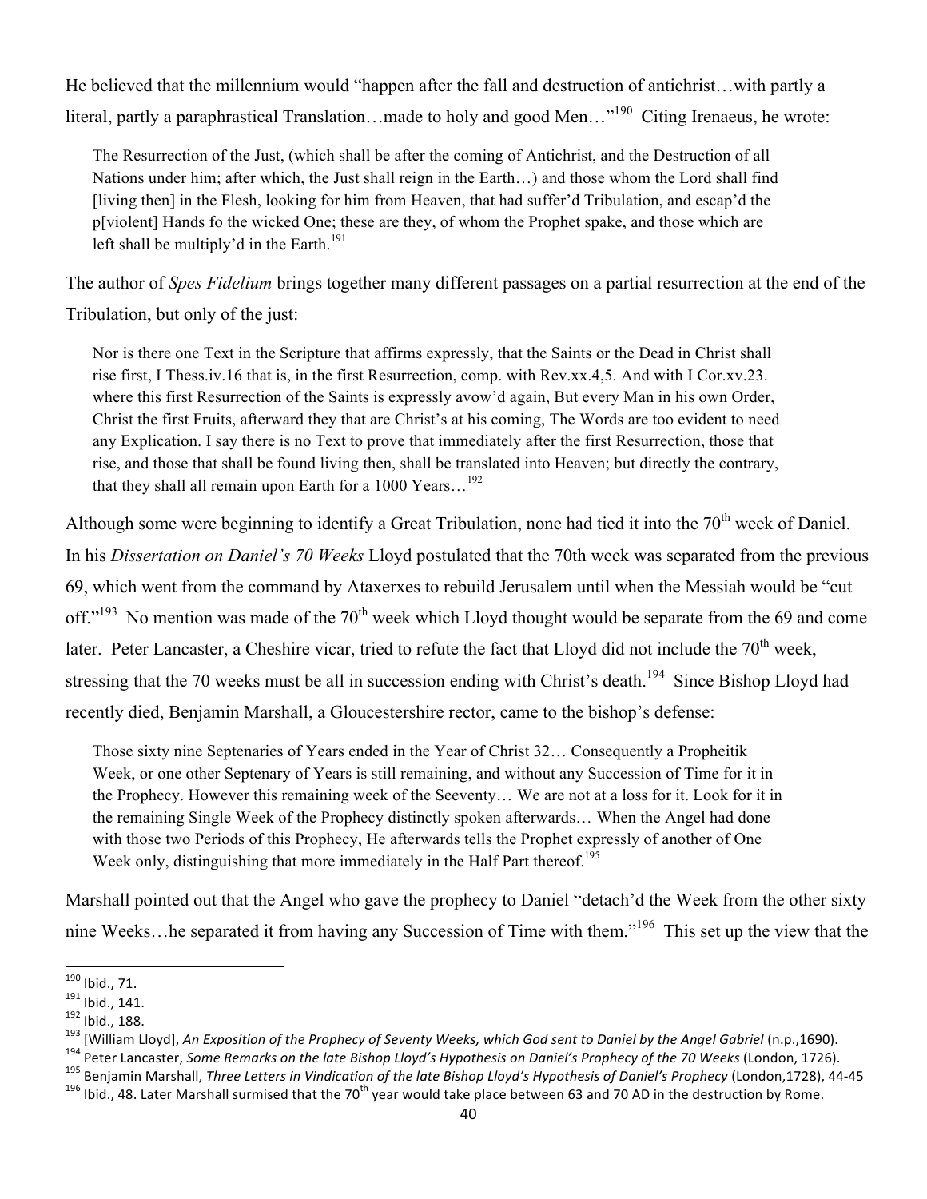He believed that the millennium would "happen after the fall and destruction of antichrist…with partly a literal, partly a paraphrastical Translation…made to holy and good Men…"[190] Citing Irenaeus, he wrote:

> The Resurrection of the Just, (which shall be after the coming of Antichrist, and the Destruction of all Nations under him; after which, the Just shall reign in the Earth…) and those whom the Lord shall find [living then] in the Flesh, looking for him from Heaven, that had suffer'd Tribulation, and escap'd the p[violent] Hands fo the wicked One; these are they, of whom the Prophet spake, and those which are left shall be multiply'd in the Earth.[191]

The author of *Spes Fidelium* brings together many different passages on a partial resurrection at the end of the Tribulation, but only of the just:

> Nor is there one Text in the Scripture that affirms expressly, that the Saints or the Dead in Christ shall rise first, I Thess.iv.16 that is, in the first Resurrection, comp. with Rev.xx.4,5. And with I Cor.xv.23. where this first Resurrection of the Saints is expressly avow'd again, But every Man in his own Order, Christ the first Fruits, afterward they that are Christ's at his coming, The Words are too evident to need any Explication. I say there is no Text to prove that immediately after the first Resurrection, those that rise, and those that shall be found living then, shall be translated into Heaven; but directly the contrary, that they shall all remain upon Earth for a 1000 Years…[192]

Although some were beginning to identify a Great Tribulation, none had tied it into the 70th week of Daniel. In his *Dissertation on Daniel's 70 Weeks* Lloyd postulated that the 70th week was separated from the previous 69, which went from the command by Ataxerxes to rebuild Jerusalem until when the Messiah would be "cut off."[193] No mention was made of the 70th week which Lloyd thought would be separate from the 69 and come later. Peter Lancaster, a Cheshire vicar, tried to refute the fact that Lloyd did not include the 70th week, stressing that the 70 weeks must be all in succession ending with Christ's death.[194] Since Bishop Lloyd had recently died, Benjamin Marshall, a Gloucestershire rector, came to the bishop's defense:

> Those sixty nine Septenaries of Years ended in the Year of Christ 32… Consequently a Propheitik Week, or one other Septenary of Years is still remaining, and without any Succession of Time for it in the Prophecy. However this remaining week of the Seeventy… We are not at a loss for it. Look for it in the remaining Single Week of the Prophecy distinctly spoken afterwards… When the Angel had done with those two Periods of this Prophecy, He afterwards tells the Prophet expressly of another of One Week only, distinguishing that more immediately in the Half Part thereof.[195]

Marshall pointed out that the Angel who gave the prophecy to Daniel "detach'd the Week from the other sixty nine Weeks…he separated it from having any Succession of Time with them."[196] This set up the view that the

---

[190] Ibid., 71.

[191] Ibid., 141.

[192] Ibid., 188.

[193] [William Lloyd], *An Exposition of the Prophecy of Seventy Weeks, which God sent to Daniel by the Angel Gabriel* (n.p.,1690).

[194] Peter Lancaster, *Some Remarks on the late Bishop Lloyd's Hypothesis on Daniel's Prophecy of the 70 Weeks* (London, 1726).

[195] Benjamin Marshall, *Three Letters in Vindication of the late Bishop Lloyd's Hypothesis of Daniel's Prophecy* (London,1728), 44-45

[196] Ibid., 48. Later Marshall surmised that the 70th year would take place between 63 and 70 AD in the destruction by Rome.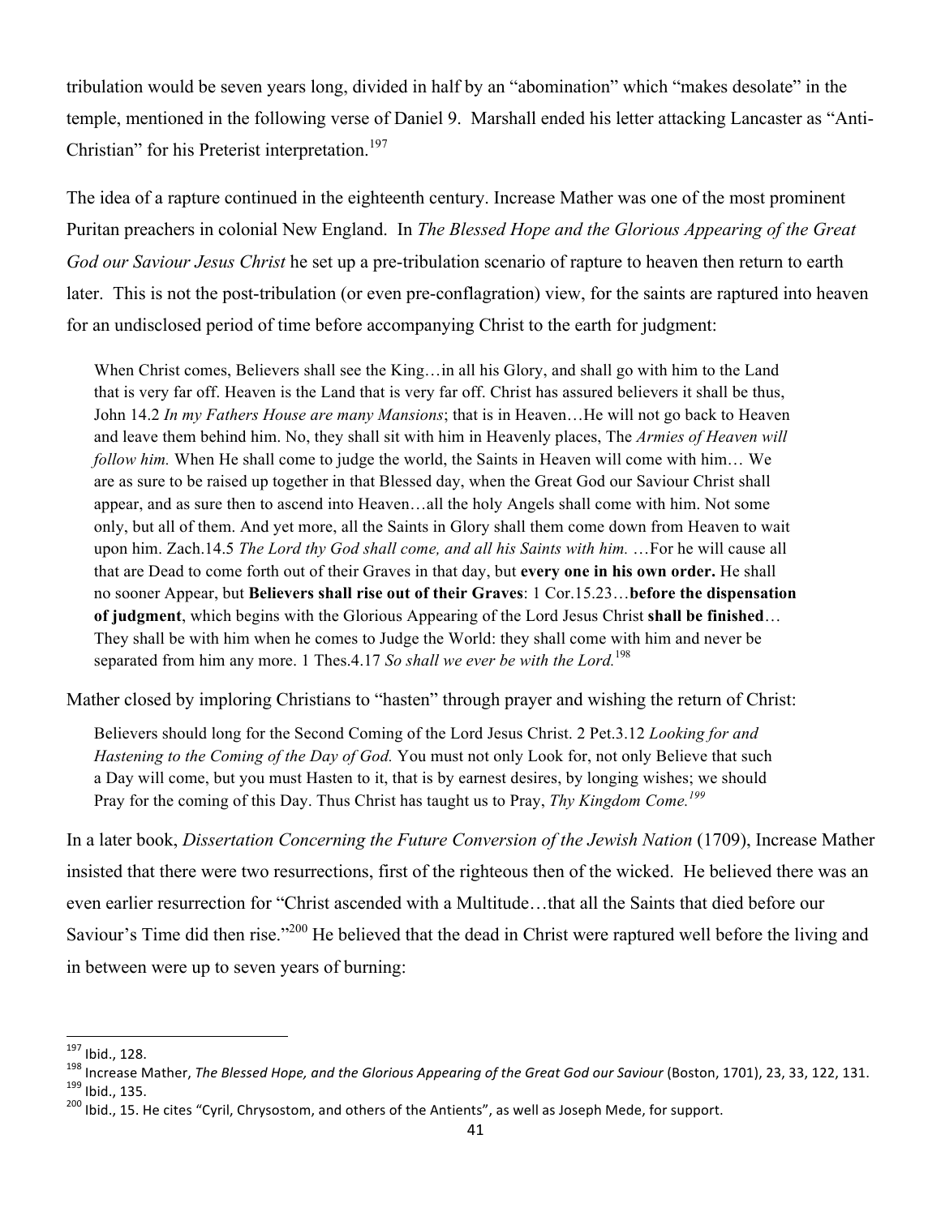tribulation would be seven years long, divided in half by an "abomination" which "makes desolate" in the temple, mentioned in the following verse of Daniel 9. Marshall ended his letter attacking Lancaster as "Anti-Christian" for his Preterist interpretation.[197]

The idea of a rapture continued in the eighteenth century. Increase Mather was one of the most prominent Puritan preachers in colonial New England. In *The Blessed Hope and the Glorious Appearing of the Great God our Saviour Jesus Christ* he set up a pre-tribulation scenario of rapture to heaven then return to earth later. This is not the post-tribulation (or even pre-conflagration) view, for the saints are raptured into heaven for an undisclosed period of time before accompanying Christ to the earth for judgment:

> When Christ comes, Believers shall see the King…in all his Glory, and shall go with him to the Land that is very far off. Heaven is the Land that is very far off. Christ has assured believers it shall be thus, John 14.2 *In my Fathers House are many Mansions*; that is in Heaven…He will not go back to Heaven and leave them behind him. No, they shall sit with him in Heavenly places, The *Armies of Heaven will follow him.* When He shall come to judge the world, the Saints in Heaven will come with him… We are as sure to be raised up together in that Blessed day, when the Great God our Saviour Christ shall appear, and as sure then to ascend into Heaven…all the holy Angels shall come with him. Not some only, but all of them. And yet more, all the Saints in Glory shall them come down from Heaven to wait upon him. Zach.14.5 *The Lord thy God shall come, and all his Saints with him.* …For he will cause all that are Dead to come forth out of their Graves in that day, but **every one in his own order.** He shall no sooner Appear, but **Believers shall rise out of their Graves**: 1 Cor.15.23…**before the dispensation of judgment**, which begins with the Glorious Appearing of the Lord Jesus Christ **shall be finished**… They shall be with him when he comes to Judge the World: they shall come with him and never be separated from him any more. 1 Thes.4.17 *So shall we ever be with the Lord.*[198]

Mather closed by imploring Christians to "hasten" through prayer and wishing the return of Christ:

> Believers should long for the Second Coming of the Lord Jesus Christ. 2 Pet.3.12 *Looking for and Hastening to the Coming of the Day of God.* You must not only Look for, not only Believe that such a Day will come, but you must Hasten to it, that is by earnest desires, by longing wishes; we should Pray for the coming of this Day. Thus Christ has taught us to Pray, *Thy Kingdom Come.*[199]

In a later book, *Dissertation Concerning the Future Conversion of the Jewish Nation* (1709), Increase Mather insisted that there were two resurrections, first of the righteous then of the wicked. He believed there was an even earlier resurrection for "Christ ascended with a Multitude…that all the Saints that died before our Saviour's Time did then rise."[200] He believed that the dead in Christ were raptured well before the living and in between were up to seven years of burning:

---

[197] Ibid., 128.

[198] Increase Mather, *The Blessed Hope, and the Glorious Appearing of the Great God our Saviour* (Boston, 1701), 23, 33, 122, 131.

[199] Ibid., 135.

[200] Ibid., 15. He cites "Cyril, Chrysostom, and others of the Antients", as well as Joseph Mede, for support.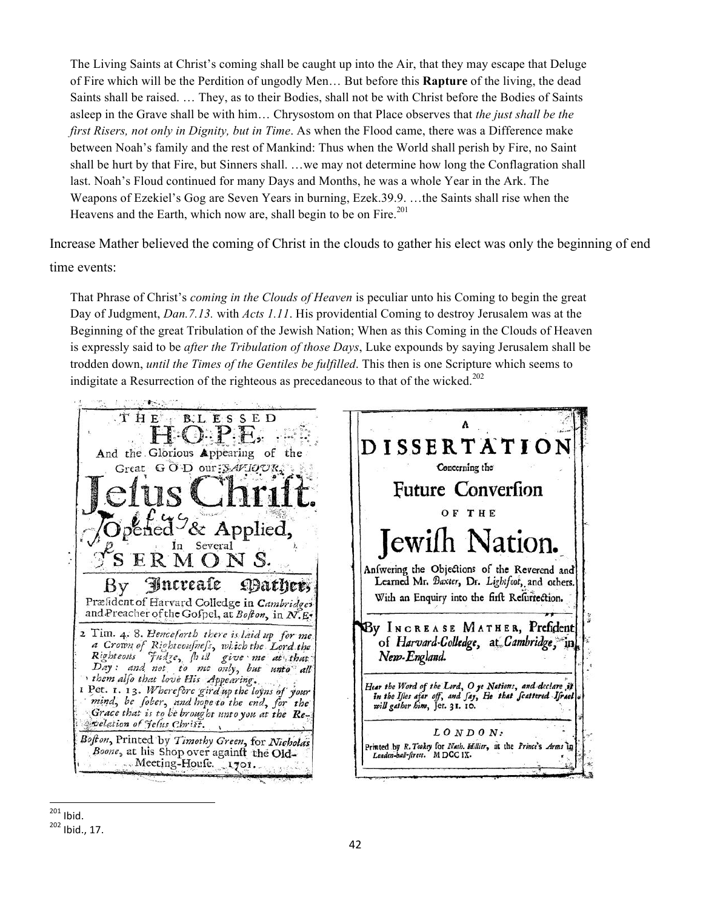> The Living Saints at Christ's coming shall be caught up into the Air, that they may escape that Deluge of Fire which will be the Perdition of ungodly Men… But before this **Rapture** of the living, the dead Saints shall be raised. … They, as to their Bodies, shall not be with Christ before the Bodies of Saints asleep in the Grave shall be with him… Chrysostom on that Place observes that *the just shall be the first Risers, not only in Dignity, but in Time*. As when the Flood came, there was a Difference make between Noah's family and the rest of Mankind: Thus when the World shall perish by Fire, no Saint shall be hurt by that Fire, but Sinners shall. …we may not determine how long the Conflagration shall last. Noah's Floud continued for many Days and Months, he was a whole Year in the Ark. The Weapons of Ezekiel's Gog are Seven Years in burning, Ezek.39.9. …the Saints shall rise when the Heavens and the Earth, which now are, shall begin to be on Fire.[201]

Increase Mather believed the coming of Christ in the clouds to gather his elect was only the beginning of end time events:

> That Phrase of Christ's *coming in the Clouds of Heaven* is peculiar unto his Coming to begin the great Day of Judgment, *Dan.7.13.* with *Acts 1.11*. His providential Coming to destroy Jerusalem was at the Beginning of the great Tribulation of the Jewish Nation; When as this Coming in the Clouds of Heaven is expressly said to be *after the Tribulation of those Days*, Luke expounds by saying Jerusalem shall be trodden down, *until the Times of the Gentiles be fulfilled*. This then is one Scripture which seems to indigitate a Resurrection of the righteous as precedaneous to that of the wicked.[202]

THE BLESSED HOPE, And the Glorious Appearing of the Great GOD our SAVIOUR, Jesus Christ. Opened & Applied, In Several SERMONS. By Increase Mather, Præsident of Harvard Colledge in Cambridge, and Preacher of the Gospel, at Boston, in N.E.

2 Tim. 4. 8. *Henceforth there is laid up for me a Crown of Righteousness, which the Lord the Righteous Judge, shall give me at that Day: and not to me only, but unto all them also that love His Appearing.*
1 Pet. 1. 13. *Wherefore gird up the loyns of your mind, be sober, and hope to the end, for the Grace that is to be brought unto you at the Revelation of Jesus Christ.*

Boston, Printed by Timothy Green, for Nicholas Boone, at his Shop over against the Old-Meeting-House. 1701.

A DISSERTATION Concerning the Future Conversion OF THE Jewish Nation. Answering the Objections of the Reverend and Learned Mr. Baxter, Dr. Lightfoot, and others. With an Enquiry into the first Resurrection.

By INCREASE MATHER, President of Harvard-Colledge, at Cambridge, in New-England.

*Hear the Word of the Lord, O ye Nations, and declare it in the Isles afar off, and say, He that scattered Israel will gather him*, Jer. 31. 10.

LONDON: Printed by R. Tookey for Nath. Hillier, at the Prince's Arms in Leaden-hall-street. MDCCIX.

---

[201] Ibid.

[202] Ibid., 17.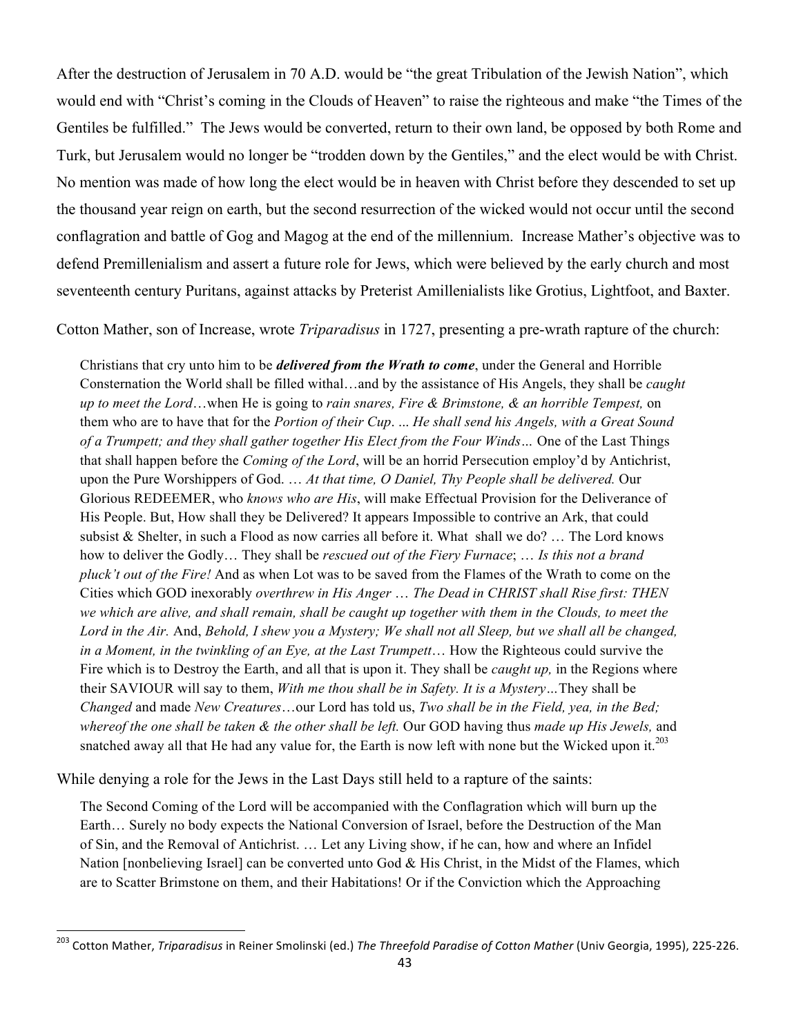After the destruction of Jerusalem in 70 A.D. would be "the great Tribulation of the Jewish Nation", which would end with "Christ's coming in the Clouds of Heaven" to raise the righteous and make "the Times of the Gentiles be fulfilled." The Jews would be converted, return to their own land, be opposed by both Rome and Turk, but Jerusalem would no longer be "trodden down by the Gentiles," and the elect would be with Christ. No mention was made of how long the elect would be in heaven with Christ before they descended to set up the thousand year reign on earth, but the second resurrection of the wicked would not occur until the second conflagration and battle of Gog and Magog at the end of the millennium. Increase Mather's objective was to defend Premillenialism and assert a future role for Jews, which were believed by the early church and most seventeenth century Puritans, against attacks by Preterist Amillenialists like Grotius, Lightfoot, and Baxter.

Cotton Mather, son of Increase, wrote *Triparadisus* in 1727, presenting a pre-wrath rapture of the church:

> Christians that cry unto him to be ***delivered from the Wrath to come***, under the General and Horrible Consternation the World shall be filled withal…and by the assistance of His Angels, they shall be *caught up to meet the Lord*…when He is going to *rain snares, Fire & Brimstone, & an horrible Tempest,* on them who are to have that for the *Portion of their Cup*. ... *He shall send his Angels, with a Great Sound of a Trumpett; and they shall gather together His Elect from the Four Winds…* One of the Last Things that shall happen before the *Coming of the Lord*, will be an horrid Persecution employ'd by Antichrist, upon the Pure Worshippers of God. … *At that time, O Daniel, Thy People shall be delivered.* Our Glorious REDEEMER, who *knows who are His*, will make Effectual Provision for the Deliverance of His People. But, How shall they be Delivered? It appears Impossible to contrive an Ark, that could subsist & Shelter, in such a Flood as now carries all before it. What shall we do? … The Lord knows how to deliver the Godly… They shall be *rescued out of the Fiery Furnace*; … *Is this not a brand pluck't out of the Fire!* And as when Lot was to be saved from the Flames of the Wrath to come on the Cities which GOD inexorably *overthrew in His Anger … The Dead in CHRIST shall Rise first: THEN we which are alive, and shall remain, shall be caught up together with them in the Clouds, to meet the Lord in the Air.* And, *Behold, I shew you a Mystery; We shall not all Sleep, but we shall all be changed, in a Moment, in the twinkling of an Eye, at the Last Trumpett*… How the Righteous could survive the Fire which is to Destroy the Earth, and all that is upon it. They shall be *caught up,* in the Regions where their SAVIOUR will say to them, *With me thou shall be in Safety. It is a Mystery…*They shall be *Changed* and made *New Creatures*…our Lord has told us, *Two shall be in the Field, yea, in the Bed; whereof the one shall be taken & the other shall be left.* Our GOD having thus *made up His Jewels,* and snatched away all that He had any value for, the Earth is now left with none but the Wicked upon it.[203]

While denying a role for the Jews in the Last Days still held to a rapture of the saints:

> The Second Coming of the Lord will be accompanied with the Conflagration which will burn up the Earth… Surely no body expects the National Conversion of Israel, before the Destruction of the Man of Sin, and the Removal of Antichrist. … Let any Living show, if he can, how and where an Infidel Nation [nonbelieving Israel] can be converted unto God & His Christ, in the Midst of the Flames, which are to Scatter Brimstone on them, and their Habitations! Or if the Conviction which the Approaching

---

[203] Cotton Mather, *Triparadisus* in Reiner Smolinski (ed.) *The Threefold Paradise of Cotton Mather* (Univ Georgia, 1995), 225-226.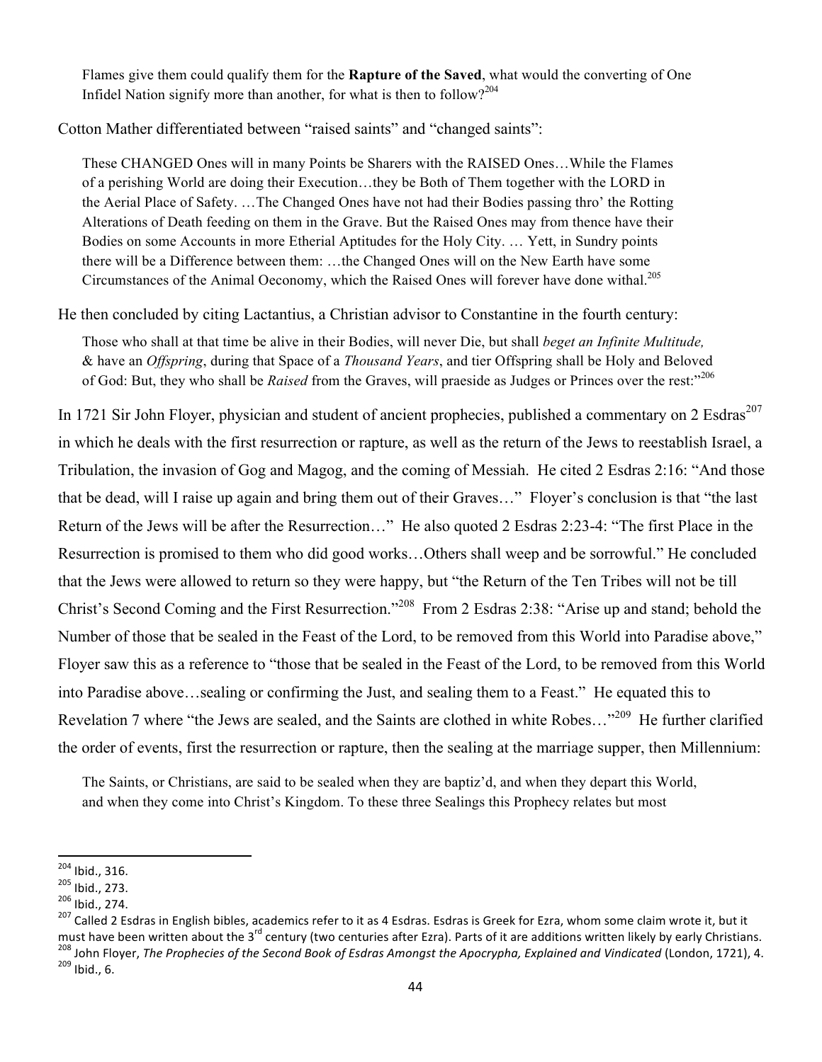> Flames give them could qualify them for the **Rapture of the Saved**, what would the converting of One Infidel Nation signify more than another, for what is then to follow?[204]

Cotton Mather differentiated between "raised saints" and "changed saints":

> These CHANGED Ones will in many Points be Sharers with the RAISED Ones…While the Flames of a perishing World are doing their Execution…they be Both of Them together with the LORD in the Aerial Place of Safety. …The Changed Ones have not had their Bodies passing thro' the Rotting Alterations of Death feeding on them in the Grave. But the Raised Ones may from thence have their Bodies on some Accounts in more Etherial Aptitudes for the Holy City. … Yett, in Sundry points there will be a Difference between them: …the Changed Ones will on the New Earth have some Circumstances of the Animal Oeconomy, which the Raised Ones will forever have done withal.[205]

He then concluded by citing Lactantius, a Christian advisor to Constantine in the fourth century:

> Those who shall at that time be alive in their Bodies, will never Die, but shall *beget an Infinite Multitude,* & have an *Offspring*, during that Space of a *Thousand Years*, and tier Offspring shall be Holy and Beloved of God: But, they who shall be *Raised* from the Graves, will praeside as Judges or Princes over the rest:"[206]

In 1721 Sir John Floyer, physician and student of ancient prophecies, published a commentary on 2 Esdras[207] in which he deals with the first resurrection or rapture, as well as the return of the Jews to reestablish Israel, a Tribulation, the invasion of Gog and Magog, and the coming of Messiah. He cited 2 Esdras 2:16: "And those that be dead, will I raise up again and bring them out of their Graves…" Floyer's conclusion is that "the last Return of the Jews will be after the Resurrection…" He also quoted 2 Esdras 2:23-4: "The first Place in the Resurrection is promised to them who did good works…Others shall weep and be sorrowful." He concluded that the Jews were allowed to return so they were happy, but "the Return of the Ten Tribes will not be till Christ's Second Coming and the First Resurrection."[208] From 2 Esdras 2:38: "Arise up and stand; behold the Number of those that be sealed in the Feast of the Lord, to be removed from this World into Paradise above," Floyer saw this as a reference to "those that be sealed in the Feast of the Lord, to be removed from this World into Paradise above…sealing or confirming the Just, and sealing them to a Feast." He equated this to Revelation 7 where "the Jews are sealed, and the Saints are clothed in white Robes…"[209] He further clarified the order of events, first the resurrection or rapture, then the sealing at the marriage supper, then Millennium:

> The Saints, or Christians, are said to be sealed when they are baptiz'd, and when they depart this World, and when they come into Christ's Kingdom. To these three Sealings this Prophecy relates but most

---

[204] Ibid., 316.

[205] Ibid., 273.

[206] Ibid., 274.

[207] Called 2 Esdras in English bibles, academics refer to it as 4 Esdras. Esdras is Greek for Ezra, whom some claim wrote it, but it must have been written about the 3rd century (two centuries after Ezra). Parts of it are additions written likely by early Christians.

[208] John Floyer, *The Prophecies of the Second Book of Esdras Amongst the Apocrypha, Explained and Vindicated* (London, 1721), 4.

[209] Ibid., 6.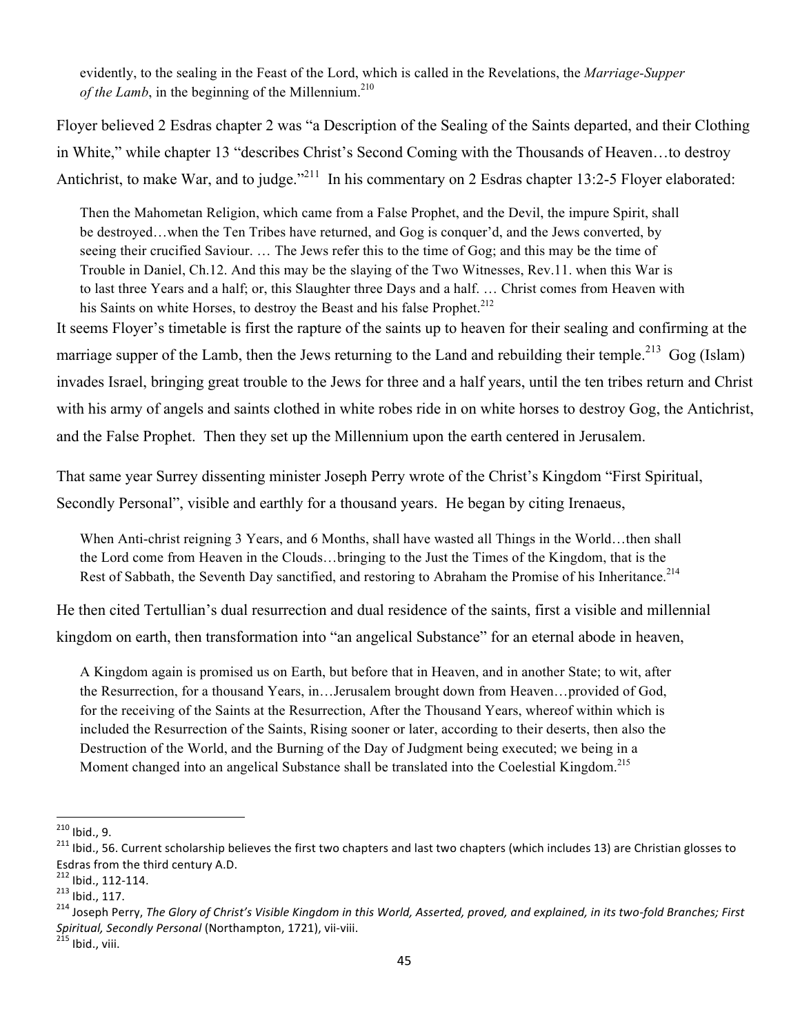> evidently, to the sealing in the Feast of the Lord, which is called in the Revelations, the *Marriage-Supper of the Lamb*, in the beginning of the Millennium.[210]

Floyer believed 2 Esdras chapter 2 was "a Description of the Sealing of the Saints departed, and their Clothing in White," while chapter 13 "describes Christ's Second Coming with the Thousands of Heaven…to destroy Antichrist, to make War, and to judge."[211] In his commentary on 2 Esdras chapter 13:2-5 Floyer elaborated:

> Then the Mahometan Religion, which came from a False Prophet, and the Devil, the impure Spirit, shall be destroyed…when the Ten Tribes have returned, and Gog is conquer'd, and the Jews converted, by seeing their crucified Saviour. … The Jews refer this to the time of Gog; and this may be the time of Trouble in Daniel, Ch.12. And this may be the slaying of the Two Witnesses, Rev.11. when this War is to last three Years and a half; or, this Slaughter three Days and a half. … Christ comes from Heaven with his Saints on white Horses, to destroy the Beast and his false Prophet.[212]

It seems Floyer's timetable is first the rapture of the saints up to heaven for their sealing and confirming at the marriage supper of the Lamb, then the Jews returning to the Land and rebuilding their temple.[213] Gog (Islam) invades Israel, bringing great trouble to the Jews for three and a half years, until the ten tribes return and Christ with his army of angels and saints clothed in white robes ride in on white horses to destroy Gog, the Antichrist, and the False Prophet. Then they set up the Millennium upon the earth centered in Jerusalem.

That same year Surrey dissenting minister Joseph Perry wrote of the Christ's Kingdom "First Spiritual, Secondly Personal", visible and earthly for a thousand years. He began by citing Irenaeus,

> When Anti-christ reigning 3 Years, and 6 Months, shall have wasted all Things in the World…then shall the Lord come from Heaven in the Clouds…bringing to the Just the Times of the Kingdom, that is the Rest of Sabbath, the Seventh Day sanctified, and restoring to Abraham the Promise of his Inheritance.[214]

He then cited Tertullian's dual resurrection and dual residence of the saints, first a visible and millennial kingdom on earth, then transformation into "an angelical Substance" for an eternal abode in heaven,

> A Kingdom again is promised us on Earth, but before that in Heaven, and in another State; to wit, after the Resurrection, for a thousand Years, in…Jerusalem brought down from Heaven…provided of God, for the receiving of the Saints at the Resurrection, After the Thousand Years, whereof within which is included the Resurrection of the Saints, Rising sooner or later, according to their deserts, then also the Destruction of the World, and the Burning of the Day of Judgment being executed; we being in a Moment changed into an angelical Substance shall be translated into the Coelestial Kingdom.[215]

---

[210] Ibid., 9.

[211] Ibid., 56. Current scholarship believes the first two chapters and last two chapters (which includes 13) are Christian glosses to Esdras from the third century A.D.

[212] Ibid., 112-114.

[213] Ibid., 117.

[214] Joseph Perry, *The Glory of Christ's Visible Kingdom in this World, Asserted, proved, and explained, in its two-fold Branches; First Spiritual, Secondly Personal* (Northampton, 1721), vii-viii.

[215] Ibid., viii.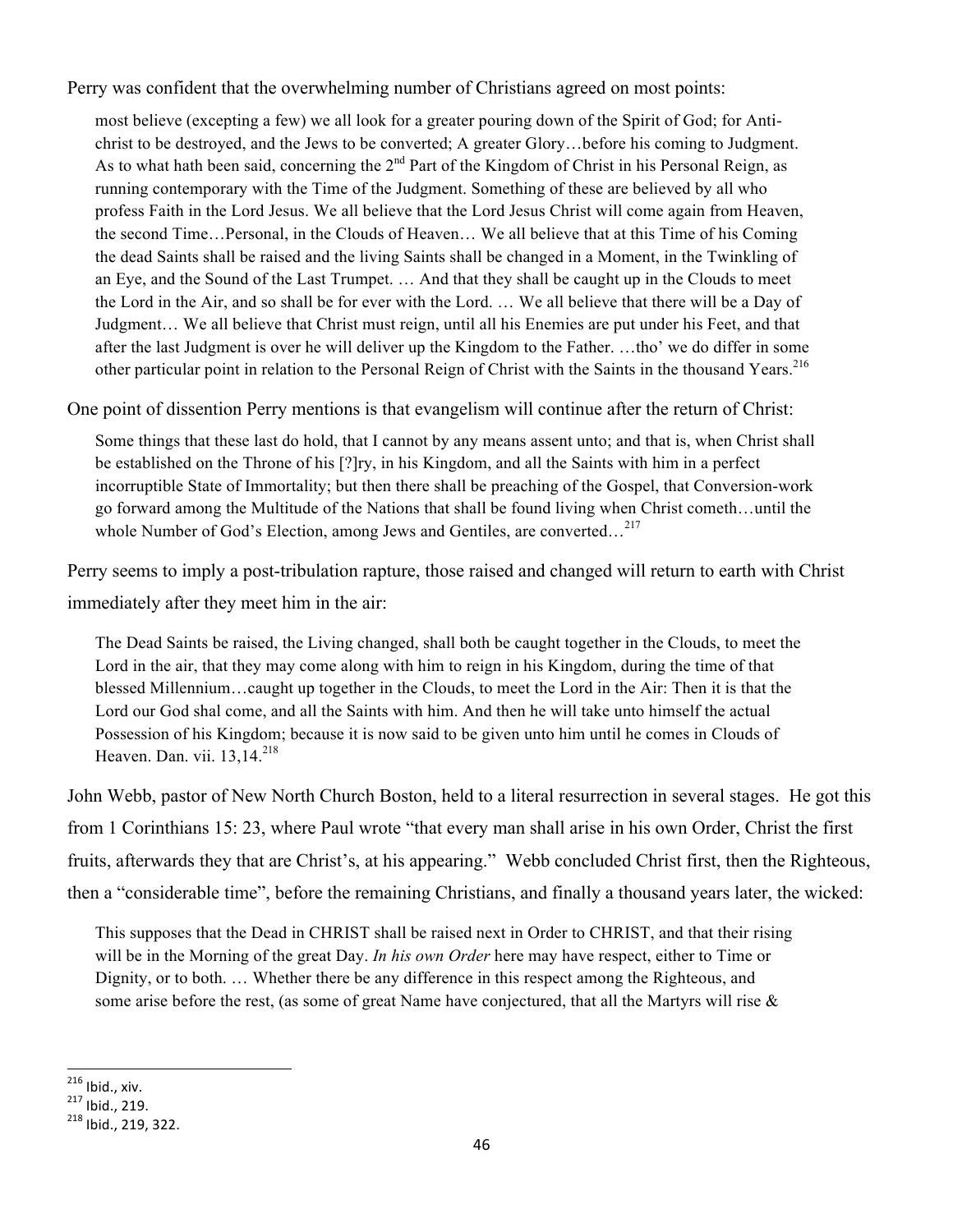Perry was confident that the overwhelming number of Christians agreed on most points:

> most believe (excepting a few) we all look for a greater pouring down of the Spirit of God; for Anti-christ to be destroyed, and the Jews to be converted; A greater Glory…before his coming to Judgment. As to what hath been said, concerning the 2nd Part of the Kingdom of Christ in his Personal Reign, as running contemporary with the Time of the Judgment. Something of these are believed by all who profess Faith in the Lord Jesus. We all believe that the Lord Jesus Christ will come again from Heaven, the second Time…Personal, in the Clouds of Heaven… We all believe that at this Time of his Coming the dead Saints shall be raised and the living Saints shall be changed in a Moment, in the Twinkling of an Eye, and the Sound of the Last Trumpet. … And that they shall be caught up in the Clouds to meet the Lord in the Air, and so shall be for ever with the Lord. … We all believe that there will be a Day of Judgment… We all believe that Christ must reign, until all his Enemies are put under his Feet, and that after the last Judgment is over he will deliver up the Kingdom to the Father. …tho' we do differ in some other particular point in relation to the Personal Reign of Christ with the Saints in the thousand Years.[216]

One point of dissention Perry mentions is that evangelism will continue after the return of Christ:

> Some things that these last do hold, that I cannot by any means assent unto; and that is, when Christ shall be established on the Throne of his [?]ry, in his Kingdom, and all the Saints with him in a perfect incorruptible State of Immortality; but then there shall be preaching of the Gospel, that Conversion-work go forward among the Multitude of the Nations that shall be found living when Christ cometh…until the whole Number of God's Election, among Jews and Gentiles, are converted…[217]

Perry seems to imply a post-tribulation rapture, those raised and changed will return to earth with Christ immediately after they meet him in the air:

> The Dead Saints be raised, the Living changed, shall both be caught together in the Clouds, to meet the Lord in the air, that they may come along with him to reign in his Kingdom, during the time of that blessed Millennium…caught up together in the Clouds, to meet the Lord in the Air: Then it is that the Lord our God shal come, and all the Saints with him. And then he will take unto himself the actual Possession of his Kingdom; because it is now said to be given unto him until he comes in Clouds of Heaven. Dan. vii. 13,14.[218]

John Webb, pastor of New North Church Boston, held to a literal resurrection in several stages. He got this from 1 Corinthians 15: 23, where Paul wrote "that every man shall arise in his own Order, Christ the first fruits, afterwards they that are Christ's, at his appearing." Webb concluded Christ first, then the Righteous, then a "considerable time", before the remaining Christians, and finally a thousand years later, the wicked:

> This supposes that the Dead in CHRIST shall be raised next in Order to CHRIST, and that their rising will be in the Morning of the great Day. *In his own Order* here may have respect, either to Time or Dignity, or to both. … Whether there be any difference in this respect among the Righteous, and some arise before the rest, (as some of great Name have conjectured, that all the Martyrs will rise &

---

[216] Ibid., xiv.

[217] Ibid., 219.

[218] Ibid., 219, 322.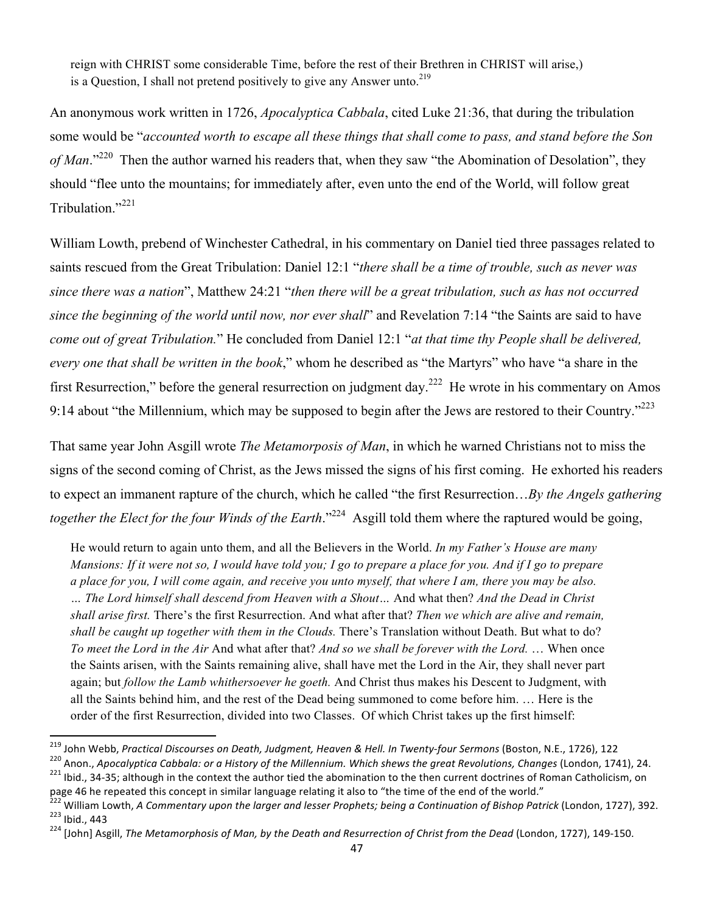> reign with CHRIST some considerable Time, before the rest of their Brethren in CHRIST will arise,) is a Question, I shall not pretend positively to give any Answer unto.[219]

An anonymous work written in 1726, *Apocalyptica Cabbala*, cited Luke 21:36, that during the tribulation some would be "*accounted worth to escape all these things that shall come to pass, and stand before the Son of Man*."[220] Then the author warned his readers that, when they saw "the Abomination of Desolation", they should "flee unto the mountains; for immediately after, even unto the end of the World, will follow great Tribulation."[221]

William Lowth, prebend of Winchester Cathedral, in his commentary on Daniel tied three passages related to saints rescued from the Great Tribulation: Daniel 12:1 "*there shall be a time of trouble, such as never was since there was a nation*", Matthew 24:21 "*then there will be a great tribulation, such as has not occurred since the beginning of the world until now, nor ever shall*" and Revelation 7:14 "the Saints are said to have *come out of great Tribulation.*" He concluded from Daniel 12:1 "*at that time thy People shall be delivered, every one that shall be written in the book*," whom he described as "the Martyrs" who have "a share in the first Resurrection," before the general resurrection on judgment day.[222] He wrote in his commentary on Amos 9:14 about "the Millennium, which may be supposed to begin after the Jews are restored to their Country."[223]

That same year John Asgill wrote *The Metamorposis of Man*, in which he warned Christians not to miss the signs of the second coming of Christ, as the Jews missed the signs of his first coming. He exhorted his readers to expect an immanent rapture of the church, which he called "the first Resurrection…*By the Angels gathering together the Elect for the four Winds of the Earth*."[224] Asgill told them where the raptured would be going,

> He would return to again unto them, and all the Believers in the World. *In my Father's House are many Mansions: If it were not so, I would have told you; I go to prepare a place for you. And if I go to prepare a place for you, I will come again, and receive you unto myself, that where I am, there you may be also. … The Lord himself shall descend from Heaven with a Shout…* And what then? *And the Dead in Christ shall arise first.* There's the first Resurrection. And what after that? *Then we which are alive and remain, shall be caught up together with them in the Clouds.* There's Translation without Death. But what to do? *To meet the Lord in the Air* And what after that? *And so we shall be forever with the Lord.* … When once the Saints arisen, with the Saints remaining alive, shall have met the Lord in the Air, they shall never part again; but *follow the Lamb whithersoever he goeth.* And Christ thus makes his Descent to Judgment, with all the Saints behind him, and the rest of the Dead being summoned to come before him. … Here is the order of the first Resurrection, divided into two Classes. Of which Christ takes up the first himself:

---

[219] John Webb, *Practical Discourses on Death, Judgment, Heaven & Hell. In Twenty-four Sermons* (Boston, N.E., 1726), 122

[220] Anon., *Apocalyptica Cabbala: or a History of the Millennium. Which shews the great Revolutions, Changes* (London, 1741), 24.

[221] Ibid., 34-35; although in the context the author tied the abomination to the then current doctrines of Roman Catholicism, on page 46 he repeated this concept in similar language relating it also to "the time of the end of the world."

[222] William Lowth, *A Commentary upon the larger and lesser Prophets; being a Continuation of Bishop Patrick* (London, 1727), 392.

[223] Ibid., 443

[224] [John] Asgill, *The Metamorphosis of Man, by the Death and Resurrection of Christ from the Dead* (London, 1727), 149-150.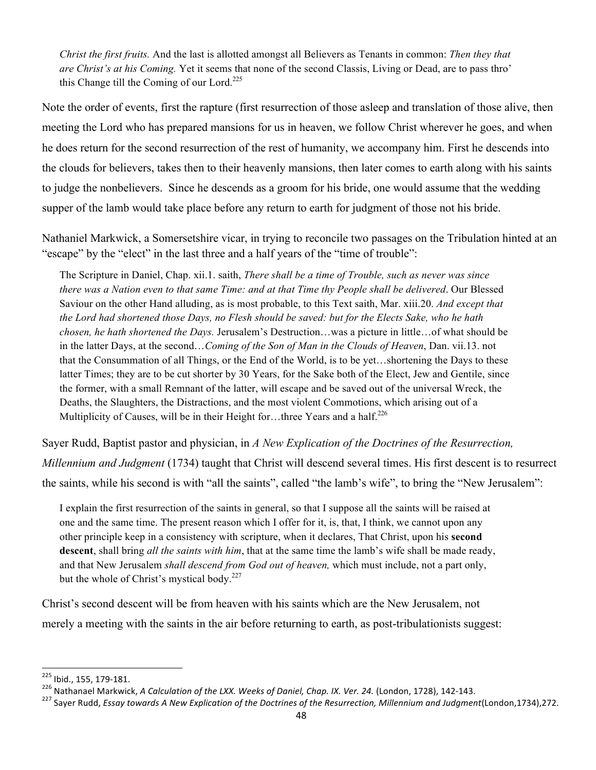> *Christ the first fruits.* And the last is allotted amongst all Believers as Tenants in common: *Then they that are Christ's at his Coming.* Yet it seems that none of the second Classis, Living or Dead, are to pass thro' this Change till the Coming of our Lord.[225]

Note the order of events, first the rapture (first resurrection of those asleep and translation of those alive, then meeting the Lord who has prepared mansions for us in heaven, we follow Christ wherever he goes, and when he does return for the second resurrection of the rest of humanity, we accompany him. First he descends into the clouds for believers, takes then to their heavenly mansions, then later comes to earth along with his saints to judge the nonbelievers. Since he descends as a groom for his bride, one would assume that the wedding supper of the lamb would take place before any return to earth for judgment of those not his bride.

Nathaniel Markwick, a Somersetshire vicar, in trying to reconcile two passages on the Tribulation hinted at an "escape" by the "elect" in the last three and a half years of the "time of trouble":

> The Scripture in Daniel, Chap. xii.1. saith, *There shall be a time of Trouble, such as never was since there was a Nation even to that same Time: and at that Time thy People shall be delivered*. Our Blessed Saviour on the other Hand alluding, as is most probable, to this Text saith, Mar. xiii.20. *And except that the Lord had shortened those Days, no Flesh should be saved: but for the Elects Sake, who he hath chosen, he hath shortened the Days.* Jerusalem's Destruction…was a picture in little…of what should be in the latter Days, at the second…*Coming of the Son of Man in the Clouds of Heaven*, Dan. vii.13. not that the Consummation of all Things, or the End of the World, is to be yet…shortening the Days to these latter Times; they are to be cut shorter by 30 Years, for the Sake both of the Elect, Jew and Gentile, since the former, with a small Remnant of the latter, will escape and be saved out of the universal Wreck, the Deaths, the Slaughters, the Distractions, and the most violent Commotions, which arising out of a Multiplicity of Causes, will be in their Height for…three Years and a half.[226]

Sayer Rudd, Baptist pastor and physician, in *A New Explication of the Doctrines of the Resurrection, Millennium and Judgment* (1734) taught that Christ will descend several times. His first descent is to resurrect the saints, while his second is with "all the saints", called "the lamb's wife", to bring the "New Jerusalem":

> I explain the first resurrection of the saints in general, so that I suppose all the saints will be raised at one and the same time. The present reason which I offer for it, is, that, I think, we cannot upon any other principle keep in a consistency with scripture, when it declares, That Christ, upon his **second descent**, shall bring *all the saints with him*, that at the same time the lamb's wife shall be made ready, and that New Jerusalem *shall descend from God out of heaven,* which must include, not a part only, but the whole of Christ's mystical body.[227]

Christ's second descent will be from heaven with his saints which are the New Jerusalem, not merely a meeting with the saints in the air before returning to earth, as post-tribulationists suggest:

---

[225] Ibid., 155, 179-181.

[226] Nathanael Markwick, *A Calculation of the LXX. Weeks of Daniel, Chap. IX. Ver. 24.* (London, 1728), 142-143.

[227] Sayer Rudd, *Essay towards A New Explication of the Doctrines of the Resurrection, Millennium and Judgment*(London,1734),272.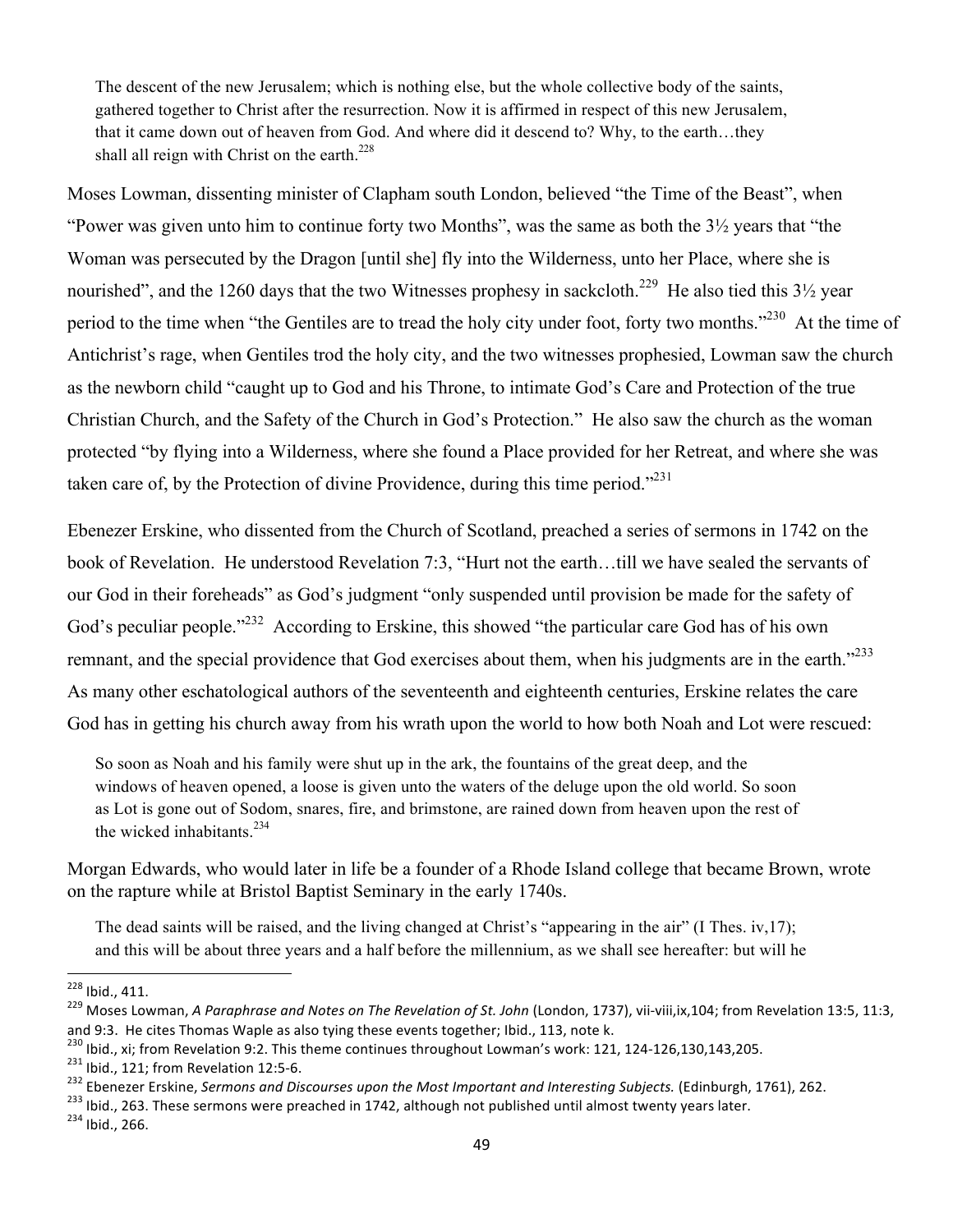> The descent of the new Jerusalem; which is nothing else, but the whole collective body of the saints, gathered together to Christ after the resurrection. Now it is affirmed in respect of this new Jerusalem, that it came down out of heaven from God. And where did it descend to? Why, to the earth…they shall all reign with Christ on the earth.[228]

Moses Lowman, dissenting minister of Clapham south London, believed "the Time of the Beast", when "Power was given unto him to continue forty two Months", was the same as both the 3½ years that "the Woman was persecuted by the Dragon [until she] fly into the Wilderness, unto her Place, where she is nourished", and the 1260 days that the two Witnesses prophesy in sackcloth.[229] He also tied this 3½ year period to the time when "the Gentiles are to tread the holy city under foot, forty two months."[230] At the time of Antichrist's rage, when Gentiles trod the holy city, and the two witnesses prophesied, Lowman saw the church as the newborn child "caught up to God and his Throne, to intimate God's Care and Protection of the true Christian Church, and the Safety of the Church in God's Protection." He also saw the church as the woman protected "by flying into a Wilderness, where she found a Place provided for her Retreat, and where she was taken care of, by the Protection of divine Providence, during this time period."[231]

Ebenezer Erskine, who dissented from the Church of Scotland, preached a series of sermons in 1742 on the book of Revelation. He understood Revelation 7:3, "Hurt not the earth…till we have sealed the servants of our God in their foreheads" as God's judgment "only suspended until provision be made for the safety of God's peculiar people."[232] According to Erskine, this showed "the particular care God has of his own remnant, and the special providence that God exercises about them, when his judgments are in the earth."[233] As many other eschatological authors of the seventeenth and eighteenth centuries, Erskine relates the care God has in getting his church away from his wrath upon the world to how both Noah and Lot were rescued:

> So soon as Noah and his family were shut up in the ark, the fountains of the great deep, and the windows of heaven opened, a loose is given unto the waters of the deluge upon the old world. So soon as Lot is gone out of Sodom, snares, fire, and brimstone, are rained down from heaven upon the rest of the wicked inhabitants.[234]

Morgan Edwards, who would later in life be a founder of a Rhode Island college that became Brown, wrote on the rapture while at Bristol Baptist Seminary in the early 1740s.

> The dead saints will be raised, and the living changed at Christ's "appearing in the air" (I Thes. iv,17); and this will be about three years and a half before the millennium, as we shall see hereafter: but will he

---

[228] Ibid., 411.

[229] Moses Lowman, *A Paraphrase and Notes on The Revelation of St. John* (London, 1737), vii-viii,ix,104; from Revelation 13:5, 11:3, and 9:3. He cites Thomas Waple as also tying these events together; Ibid., 113, note k.

[230] Ibid., xi; from Revelation 9:2. This theme continues throughout Lowman's work: 121, 124-126,130,143,205.

[231] Ibid., 121; from Revelation 12:5-6.

[232] Ebenezer Erskine, *Sermons and Discourses upon the Most Important and Interesting Subjects.* (Edinburgh, 1761), 262.

[233] Ibid., 263. These sermons were preached in 1742, although not published until almost twenty years later.

[234] Ibid., 266.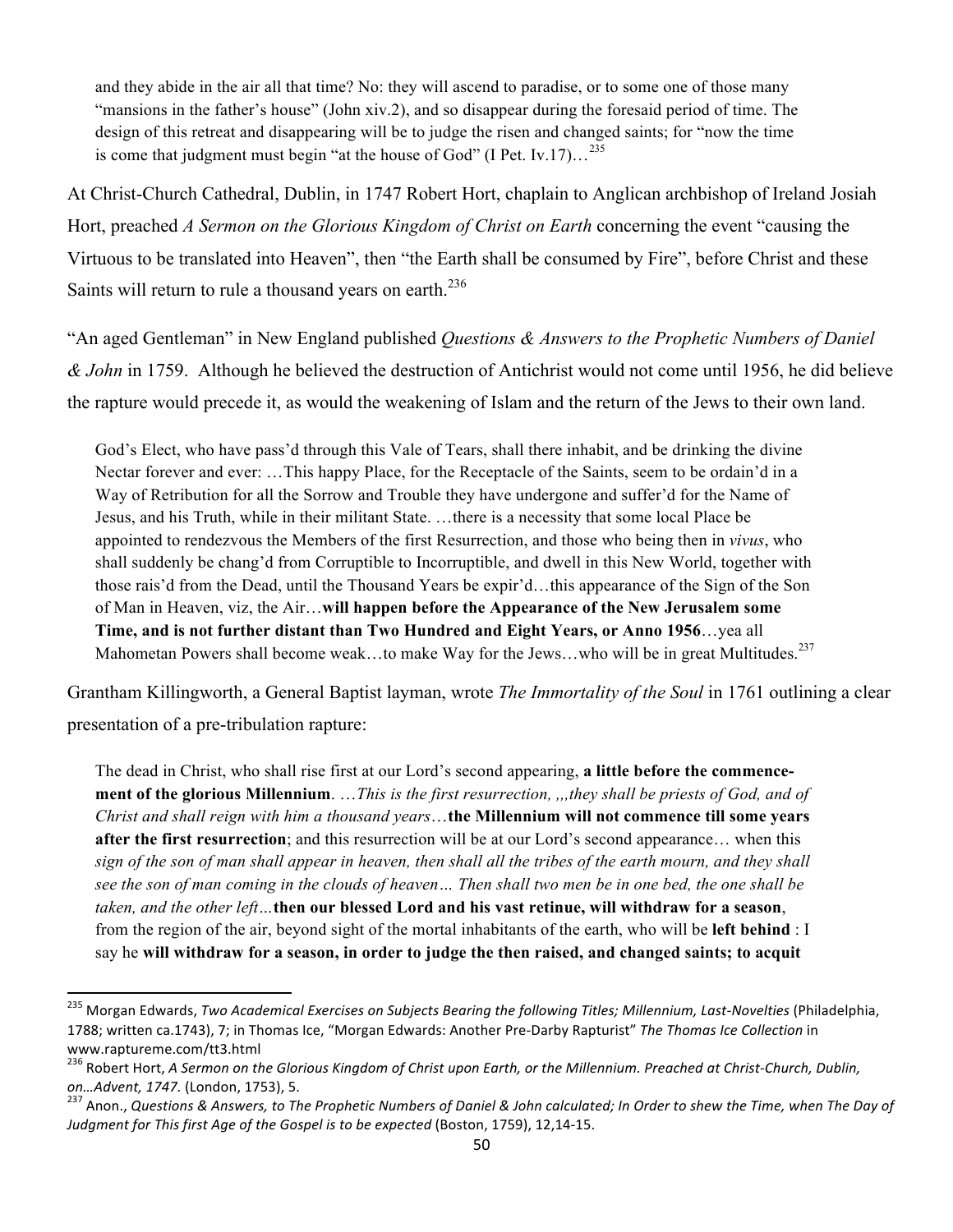> and they abide in the air all that time? No: they will ascend to paradise, or to some one of those many "mansions in the father's house" (John xiv.2), and so disappear during the foresaid period of time. The design of this retreat and disappearing will be to judge the risen and changed saints; for "now the time is come that judgment must begin "at the house of God" (I Pet. Iv.17)…[235]

At Christ-Church Cathedral, Dublin, in 1747 Robert Hort, chaplain to Anglican archbishop of Ireland Josiah Hort, preached *A Sermon on the Glorious Kingdom of Christ on Earth* concerning the event "causing the Virtuous to be translated into Heaven", then "the Earth shall be consumed by Fire", before Christ and these Saints will return to rule a thousand years on earth.[236]

"An aged Gentleman" in New England published *Questions & Answers to the Prophetic Numbers of Daniel & John* in 1759. Although he believed the destruction of Antichrist would not come until 1956, he did believe the rapture would precede it, as would the weakening of Islam and the return of the Jews to their own land.

> God's Elect, who have pass'd through this Vale of Tears, shall there inhabit, and be drinking the divine Nectar forever and ever: …This happy Place, for the Receptacle of the Saints, seem to be ordain'd in a Way of Retribution for all the Sorrow and Trouble they have undergone and suffer'd for the Name of Jesus, and his Truth, while in their militant State. …there is a necessity that some local Place be appointed to rendezvous the Members of the first Resurrection, and those who being then in *vivus*, who shall suddenly be chang'd from Corruptible to Incorruptible, and dwell in this New World, together with those rais'd from the Dead, until the Thousand Years be expir'd…this appearance of the Sign of the Son of Man in Heaven, viz, the Air…**will happen before the Appearance of the New Jerusalem some Time, and is not further distant than Two Hundred and Eight Years, or Anno 1956**…yea all Mahometan Powers shall become weak…to make Way for the Jews…who will be in great Multitudes.[237]

Grantham Killingworth, a General Baptist layman, wrote *The Immortality of the Soul* in 1761 outlining a clear presentation of a pre-tribulation rapture:

> The dead in Christ, who shall rise first at our Lord's second appearing, **a little before the commencement of the glorious Millennium**. …*This is the first resurrection, ,,,they shall be priests of God, and of Christ and shall reign with him a thousand years*…**the Millennium will not commence till some years after the first resurrection**; and this resurrection will be at our Lord's second appearance… when this *sign of the son of man shall appear in heaven, then shall all the tribes of the earth mourn, and they shall see the son of man coming in the clouds of heaven… Then shall two men be in one bed, the one shall be taken, and the other left…***then our blessed Lord and his vast retinue, will withdraw for a season**, from the region of the air, beyond sight of the mortal inhabitants of the earth, who will be **left behind** : I say he **will withdraw for a season, in order to judge the then raised, and changed saints; to acquit**

---

[235] Morgan Edwards, *Two Academical Exercises on Subjects Bearing the following Titles; Millennium, Last-Novelties* (Philadelphia, 1788; written ca.1743), 7; in Thomas Ice, "Morgan Edwards: Another Pre-Darby Rapturist" *The Thomas Ice Collection* in www.raptureme.com/tt3.html

[236] Robert Hort, *A Sermon on the Glorious Kingdom of Christ upon Earth, or the Millennium. Preached at Christ-Church, Dublin, on…Advent, 1747.* (London, 1753), 5.

[237] Anon., *Questions & Answers, to The Prophetic Numbers of Daniel & John calculated; In Order to shew the Time, when The Day of Judgment for This first Age of the Gospel is to be expected* (Boston, 1759), 12,14-15.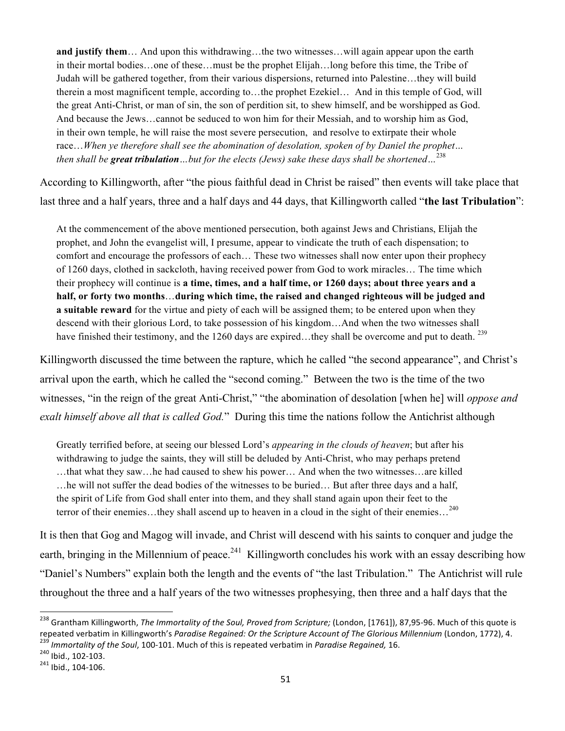> **and justify them**… And upon this withdrawing…the two witnesses…will again appear upon the earth in their mortal bodies…one of these…must be the prophet Elijah…long before this time, the Tribe of Judah will be gathered together, from their various dispersions, returned into Palestine…they will build therein a most magnificent temple, according to…the prophet Ezekiel… And in this temple of God, will the great Anti-Christ, or man of sin, the son of perdition sit, to shew himself, and be worshipped as God. And because the Jews…cannot be seduced to won him for their Messiah, and to worship him as God, in their own temple, he will raise the most severe persecution, and resolve to extirpate their whole race…*When ye therefore shall see the abomination of desolation, spoken of by Daniel the prophet… then shall be* ***great tribulation****…but for the elects (Jews) sake these days shall be shortened…*[238]

According to Killingworth, after "the pious faithful dead in Christ be raised" then events will take place that last three and a half years, three and a half days and 44 days, that Killingworth called "**the last Tribulation**":

> At the commencement of the above mentioned persecution, both against Jews and Christians, Elijah the prophet, and John the evangelist will, I presume, appear to vindicate the truth of each dispensation; to comfort and encourage the professors of each… These two witnesses shall now enter upon their prophecy of 1260 days, clothed in sackcloth, having received power from God to work miracles… The time which their prophecy will continue is **a time, times, and a half time, or 1260 days; about three years and a half, or forty two months**…**during which time, the raised and changed righteous will be judged and a suitable reward** for the virtue and piety of each will be assigned them; to be entered upon when they descend with their glorious Lord, to take possession of his kingdom…And when the two witnesses shall have finished their testimony, and the 1260 days are expired…they shall be overcome and put to death. [239]

Killingworth discussed the time between the rapture, which he called "the second appearance", and Christ's arrival upon the earth, which he called the "second coming." Between the two is the time of the two witnesses, "in the reign of the great Anti-Christ," "the abomination of desolation [when he] will *oppose and exalt himself above all that is called God.*" During this time the nations follow the Antichrist although

> Greatly terrified before, at seeing our blessed Lord's *appearing in the clouds of heaven*; but after his withdrawing to judge the saints, they will still be deluded by Anti-Christ, who may perhaps pretend …that what they saw…he had caused to shew his power… And when the two witnesses…are killed …he will not suffer the dead bodies of the witnesses to be buried… But after three days and a half, the spirit of Life from God shall enter into them, and they shall stand again upon their feet to the terror of their enemies…they shall ascend up to heaven in a cloud in the sight of their enemies…[240]

It is then that Gog and Magog will invade, and Christ will descend with his saints to conquer and judge the earth, bringing in the Millennium of peace.[241] Killingworth concludes his work with an essay describing how "Daniel's Numbers" explain both the length and the events of "the last Tribulation." The Antichrist will rule throughout the three and a half years of the two witnesses prophesying, then three and a half days that the

---

[238] Grantham Killingworth, *The Immortality of the Soul, Proved from Scripture;* (London, [1761]), 87,95-96. Much of this quote is repeated verbatim in Killingworth's *Paradise Regained: Or the Scripture Account of The Glorious Millennium* (London, 1772), 4.

[239] *Immortality of the Soul*, 100-101. Much of this is repeated verbatim in *Paradise Regained,* 16.

[240] Ibid., 102-103.

[241] Ibid., 104-106.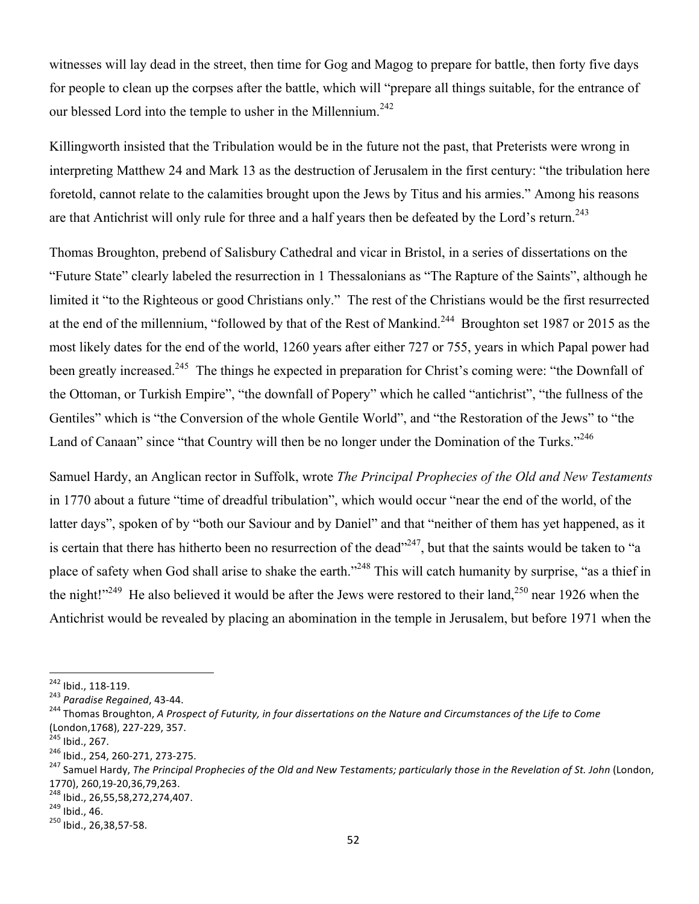witnesses will lay dead in the street, then time for Gog and Magog to prepare for battle, then forty five days for people to clean up the corpses after the battle, which will "prepare all things suitable, for the entrance of our blessed Lord into the temple to usher in the Millennium.[242]

Killingworth insisted that the Tribulation would be in the future not the past, that Preterists were wrong in interpreting Matthew 24 and Mark 13 as the destruction of Jerusalem in the first century: "the tribulation here foretold, cannot relate to the calamities brought upon the Jews by Titus and his armies." Among his reasons are that Antichrist will only rule for three and a half years then be defeated by the Lord's return.[243]

Thomas Broughton, prebend of Salisbury Cathedral and vicar in Bristol, in a series of dissertations on the "Future State" clearly labeled the resurrection in 1 Thessalonians as "The Rapture of the Saints", although he limited it "to the Righteous or good Christians only." The rest of the Christians would be the first resurrected at the end of the millennium, "followed by that of the Rest of Mankind.[244] Broughton set 1987 or 2015 as the most likely dates for the end of the world, 1260 years after either 727 or 755, years in which Papal power had been greatly increased.[245] The things he expected in preparation for Christ's coming were: "the Downfall of the Ottoman, or Turkish Empire", "the downfall of Popery" which he called "antichrist", "the fullness of the Gentiles" which is "the Conversion of the whole Gentile World", and "the Restoration of the Jews" to "the Land of Canaan" since "that Country will then be no longer under the Domination of the Turks."[246]

Samuel Hardy, an Anglican rector in Suffolk, wrote *The Principal Prophecies of the Old and New Testaments* in 1770 about a future "time of dreadful tribulation", which would occur "near the end of the world, of the latter days", spoken of by "both our Saviour and by Daniel" and that "neither of them has yet happened, as it is certain that there has hitherto been no resurrection of the dead"[247], but that the saints would be taken to "a place of safety when God shall arise to shake the earth."[248] This will catch humanity by surprise, "as a thief in the night!"[249] He also believed it would be after the Jews were restored to their land,[250] near 1926 when the Antichrist would be revealed by placing an abomination in the temple in Jerusalem, but before 1971 when the

---

[242] Ibid., 118-119.

[243] *Paradise Regained*, 43-44.

[244] Thomas Broughton, *A Prospect of Futurity, in four dissertations on the Nature and Circumstances of the Life to Come* (London,1768), 227-229, 357.

[245] Ibid., 267.

[246] Ibid., 254, 260-271, 273-275.

[247] Samuel Hardy, *The Principal Prophecies of the Old and New Testaments; particularly those in the Revelation of St. John* (London, 1770), 260,19-20,36,79,263.

[248] Ibid., 26,55,58,272,274,407.

[249] Ibid., 46.

[250] Ibid., 26,38,57-58.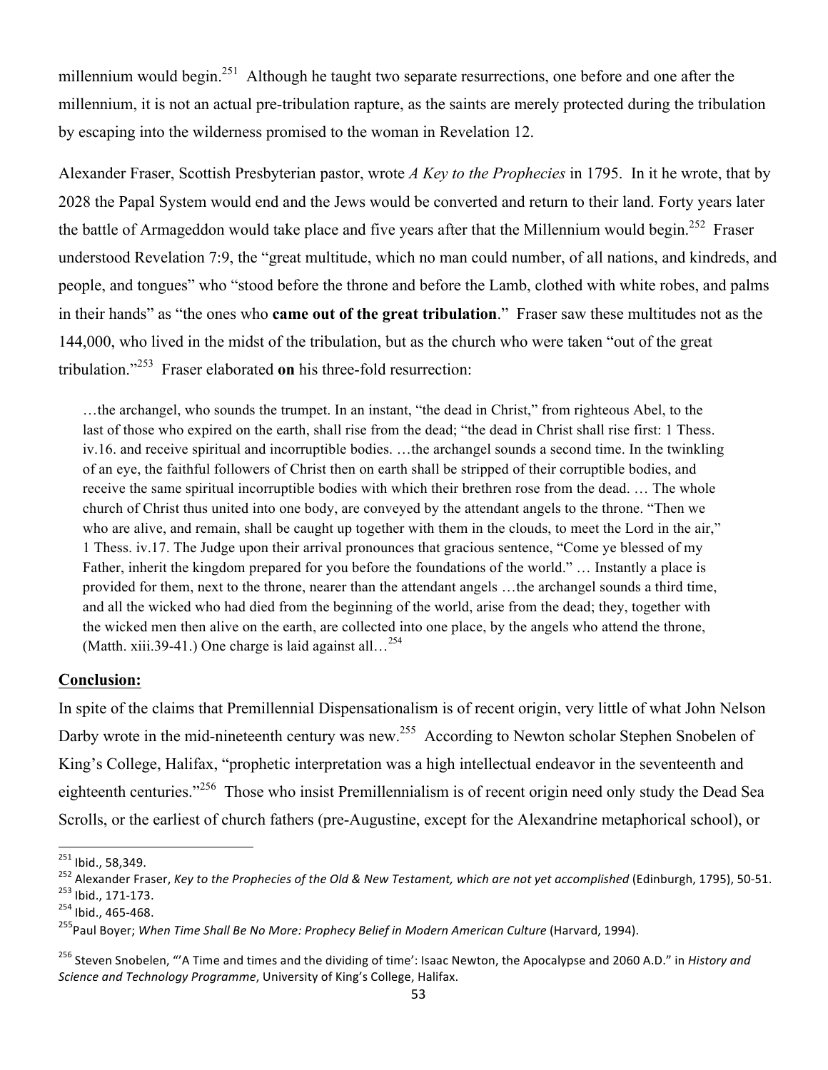millennium would begin.[251] Although he taught two separate resurrections, one before and one after the millennium, it is not an actual pre-tribulation rapture, as the saints are merely protected during the tribulation by escaping into the wilderness promised to the woman in Revelation 12.

Alexander Fraser, Scottish Presbyterian pastor, wrote *A Key to the Prophecies* in 1795. In it he wrote, that by 2028 the Papal System would end and the Jews would be converted and return to their land. Forty years later the battle of Armageddon would take place and five years after that the Millennium would begin.[252] Fraser understood Revelation 7:9, the "great multitude, which no man could number, of all nations, and kindreds, and people, and tongues" who "stood before the throne and before the Lamb, clothed with white robes, and palms in their hands" as "the ones who **came out of the great tribulation**." Fraser saw these multitudes not as the 144,000, who lived in the midst of the tribulation, but as the church who were taken "out of the great tribulation."[253] Fraser elaborated **on** his three-fold resurrection:

> …the archangel, who sounds the trumpet. In an instant, "the dead in Christ," from righteous Abel, to the last of those who expired on the earth, shall rise from the dead; "the dead in Christ shall rise first: 1 Thess. iv.16. and receive spiritual and incorruptible bodies. …the archangel sounds a second time. In the twinkling of an eye, the faithful followers of Christ then on earth shall be stripped of their corruptible bodies, and receive the same spiritual incorruptible bodies with which their brethren rose from the dead. … The whole church of Christ thus united into one body, are conveyed by the attendant angels to the throne. "Then we who are alive, and remain, shall be caught up together with them in the clouds, to meet the Lord in the air," 1 Thess. iv.17. The Judge upon their arrival pronounces that gracious sentence, "Come ye blessed of my Father, inherit the kingdom prepared for you before the foundations of the world." … Instantly a place is provided for them, next to the throne, nearer than the attendant angels …the archangel sounds a third time, and all the wicked who had died from the beginning of the world, arise from the dead; they, together with the wicked men then alive on the earth, are collected into one place, by the angels who attend the throne, (Matth. xiii.39-41.) One charge is laid against all…[254]

**Conclusion:**

In spite of the claims that Premillennial Dispensationalism is of recent origin, very little of what John Nelson Darby wrote in the mid-nineteenth century was new.[255] According to Newton scholar Stephen Snobelen of King's College, Halifax, "prophetic interpretation was a high intellectual endeavor in the seventeenth and eighteenth centuries."[256] Those who insist Premillennialism is of recent origin need only study the Dead Sea Scrolls, or the earliest of church fathers (pre-Augustine, except for the Alexandrine metaphorical school), or

---

[251] Ibid., 58,349.

[252] Alexander Fraser, *Key to the Prophecies of the Old & New Testament, which are not yet accomplished* (Edinburgh, 1795), 50-51.

[253] Ibid., 171-173.

[254] Ibid., 465-468.

[255] Paul Boyer; *When Time Shall Be No More: Prophecy Belief in Modern American Culture* (Harvard, 1994).

[256] Steven Snobelen, "'A Time and times and the dividing of time': Isaac Newton, the Apocalypse and 2060 A.D." in *History and Science and Technology Programme*, University of King's College, Halifax.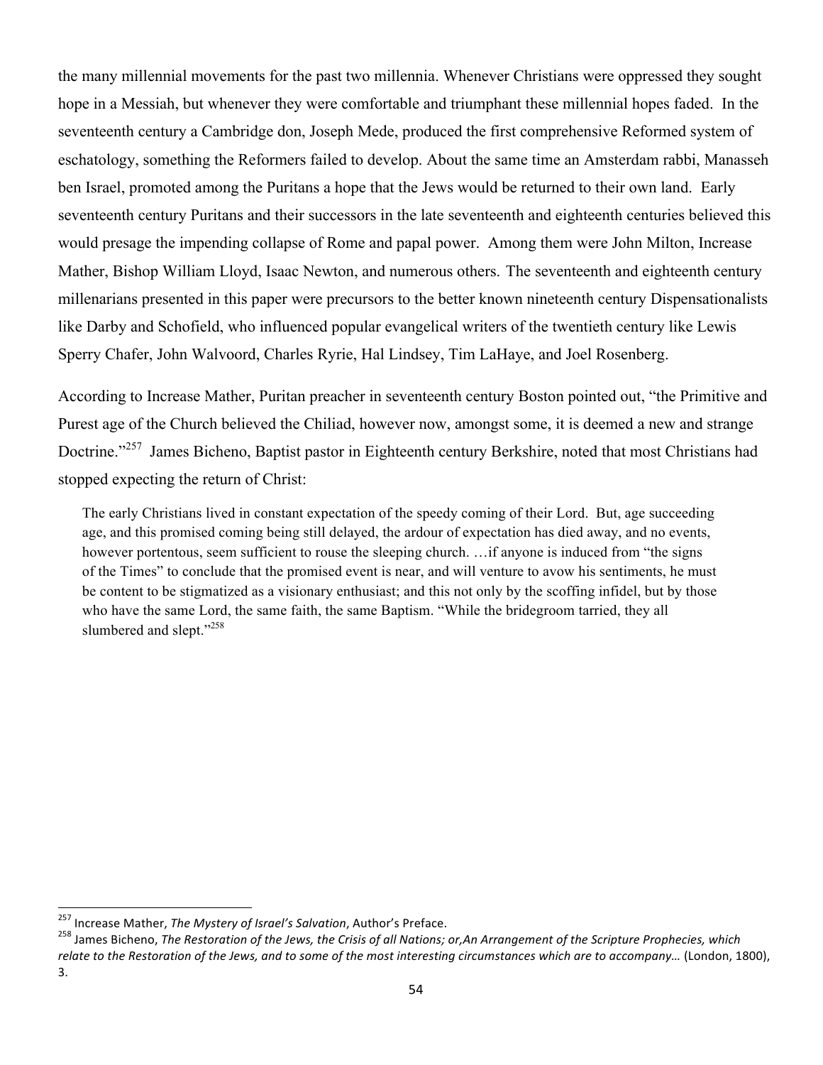the many millennial movements for the past two millennia. Whenever Christians were oppressed they sought hope in a Messiah, but whenever they were comfortable and triumphant these millennial hopes faded. In the seventeenth century a Cambridge don, Joseph Mede, produced the first comprehensive Reformed system of eschatology, something the Reformers failed to develop. About the same time an Amsterdam rabbi, Manasseh ben Israel, promoted among the Puritans a hope that the Jews would be returned to their own land. Early seventeenth century Puritans and their successors in the late seventeenth and eighteenth centuries believed this would presage the impending collapse of Rome and papal power. Among them were John Milton, Increase Mather, Bishop William Lloyd, Isaac Newton, and numerous others. The seventeenth and eighteenth century millenarians presented in this paper were precursors to the better known nineteenth century Dispensationalists like Darby and Schofield, who influenced popular evangelical writers of the twentieth century like Lewis Sperry Chafer, John Walvoord, Charles Ryrie, Hal Lindsey, Tim LaHaye, and Joel Rosenberg.

According to Increase Mather, Puritan preacher in seventeenth century Boston pointed out, "the Primitive and Purest age of the Church believed the Chiliad, however now, amongst some, it is deemed a new and strange Doctrine."[257] James Bicheno, Baptist pastor in Eighteenth century Berkshire, noted that most Christians had stopped expecting the return of Christ:

> The early Christians lived in constant expectation of the speedy coming of their Lord. But, age succeeding age, and this promised coming being still delayed, the ardour of expectation has died away, and no events, however portentous, seem sufficient to rouse the sleeping church. …if anyone is induced from "the signs of the Times" to conclude that the promised event is near, and will venture to avow his sentiments, he must be content to be stigmatized as a visionary enthusiast; and this not only by the scoffing infidel, but by those who have the same Lord, the same faith, the same Baptism. "While the bridegroom tarried, they all slumbered and slept."[258]

---

[257] Increase Mather, *The Mystery of Israel's Salvation*, Author's Preface.

[258] James Bicheno, *The Restoration of the Jews, the Crisis of all Nations; or,An Arrangement of the Scripture Prophecies, which relate to the Restoration of the Jews, and to some of the most interesting circumstances which are to accompany…* (London, 1800), 3.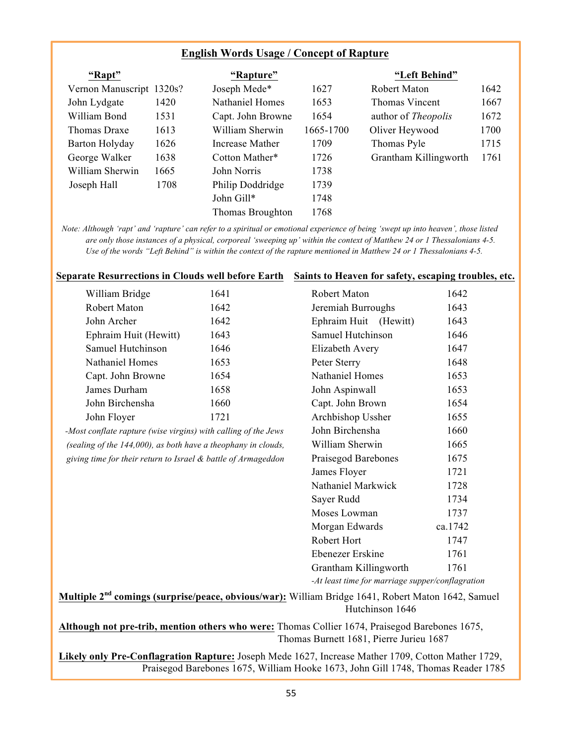## English Words Usage / Concept of Rapture

| "Rapt" | | "Rapture" | | "Left Behind" | |
|---|---|---|---|---|---|
| Vernon Manuscript | 1320s? | Joseph Mede* | 1627 | Robert Maton | 1642 |
| John Lydgate | 1420 | Nathaniel Homes | 1653 | Thomas Vincent | 1667 |
| William Bond | 1531 | Capt. John Browne | 1654 | author of *Theopolis* | 1672 |
| Thomas Draxe | 1613 | William Sherwin | 1665-1700 | Oliver Heywood | 1700 |
| Barton Holyday | 1626 | Increase Mather | 1709 | Thomas Pyle | 1715 |
| George Walker | 1638 | Cotton Mather* | 1726 | Grantham Killingworth | 1761 |
| William Sherwin | 1665 | John Norris | 1738 | | |
| Joseph Hall | 1708 | Philip Doddridge | 1739 | | |
| | | John Gill* | 1748 | | |
| | | Thomas Broughton | 1768 | | |

*Note: Although 'rapt' and 'rapture' can refer to a spiritual or emotional experience of being 'swept up into heaven', those listed are only those instances of a physical, corporeal 'sweeping up' within the context of Matthew 24 or 1 Thessalonians 4-5. Use of the words "Left Behind" is within the context of the rapture mentioned in Matthew 24 or 1 Thessalonians 4-5.*

**Separate Resurrections in Clouds well before Earth**

| | |
|---|---|
| William Bridge | 1641 |
| Robert Maton | 1642 |
| John Archer | 1642 |
| Ephraim Huit (Hewitt) | 1643 |
| Samuel Hutchinson | 1646 |
| Nathaniel Homes | 1653 |
| Capt. John Browne | 1654 |
| James Durham | 1658 |
| John Birchensha | 1660 |
| John Floyer | 1721 |

*-Most conflate rapture (wise virgins) with calling of the Jews (sealing of the 144,000), as both have a theophany in clouds, giving time for their return to Israel & battle of Armageddon*

**Saints to Heaven for safety, escaping troubles, etc.**

| | |
|---|---|
| Robert Maton | 1642 |
| Jeremiah Burroughs | 1643 |
| Ephraim Huit (Hewitt) | 1643 |
| Samuel Hutchinson | 1646 |
| Elizabeth Avery | 1647 |
| Peter Sterry | 1648 |
| Nathaniel Homes | 1653 |
| John Aspinwall | 1653 |
| Capt. John Brown | 1654 |
| Archbishop Ussher | 1655 |
| John Birchensha | 1660 |
| William Sherwin | 1665 |
| Praisegod Barebones | 1675 |
| James Floyer | 1721 |
| Nathaniel Markwick | 1728 |
| Sayer Rudd | 1734 |
| Moses Lowman | 1737 |
| Morgan Edwards | ca.1742 |
| Robert Hort | 1747 |
| Ebenezer Erskine | 1761 |
| Grantham Killingworth | 1761 |

*-At least time for marriage supper/conflagration*

**Multiple 2nd comings (surprise/peace, obvious/war):** William Bridge 1641, Robert Maton 1642, Samuel Hutchinson 1646

**Although not pre-trib, mention others who were:** Thomas Collier 1674, Praisegod Barebones 1675, Thomas Burnett 1681, Pierre Jurieu 1687

**Likely only Pre-Conflagration Rapture:** Joseph Mede 1627, Increase Mather 1709, Cotton Mather 1729, Praisegod Barebones 1675, William Hooke 1673, John Gill 1748, Thomas Reader 1785